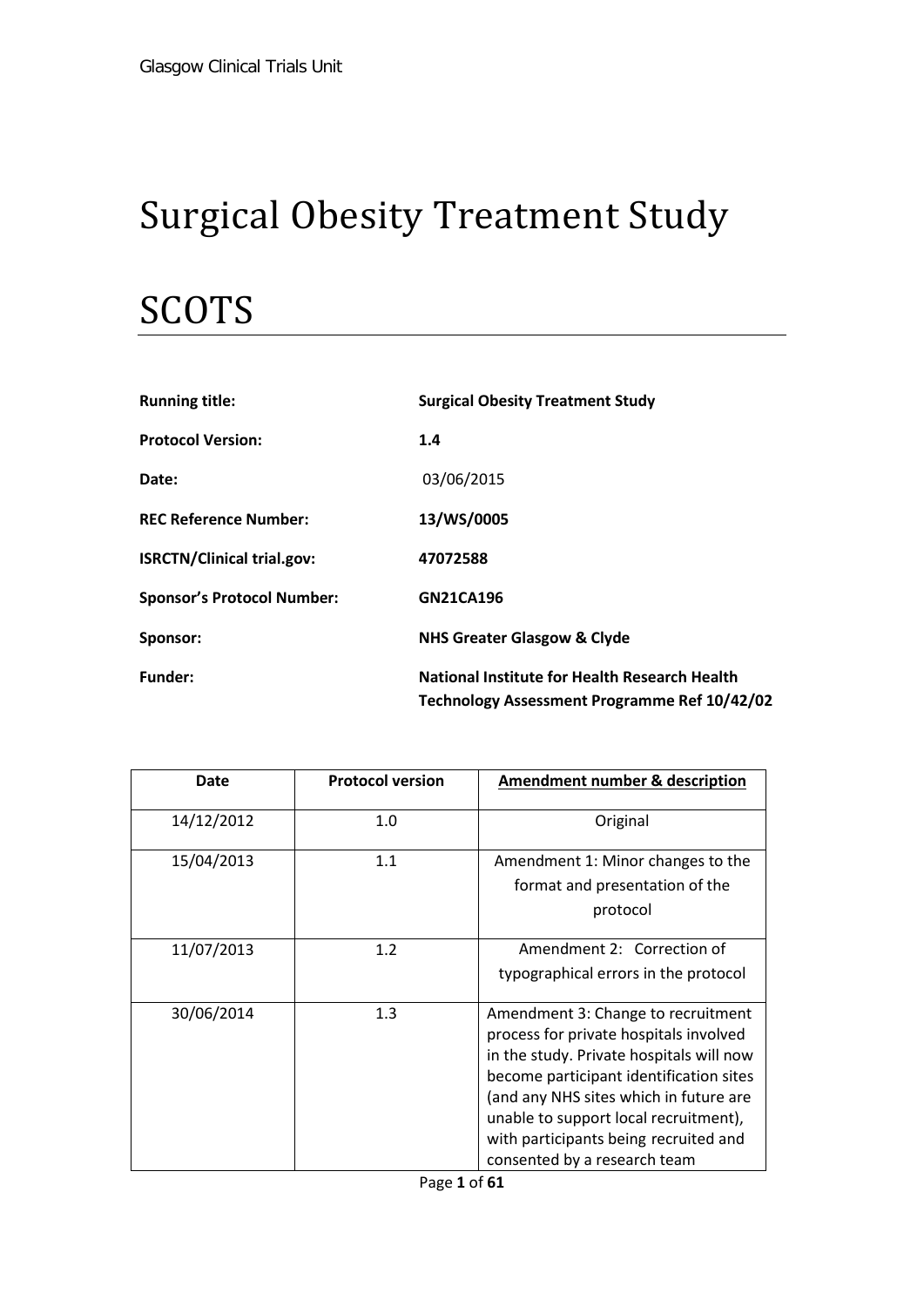# Surgical Obesity Treatment Study

# SCOTS

| | |
|---|---|
| **Running title:** | **Surgical Obesity Treatment Study** |
| **Protocol Version:** | **1.4** |
| **Date:** | 03/06/2015 |
| **REC Reference Number:** | **13/WS/0005** |
| **ISRCTN/Clinical trial.gov:** | **47072588** |
| **Sponsor's Protocol Number:** | **GN21CA196** |
| **Sponsor:** | **NHS Greater Glasgow & Clyde** |
| **Funder:** | **National Institute for Health Research Health Technology Assessment Programme Ref 10/42/02** |

| Date | Protocol version | Amendment number & description |
|---|---|---|
| 14/12/2012 | 1.0 | Original |
| 15/04/2013 | 1.1 | Amendment 1: Minor changes to the format and presentation of the protocol |
| 11/07/2013 | 1.2 | Amendment 2: Correction of typographical errors in the protocol |
| 30/06/2014 | 1.3 | Amendment 3: Change to recruitment process for private hospitals involved in the study. Private hospitals will now become participant identification sites (and any NHS sites which in future are unable to support local recruitment), with participants being recruited and consented by a research team |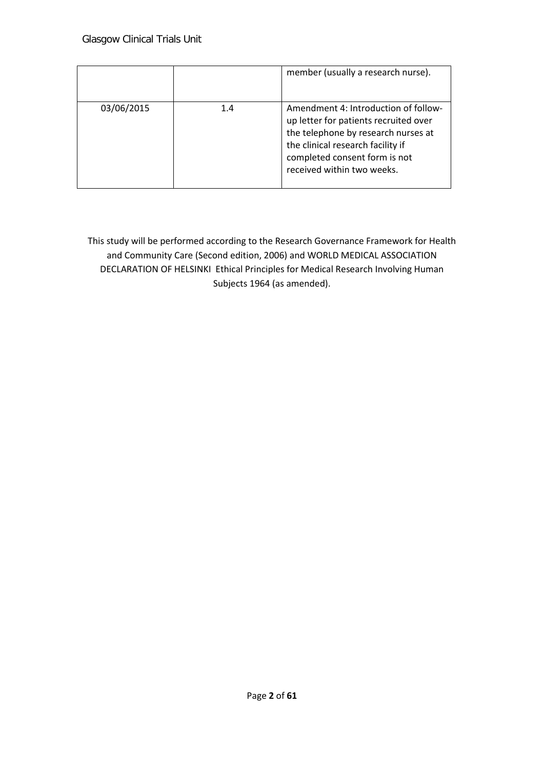| | | |
|---|---|---|
| | | member (usually a research nurse). |
| 03/06/2015 | 1.4 | Amendment 4: Introduction of follow-up letter for patients recruited over the telephone by research nurses at the clinical research facility if completed consent form is not received within two weeks. |

This study will be performed according to the Research Governance Framework for Health and Community Care (Second edition, 2006) and WORLD MEDICAL ASSOCIATION DECLARATION OF HELSINKI Ethical Principles for Medical Research Involving Human Subjects 1964 (as amended).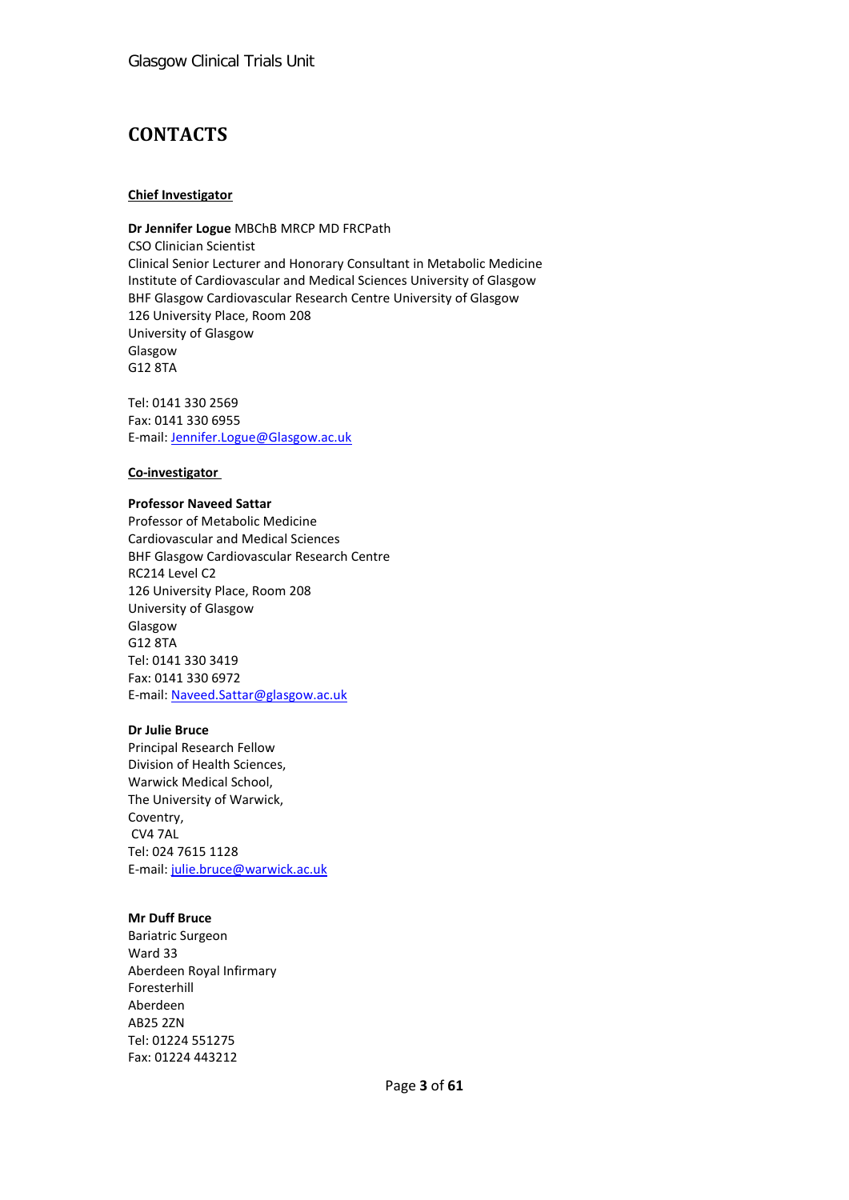# CONTACTS

**Chief Investigator**

**Dr Jennifer Logue** MBChB MRCP MD FRCPath
CSO Clinician Scientist
Clinical Senior Lecturer and Honorary Consultant in Metabolic Medicine
Institute of Cardiovascular and Medical Sciences University of Glasgow
BHF Glasgow Cardiovascular Research Centre University of Glasgow
126 University Place, Room 208
University of Glasgow
Glasgow
G12 8TA

Tel: 0141 330 2569
Fax: 0141 330 6955
E-mail: Jennifer.Logue@Glasgow.ac.uk

**Co-investigator**

**Professor Naveed Sattar**
Professor of Metabolic Medicine
Cardiovascular and Medical Sciences
BHF Glasgow Cardiovascular Research Centre
RC214 Level C2
126 University Place, Room 208
University of Glasgow
Glasgow
G12 8TA
Tel: 0141 330 3419
Fax: 0141 330 6972
E-mail: Naveed.Sattar@glasgow.ac.uk

**Dr Julie Bruce**
Principal Research Fellow
Division of Health Sciences,
Warwick Medical School,
The University of Warwick,
Coventry,
CV4 7AL
Tel: 024 7615 1128
E-mail: julie.bruce@warwick.ac.uk

**Mr Duff Bruce**
Bariatric Surgeon
Ward 33
Aberdeen Royal Infirmary
Foresterhill
Aberdeen
AB25 2ZN
Tel: 01224 551275
Fax: 01224 443212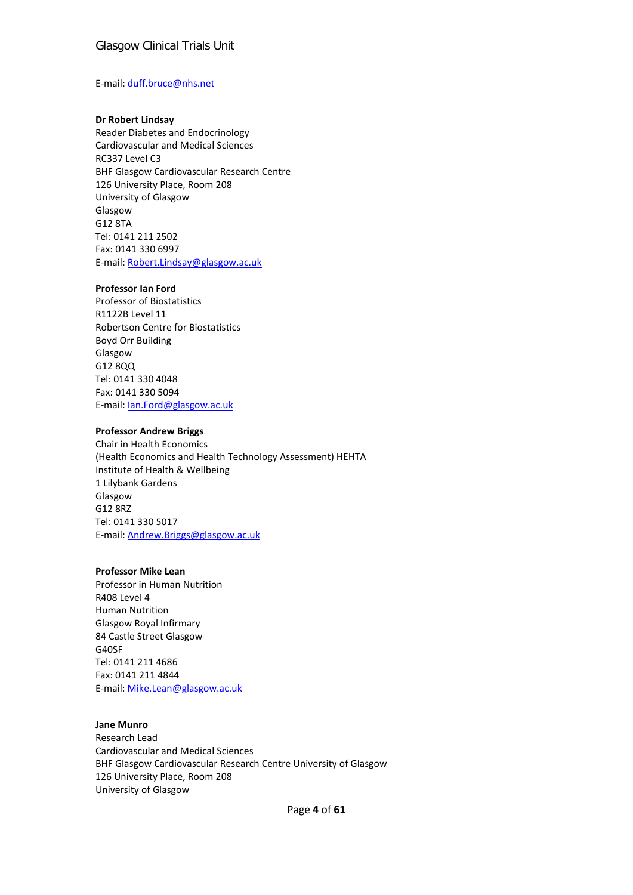E-mail: duff.bruce@nhs.net

**Dr Robert Lindsay**
Reader Diabetes and Endocrinology
Cardiovascular and Medical Sciences
RC337 Level C3
BHF Glasgow Cardiovascular Research Centre
126 University Place, Room 208
University of Glasgow
Glasgow
G12 8TA
Tel: 0141 211 2502
Fax: 0141 330 6997
E-mail: Robert.Lindsay@glasgow.ac.uk

**Professor Ian Ford**
Professor of Biostatistics
R1122B Level 11
Robertson Centre for Biostatistics
Boyd Orr Building
Glasgow
G12 8QQ
Tel: 0141 330 4048
Fax: 0141 330 5094
E-mail: Ian.Ford@glasgow.ac.uk

**Professor Andrew Briggs**
Chair in Health Economics
(Health Economics and Health Technology Assessment) HEHTA
Institute of Health & Wellbeing
1 Lilybank Gardens
Glasgow
G12 8RZ
Tel: 0141 330 5017
E-mail: Andrew.Briggs@glasgow.ac.uk

**Professor Mike Lean**
Professor in Human Nutrition
R408 Level 4
Human Nutrition
Glasgow Royal Infirmary
84 Castle Street Glasgow
G40SF
Tel: 0141 211 4686
Fax: 0141 211 4844
E-mail: Mike.Lean@glasgow.ac.uk

**Jane Munro**
Research Lead
Cardiovascular and Medical Sciences
BHF Glasgow Cardiovascular Research Centre University of Glasgow
126 University Place, Room 208
University of Glasgow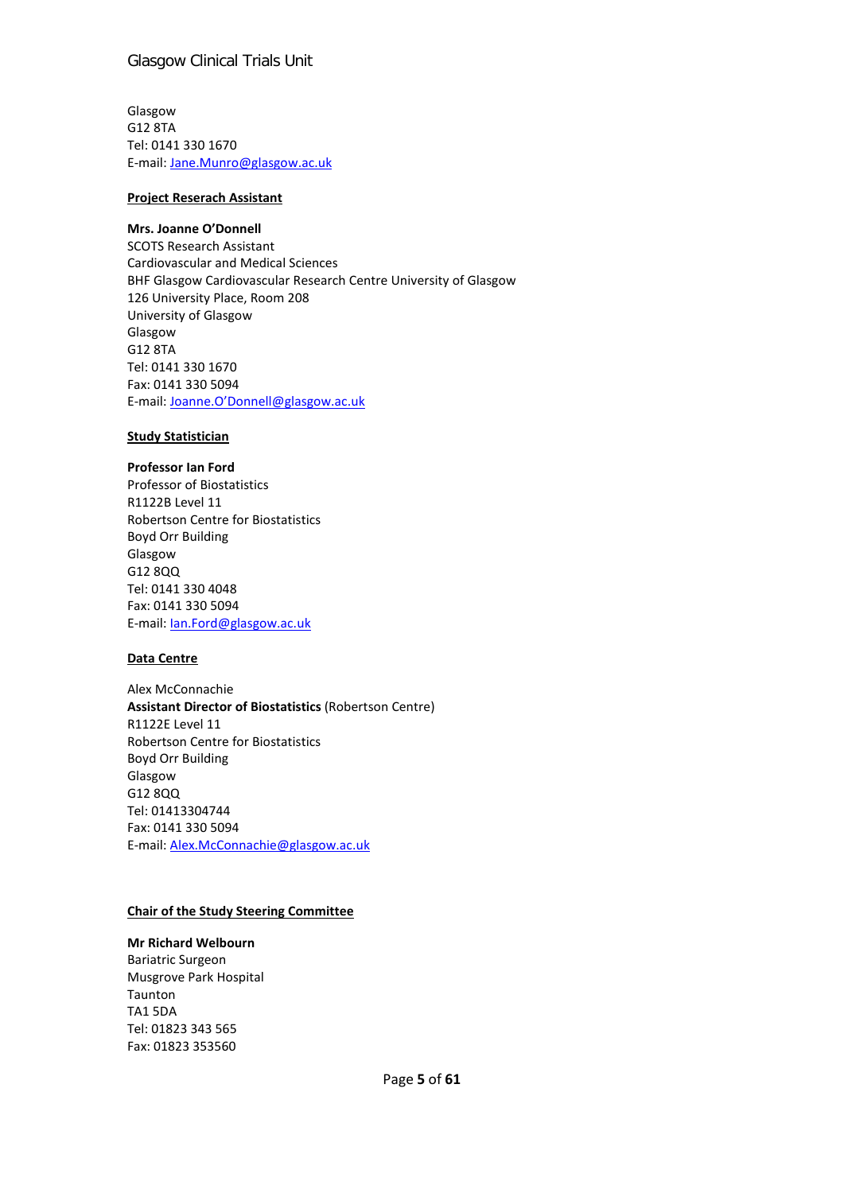Glasgow
G12 8TA
Tel: 0141 330 1670
E-mail: Jane.Munro@glasgow.ac.uk

**Project Reserach Assistant**

**Mrs. Joanne O'Donnell**
SCOTS Research Assistant
Cardiovascular and Medical Sciences
BHF Glasgow Cardiovascular Research Centre University of Glasgow
126 University Place, Room 208
University of Glasgow
Glasgow
G12 8TA
Tel: 0141 330 1670
Fax: 0141 330 5094
E-mail: Joanne.O'Donnell@glasgow.ac.uk

**Study Statistician**

**Professor Ian Ford**
Professor of Biostatistics
R1122B Level 11
Robertson Centre for Biostatistics
Boyd Orr Building
Glasgow
G12 8QQ
Tel: 0141 330 4048
Fax: 0141 330 5094
E-mail: Ian.Ford@glasgow.ac.uk

**Data Centre**

Alex McConnachie
**Assistant Director of Biostatistics** (Robertson Centre)
R1122E Level 11
Robertson Centre for Biostatistics
Boyd Orr Building
Glasgow
G12 8QQ
Tel: 01413304744
Fax: 0141 330 5094
E-mail: Alex.McConnachie@glasgow.ac.uk

**Chair of the Study Steering Committee**

**Mr Richard Welbourn**
Bariatric Surgeon
Musgrove Park Hospital
Taunton
TA1 5DA
Tel: 01823 343 565
Fax: 01823 353560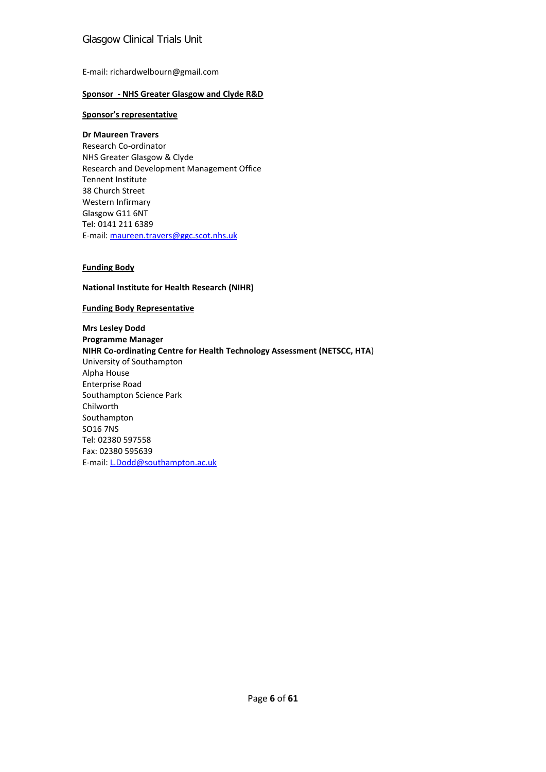E-mail: richardwelbourn@gmail.com

**Sponsor - NHS Greater Glasgow and Clyde R&D**

**Sponsor's representative**

**Dr Maureen Travers**
Research Co-ordinator
NHS Greater Glasgow & Clyde
Research and Development Management Office
Tennent Institute
38 Church Street
Western Infirmary
Glasgow G11 6NT
Tel: 0141 211 6389
E-mail: maureen.travers@ggc.scot.nhs.uk

**Funding Body**

**National Institute for Health Research (NIHR)**

**Funding Body Representative**

**Mrs Lesley Dodd**
**Programme Manager**
**NIHR Co-ordinating Centre for Health Technology Assessment (NETSCC, HTA)**
University of Southampton
Alpha House
Enterprise Road
Southampton Science Park
Chilworth
Southampton
SO16 7NS
Tel: 02380 597558
Fax: 02380 595639
E-mail: L.Dodd@southampton.ac.uk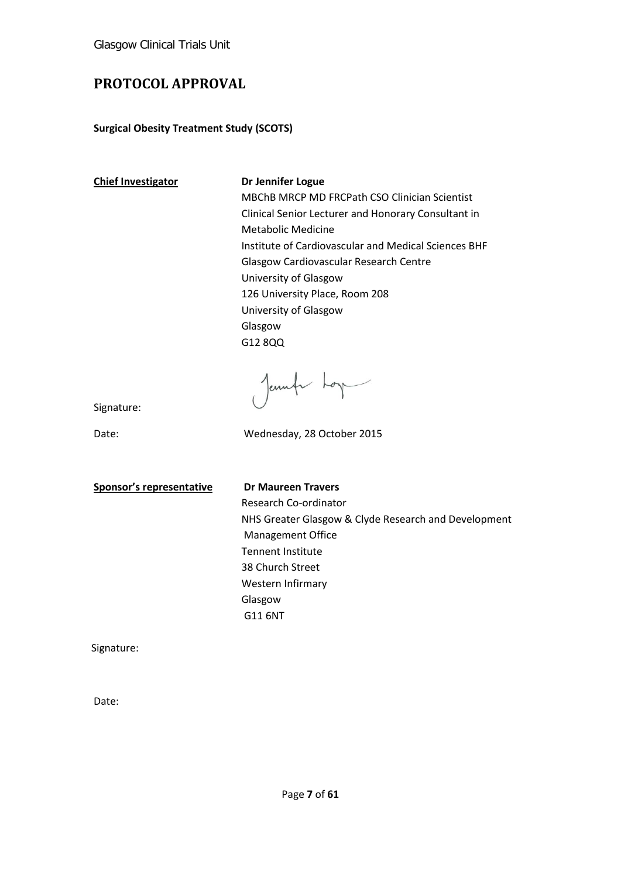## PROTOCOL APPROVAL

**Surgical Obesity Treatment Study (SCOTS)**

**Chief Investigator** **Dr Jennifer Logue**
MBChB MRCP MD FRCPath CSO Clinician Scientist
Clinical Senior Lecturer and Honorary Consultant in Metabolic Medicine
Institute of Cardiovascular and Medical Sciences BHF
Glasgow Cardiovascular Research Centre
University of Glasgow
126 University Place, Room 208
University of Glasgow
Glasgow
G12 8QQ

Signature:

Date: Wednesday, 28 October 2015

**Sponsor's representative** **Dr Maureen Travers**
Research Co-ordinator
NHS Greater Glasgow & Clyde Research and Development Management Office
Tennent Institute
38 Church Street
Western Infirmary
Glasgow
G11 6NT

Signature:

Date: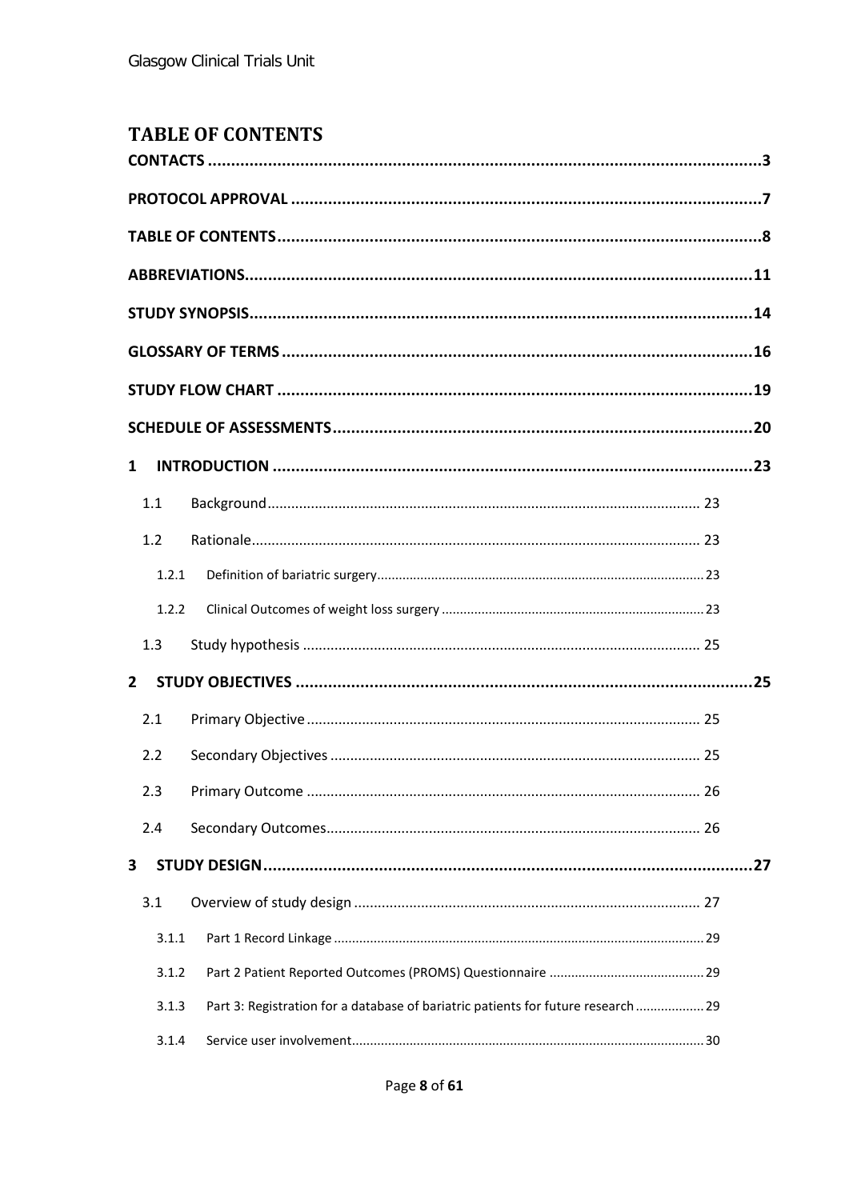# TABLE OF CONTENTS

**CONTACTS** ........................................................................................................................ **3**

**PROTOCOL APPROVAL** ...................................................................................................... **7**

**TABLE OF CONTENTS** ......................................................................................................... **8**

**ABBREVIATIONS** ............................................................................................................... **11**

**STUDY SYNOPSIS** .............................................................................................................. **14**

**GLOSSARY OF TERMS** ....................................................................................................... **16**

**STUDY FLOW CHART** ......................................................................................................... **19**

**SCHEDULE OF ASSESSMENTS** ........................................................................................... **20**

**1 INTRODUCTION** ............................................................................................................. **23**

1.1 Background .................................................................................................................. 23

1.2 Rationale ...................................................................................................................... 23

1.2.1 Definition of bariatric surgery ................................................................................... 23

1.2.2 Clinical Outcomes of weight loss surgery .................................................................. 23

1.3 Study hypothesis .......................................................................................................... 25

**2 STUDY OBJECTIVES** ........................................................................................................ **25**

2.1 Primary Objective ......................................................................................................... 25

2.2 Secondary Objectives ................................................................................................... 25

2.3 Primary Outcome ......................................................................................................... 26

2.4 Secondary Outcomes .................................................................................................... 26

**3 STUDY DESIGN** ............................................................................................................... **27**

3.1 Overview of study design ............................................................................................. 27

3.1.1 Part 1 Record Linkage ............................................................................................... 29

3.1.2 Part 2 Patient Reported Outcomes (PROMS) Questionnaire .......................................... 29

3.1.3 Part 3: Registration for a database of bariatric patients for future research ................... 29

3.1.4 Service user involvement ........................................................................................... 30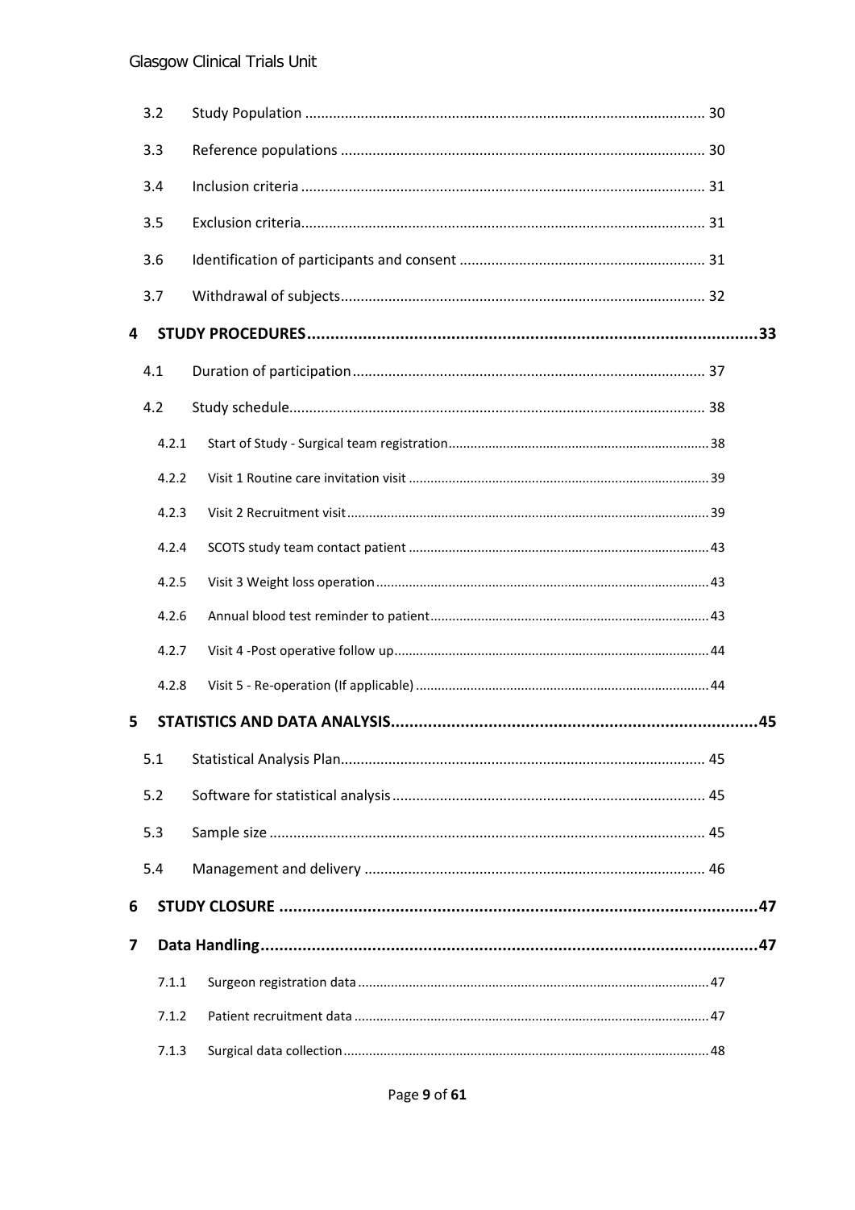3.2 Study Population ........................................................................................................ 30

3.3 Reference populations ................................................................................................ 30

3.4 Inclusion criteria .......................................................................................................... 31

3.5 Exclusion criteria.......................................................................................................... 31

3.6 Identification of participants and consent ................................................................... 31

3.7 Withdrawal of subjects................................................................................................. 32

**4 STUDY PROCEDURES.....................................................................................................33**

4.1 Duration of participation .............................................................................................. 37

4.2 Study schedule.............................................................................................................. 38

4.2.1 Start of Study - Surgical team registration ......................................................................... 38

4.2.2 Visit 1 Routine care invitation visit ..................................................................................... 39

4.2.3 Visit 2 Recruitment visit ...................................................................................................... 39

4.2.4 SCOTS study team contact patient ..................................................................................... 43

4.2.5 Visit 3 Weight loss operation .............................................................................................. 43

4.2.6 Annual blood test reminder to patient ............................................................................... 43

4.2.7 Visit 4 -Post operative follow up ......................................................................................... 44

4.2.8 Visit 5 - Re-operation (If applicable) ................................................................................... 44

**5 STATISTICS AND DATA ANALYSIS...................................................................................45**

5.1 Statistical Analysis Plan................................................................................................. 45

5.2 Software for statistical analysis .................................................................................... 45

5.3 Sample size ................................................................................................................... 45

5.4 Management and delivery ........................................................................................... 46

**6 STUDY CLOSURE ...........................................................................................................47**

**7 Data Handling................................................................................................................47**

7.1.1 Surgeon registration data .................................................................................................... 47

7.1.2 Patient recruitment data ..................................................................................................... 47

7.1.3 Surgical data collection ........................................................................................................ 48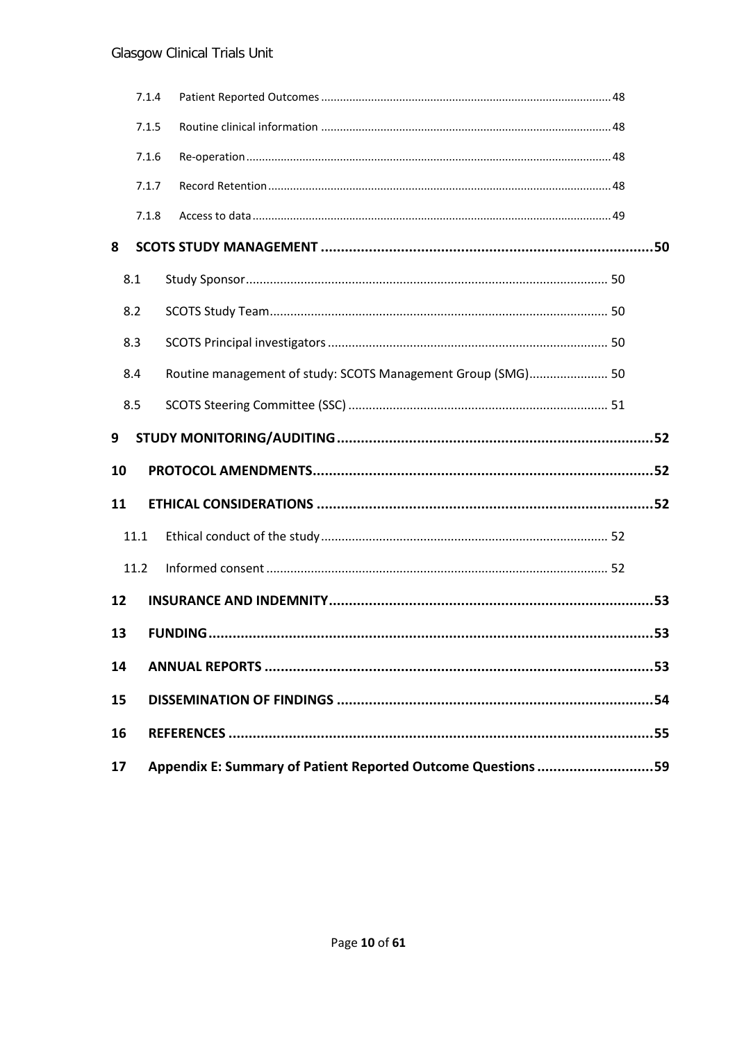7.1.4 Patient Reported Outcomes ........ 48

7.1.5 Routine clinical information ........ 48

7.1.6 Re-operation ........ 48

7.1.7 Record Retention ........ 48

7.1.8 Access to data ........ 49

**8 SCOTS STUDY MANAGEMENT ........ 50**

8.1 Study Sponsor ........ 50

8.2 SCOTS Study Team ........ 50

8.3 SCOTS Principal investigators ........ 50

8.4 Routine management of study: SCOTS Management Group (SMG) ........ 50

8.5 SCOTS Steering Committee (SSC) ........ 51

**9 STUDY MONITORING/AUDITING ........ 52**

**10 PROTOCOL AMENDMENTS ........ 52**

**11 ETHICAL CONSIDERATIONS ........ 52**

11.1 Ethical conduct of the study ........ 52

11.2 Informed consent ........ 52

**12 INSURANCE AND INDEMNITY ........ 53**

**13 FUNDING ........ 53**

**14 ANNUAL REPORTS ........ 53**

**15 DISSEMINATION OF FINDINGS ........ 54**

**16 REFERENCES ........ 55**

**17 Appendix E: Summary of Patient Reported Outcome Questions ........ 59**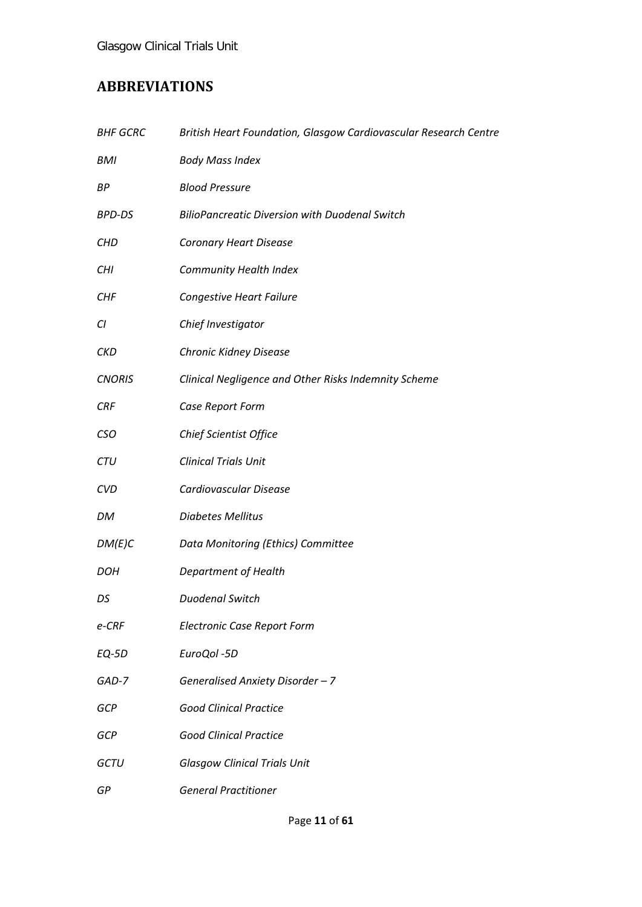## ABBREVIATIONS

| | |
|---|---|
| *BHF GCRC* | *British Heart Foundation, Glasgow Cardiovascular Research Centre* |
| *BMI* | *Body Mass Index* |
| *BP* | *Blood Pressure* |
| *BPD-DS* | *BilioPancreatic Diversion with Duodenal Switch* |
| *CHD* | *Coronary Heart Disease* |
| *CHI* | *Community Health Index* |
| *CHF* | *Congestive Heart Failure* |
| *CI* | *Chief Investigator* |
| *CKD* | *Chronic Kidney Disease* |
| *CNORIS* | *Clinical Negligence and Other Risks Indemnity Scheme* |
| *CRF* | *Case Report Form* |
| *CSO* | *Chief Scientist Office* |
| *CTU* | *Clinical Trials Unit* |
| *CVD* | *Cardiovascular Disease* |
| *DM* | *Diabetes Mellitus* |
| *DM(E)C* | *Data Monitoring (Ethics) Committee* |
| *DOH* | *Department of Health* |
| *DS* | *Duodenal Switch* |
| *e-CRF* | *Electronic Case Report Form* |
| *EQ-5D* | *EuroQol -5D* |
| *GAD-7* | *Generalised Anxiety Disorder – 7* |
| *GCP* | *Good Clinical Practice* |
| *GCP* | *Good Clinical Practice* |
| *GCTU* | *Glasgow Clinical Trials Unit* |
| *GP* | *General Practitioner* |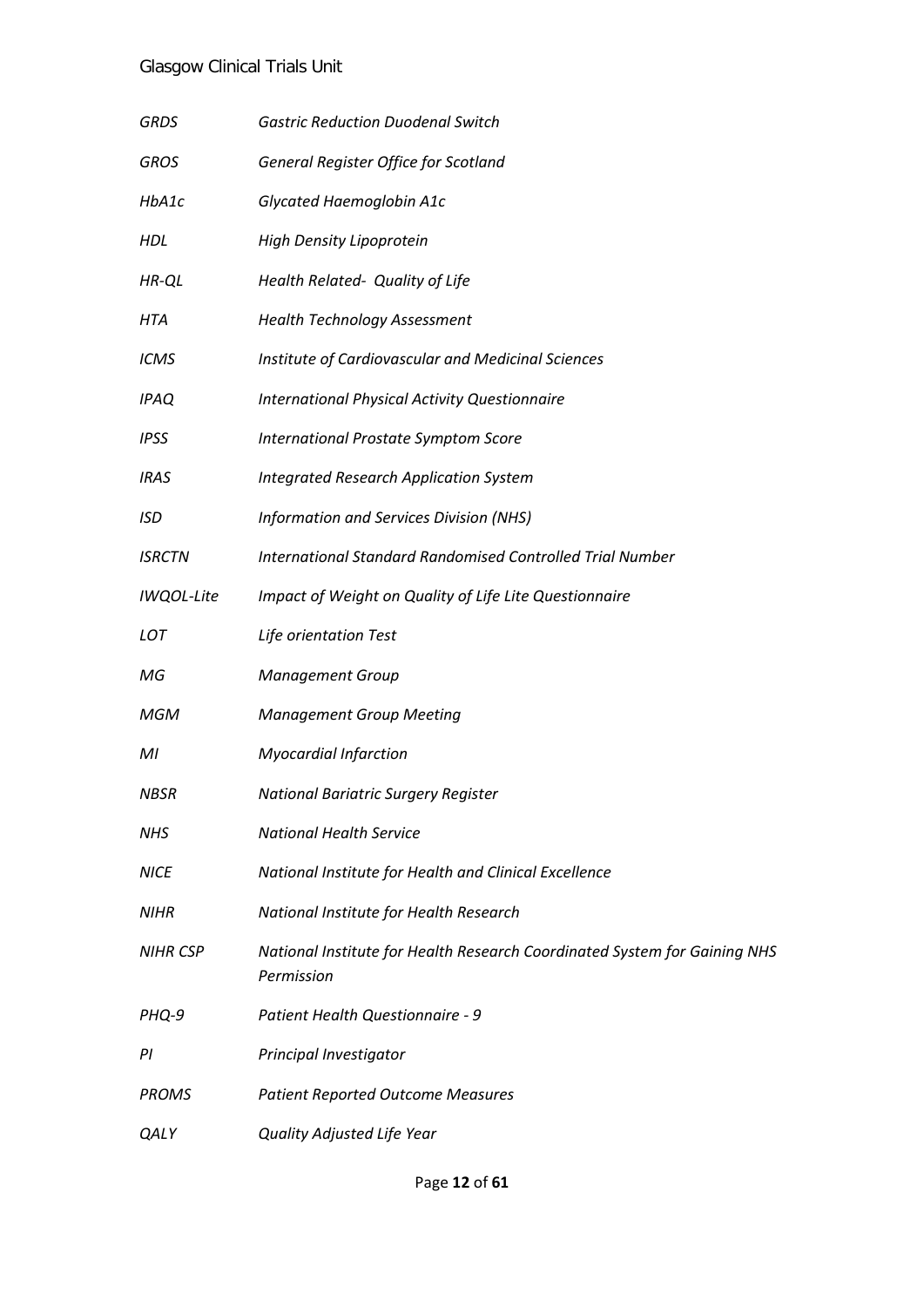| | |
|---|---|
| *GRDS* | *Gastric Reduction Duodenal Switch* |
| *GROS* | *General Register Office for Scotland* |
| *HbA1c* | *Glycated Haemoglobin A1c* |
| *HDL* | *High Density Lipoprotein* |
| *HR-QL* | *Health Related- Quality of Life* |
| *HTA* | *Health Technology Assessment* |
| *ICMS* | *Institute of Cardiovascular and Medicinal Sciences* |
| *IPAQ* | *International Physical Activity Questionnaire* |
| *IPSS* | *International Prostate Symptom Score* |
| *IRAS* | *Integrated Research Application System* |
| *ISD* | *Information and Services Division (NHS)* |
| *ISRCTN* | *International Standard Randomised Controlled Trial Number* |
| *IWQOL-Lite* | *Impact of Weight on Quality of Life Lite Questionnaire* |
| *LOT* | *Life orientation Test* |
| *MG* | *Management Group* |
| *MGM* | *Management Group Meeting* |
| *MI* | *Myocardial Infarction* |
| *NBSR* | *National Bariatric Surgery Register* |
| *NHS* | *National Health Service* |
| *NICE* | *National Institute for Health and Clinical Excellence* |
| *NIHR* | *National Institute for Health Research* |
| *NIHR CSP* | *National Institute for Health Research Coordinated System for Gaining NHS Permission* |
| *PHQ-9* | *Patient Health Questionnaire - 9* |
| *PI* | *Principal Investigator* |
| *PROMS* | *Patient Reported Outcome Measures* |
| *QALY* | *Quality Adjusted Life Year* |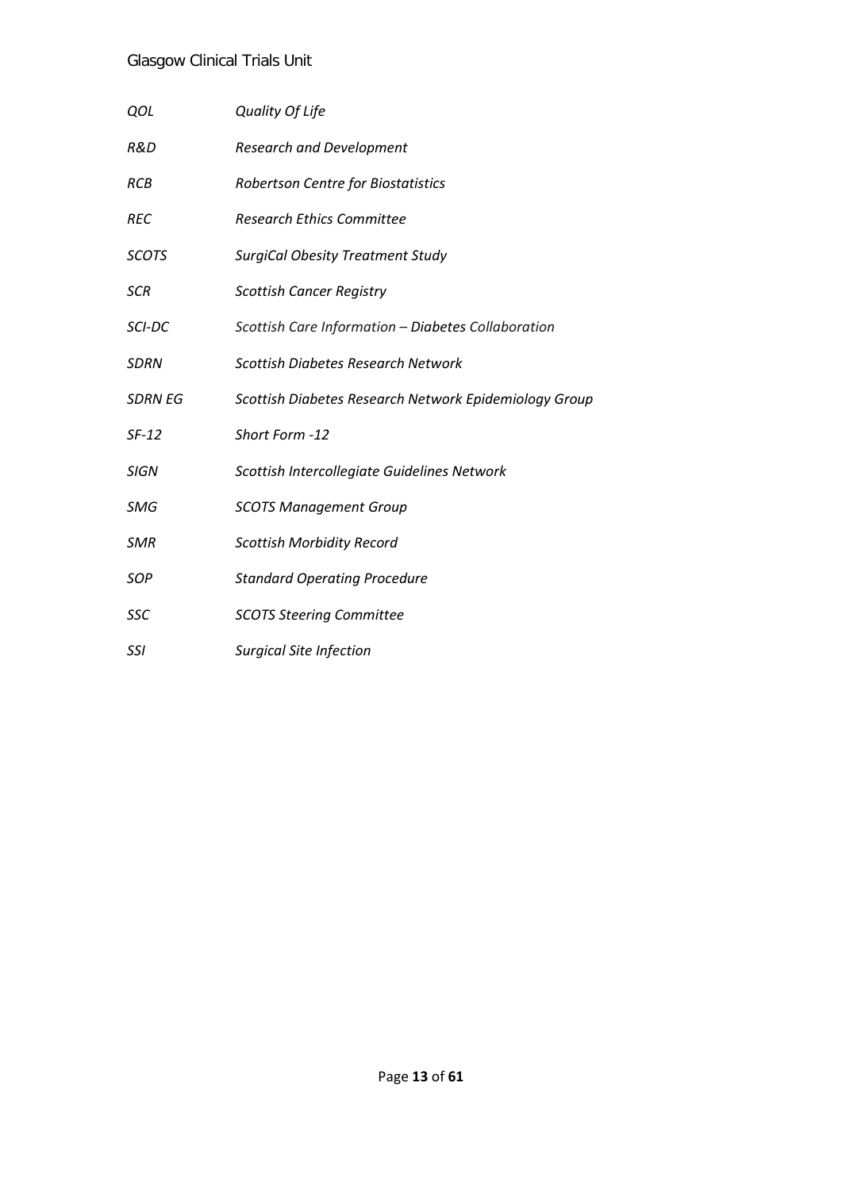| | |
|---|---|
| *QOL* | *Quality Of Life* |
| *R&D* | *Research and Development* |
| *RCB* | *Robertson Centre for Biostatistics* |
| *REC* | *Research Ethics Committee* |
| *SCOTS* | *SurgiCal Obesity Treatment Study* |
| *SCR* | *Scottish Cancer Registry* |
| *SCI-DC* | *Scottish Care Information – **Diabetes** Collaboration* |
| *SDRN* | *Scottish Diabetes Research Network* |
| *SDRN EG* | *Scottish Diabetes Research Network Epidemiology Group* |
| *SF-12* | *Short Form -12* |
| *SIGN* | *Scottish Intercollegiate Guidelines Network* |
| *SMG* | *SCOTS Management Group* |
| *SMR* | *Scottish Morbidity Record* |
| *SOP* | *Standard Operating Procedure* |
| *SSC* | *SCOTS Steering Committee* |
| *SSI* | *Surgical Site Infection* |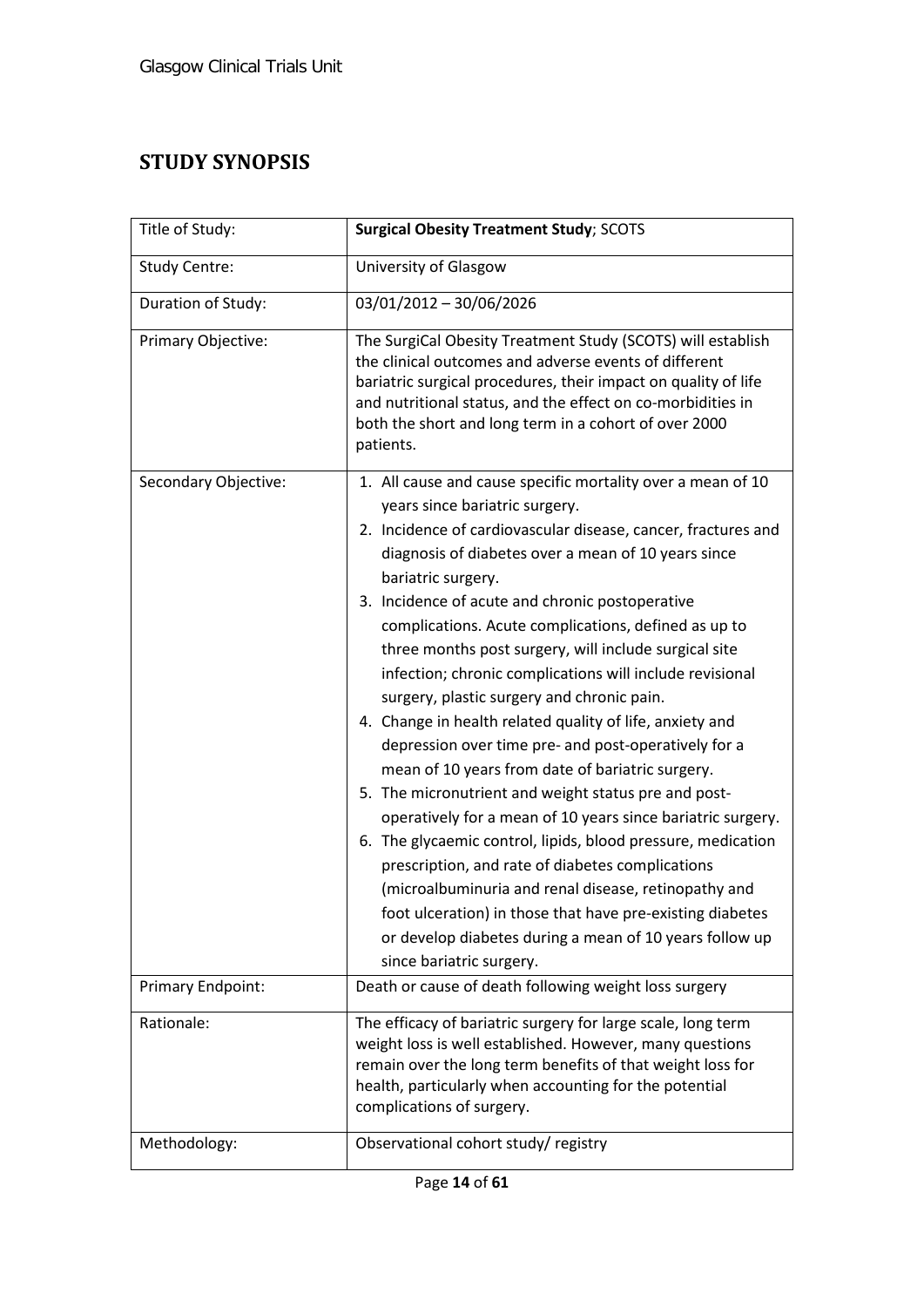## STUDY SYNOPSIS

| Title of Study: | **Surgical Obesity Treatment Study**; SCOTS |
|---|---|
| Study Centre: | University of Glasgow |
| Duration of Study: | 03/01/2012 – 30/06/2026 |
| Primary Objective: | The SurgiCal Obesity Treatment Study (SCOTS) will establish the clinical outcomes and adverse events of different bariatric surgical procedures, their impact on quality of life and nutritional status, and the effect on co-morbidities in both the short and long term in a cohort of over 2000 patients. |
| Secondary Objective: | 1. All cause and cause specific mortality over a mean of 10 years since bariatric surgery.<br>2. Incidence of cardiovascular disease, cancer, fractures and diagnosis of diabetes over a mean of 10 years since bariatric surgery.<br>3. Incidence of acute and chronic postoperative complications. Acute complications, defined as up to three months post surgery, will include surgical site infection; chronic complications will include revisional surgery, plastic surgery and chronic pain.<br>4. Change in health related quality of life, anxiety and depression over time pre- and post-operatively for a mean of 10 years from date of bariatric surgery.<br>5. The micronutrient and weight status pre and post-operatively for a mean of 10 years since bariatric surgery.<br>6. The glycaemic control, lipids, blood pressure, medication prescription, and rate of diabetes complications (microalbuminuria and renal disease, retinopathy and foot ulceration) in those that have pre-existing diabetes or develop diabetes during a mean of 10 years follow up since bariatric surgery. |
| Primary Endpoint: | Death or cause of death following weight loss surgery |
| Rationale: | The efficacy of bariatric surgery for large scale, long term weight loss is well established. However, many questions remain over the long term benefits of that weight loss for health, particularly when accounting for the potential complications of surgery. |
| Methodology: | Observational cohort study/ registry |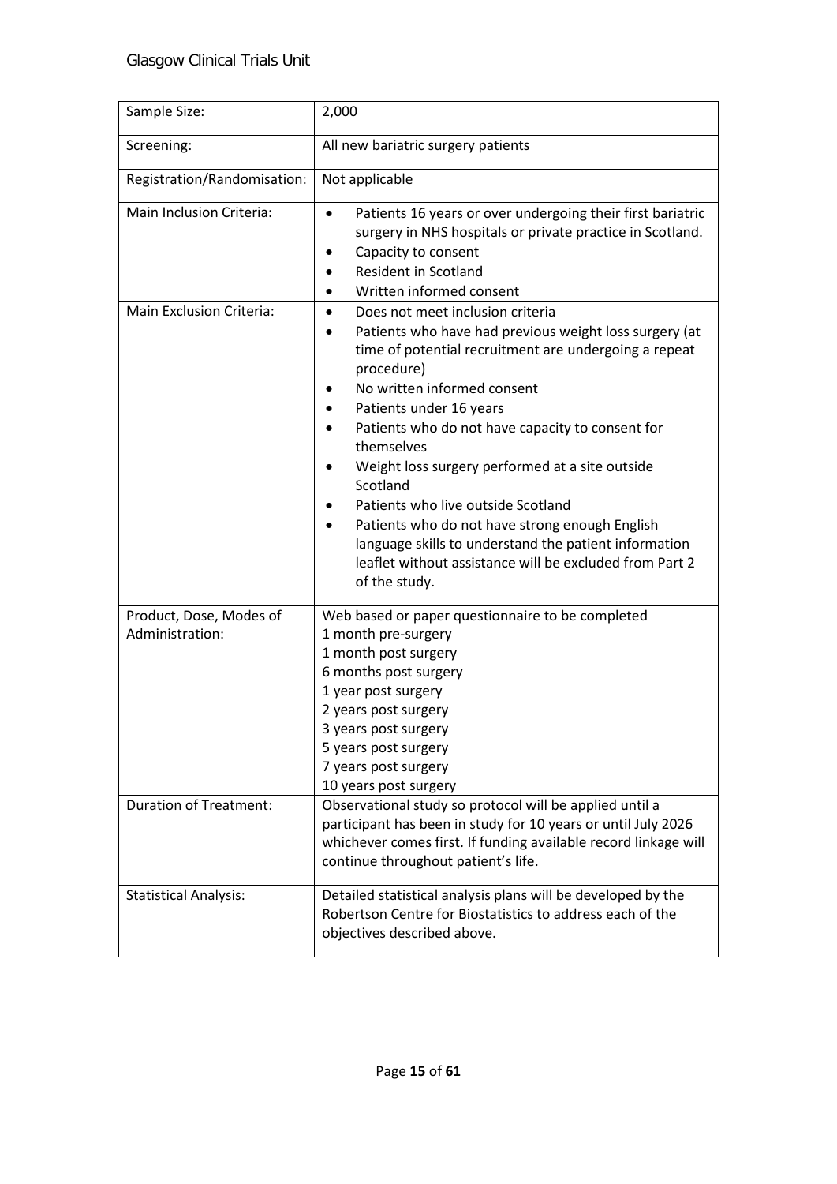| | |
|---|---|
| Sample Size: | 2,000 |
| Screening: | All new bariatric surgery patients |
| Registration/Randomisation: | Not applicable |
| Main Inclusion Criteria: | • Patients 16 years or over undergoing their first bariatric surgery in NHS hospitals or private practice in Scotland.<br>• Capacity to consent<br>• Resident in Scotland<br>• Written informed consent |
| Main Exclusion Criteria: | • Does not meet inclusion criteria<br>• Patients who have had previous weight loss surgery (at time of potential recruitment are undergoing a repeat procedure)<br>• No written informed consent<br>• Patients under 16 years<br>• Patients who do not have capacity to consent for themselves<br>• Weight loss surgery performed at a site outside Scotland<br>• Patients who live outside Scotland<br>• Patients who do not have strong enough English language skills to understand the patient information leaflet without assistance will be excluded from Part 2 of the study. |
| Product, Dose, Modes of Administration: | Web based or paper questionnaire to be completed<br>1 month pre-surgery<br>1 month post surgery<br>6 months post surgery<br>1 year post surgery<br>2 years post surgery<br>3 years post surgery<br>5 years post surgery<br>7 years post surgery<br>10 years post surgery |
| Duration of Treatment: | Observational study so protocol will be applied until a participant has been in study for 10 years or until July 2026 whichever comes first. If funding available record linkage will continue throughout patient's life. |
| Statistical Analysis: | Detailed statistical analysis plans will be developed by the Robertson Centre for Biostatistics to address each of the objectives described above. |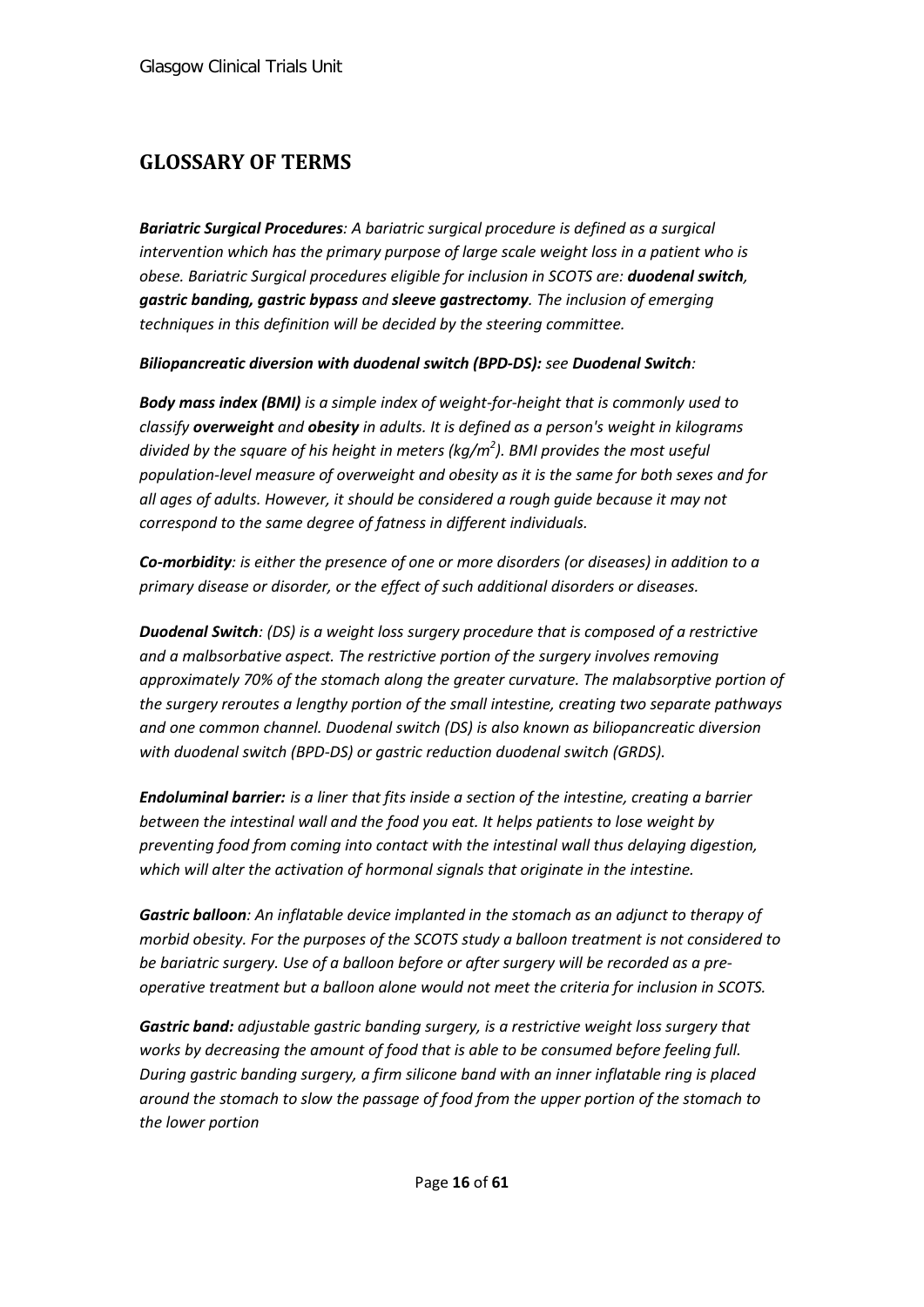## GLOSSARY OF TERMS

***Bariatric Surgical Procedures****: A bariatric surgical procedure is defined as a surgical intervention which has the primary purpose of large scale weight loss in a patient who is obese. Bariatric Surgical procedures eligible for inclusion in SCOTS are:* ***duodenal switch****,* ***gastric banding, gastric bypass*** *and* ***sleeve gastrectomy****. The inclusion of emerging techniques in this definition will be decided by the steering committee.*

***Biliopancreatic diversion with duodenal switch (BPD-DS):*** *see* ***Duodenal Switch****:*

***Body mass index (BMI)*** *is a simple index of weight-for-height that is commonly used to classify* ***overweight*** *and* ***obesity*** *in adults. It is defined as a person's weight in kilograms divided by the square of his height in meters ($kg/m^2$). BMI provides the most useful population-level measure of overweight and obesity as it is the same for both sexes and for all ages of adults. However, it should be considered a rough guide because it may not correspond to the same degree of fatness in different individuals.*

***Co-morbidity****: is either the presence of one or more disorders (or diseases) in addition to a primary disease or disorder, or the effect of such additional disorders or diseases.*

***Duodenal Switch****: (DS) is a weight loss surgery procedure that is composed of a restrictive and a malbsorbative aspect. The restrictive portion of the surgery involves removing approximately 70% of the stomach along the greater curvature. The malabsorptive portion of the surgery reroutes a lengthy portion of the small intestine, creating two separate pathways and one common channel. Duodenal switch (DS) is also known as biliopancreatic diversion with duodenal switch (BPD-DS) or gastric reduction duodenal switch (GRDS).*

***Endoluminal barrier:*** *is a liner that fits inside a section of the intestine, creating a barrier between the intestinal wall and the food you eat. It helps patients to lose weight by preventing food from coming into contact with the intestinal wall thus delaying digestion, which will alter the activation of hormonal signals that originate in the intestine.*

***Gastric balloon****: An inflatable device implanted in the stomach as an adjunct to therapy of morbid obesity. For the purposes of the SCOTS study a balloon treatment is not considered to be bariatric surgery. Use of a balloon before or after surgery will be recorded as a pre-operative treatment but a balloon alone would not meet the criteria for inclusion in SCOTS.*

***Gastric band:*** *adjustable gastric banding surgery, is a restrictive weight loss surgery that works by decreasing the amount of food that is able to be consumed before feeling full. During gastric banding surgery, a firm silicone band with an inner inflatable ring is placed around the stomach to slow the passage of food from the upper portion of the stomach to the lower portion*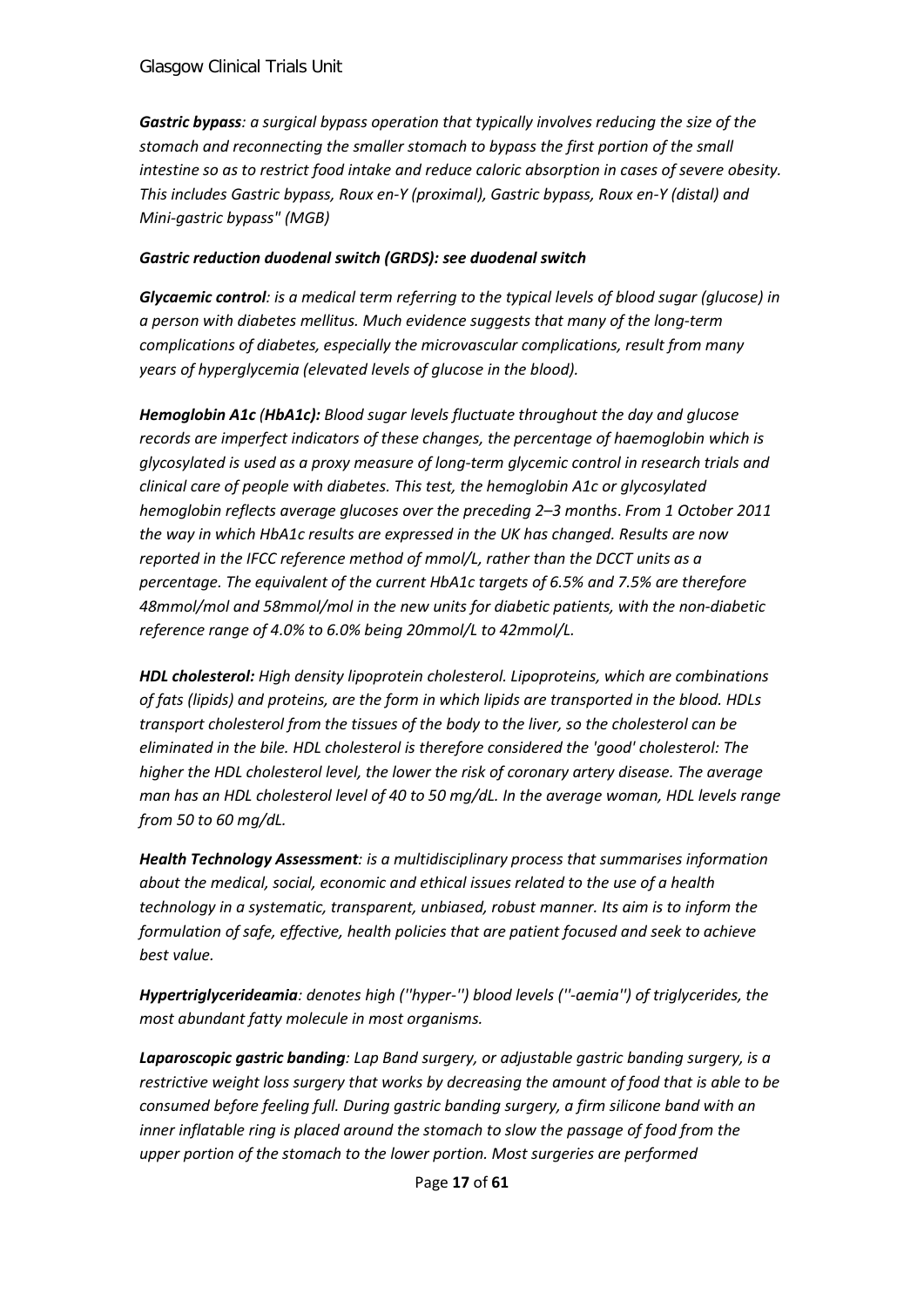***Gastric bypass****: a surgical bypass operation that typically involves reducing the size of the stomach and reconnecting the smaller stomach to bypass the first portion of the small intestine so as to restrict food intake and reduce caloric absorption in cases of severe obesity. This includes Gastric bypass, Roux en-Y (proximal), Gastric bypass, Roux en-Y (distal) and Mini-gastric bypass" (MGB)*

***Gastric reduction duodenal switch (GRDS): see duodenal switch***

***Glycaemic control****: is a medical term referring to the typical levels of blood sugar (glucose) in a person with diabetes mellitus. Much evidence suggests that many of the long-term complications of diabetes, especially the microvascular complications, result from many years of hyperglycemia (elevated levels of glucose in the blood).*

***Hemoglobin A1c*** *(****HbA1c):*** *Blood sugar levels fluctuate throughout the day and glucose records are imperfect indicators of these changes, the percentage of haemoglobin which is glycosylated is used as a proxy measure of long-term glycemic control in research trials and clinical care of people with diabetes. This test, the hemoglobin A1c or glycosylated hemoglobin reflects average glucoses over the preceding 2–3 months. From 1 October 2011 the way in which HbA1c results are expressed in the UK has changed. Results are now reported in the IFCC reference method of mmol/L, rather than the DCCT units as a percentage. The equivalent of the current HbA1c targets of 6.5% and 7.5% are therefore 48mmol/mol and 58mmol/mol in the new units for diabetic patients, with the non-diabetic reference range of 4.0% to 6.0% being 20mmol/L to 42mmol/L.*

***HDL cholesterol:*** *High density lipoprotein cholesterol. Lipoproteins, which are combinations of fats (lipids) and proteins, are the form in which lipids are transported in the blood. HDLs transport cholesterol from the tissues of the body to the liver, so the cholesterol can be eliminated in the bile. HDL cholesterol is therefore considered the 'good' cholesterol: The higher the HDL cholesterol level, the lower the risk of coronary artery disease. The average man has an HDL cholesterol level of 40 to 50 mg/dL. In the average woman, HDL levels range from 50 to 60 mg/dL.*

***Health Technology Assessment****: is a multidisciplinary process that summarises information about the medical, social, economic and ethical issues related to the use of a health technology in a systematic, transparent, unbiased, robust manner. Its aim is to inform the formulation of safe, effective, health policies that are patient focused and seek to achieve best value.*

***Hypertriglycerideamia****: denotes high (''hyper-'') blood levels (''-aemia'') of triglycerides, the most abundant fatty molecule in most organisms.*

***Laparoscopic gastric banding****: Lap Band surgery, or adjustable gastric banding surgery, is a restrictive weight loss surgery that works by decreasing the amount of food that is able to be consumed before feeling full. During gastric banding surgery, a firm silicone band with an inner inflatable ring is placed around the stomach to slow the passage of food from the upper portion of the stomach to the lower portion. Most surgeries are performed*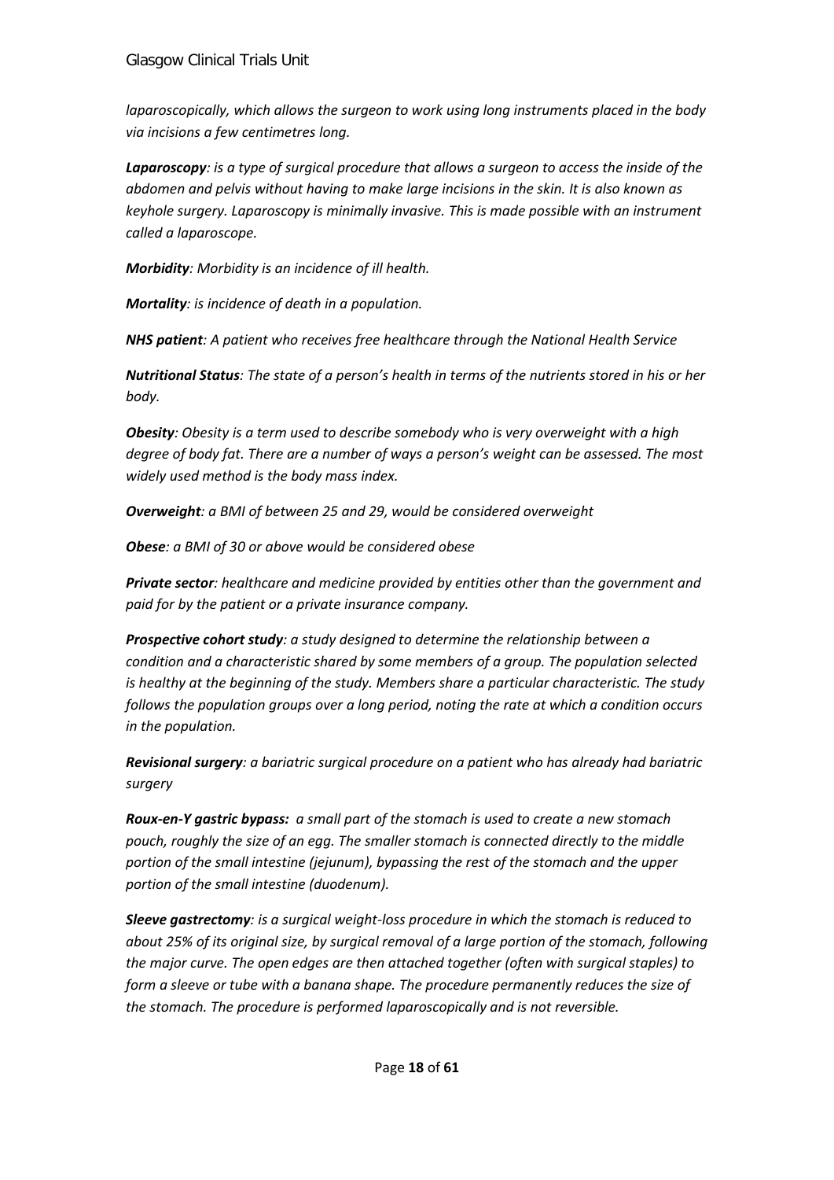*laparoscopically, which allows the surgeon to work using long instruments placed in the body via incisions a few centimetres long.*

***Laparoscopy**: is a type of surgical procedure that allows a surgeon to access the inside of the abdomen and pelvis without having to make large incisions in the skin. It is also known as keyhole surgery. Laparoscopy is minimally invasive. This is made possible with an instrument called a laparoscope.*

***Morbidity**: Morbidity is an incidence of ill health.*

***Mortality**: is incidence of death in a population.*

***NHS patient**: A patient who receives free healthcare through the National Health Service*

***Nutritional Status**: The state of a person's health in terms of the nutrients stored in his or her body.*

***Obesity**: Obesity is a term used to describe somebody who is very overweight with a high degree of body fat. There are a number of ways a person's weight can be assessed. The most widely used method is the body mass index.*

***Overweight**: a BMI of between 25 and 29, would be considered overweight*

***Obese**: a BMI of 30 or above would be considered obese*

***Private sector**: healthcare and medicine provided by entities other than the government and paid for by the patient or a private insurance company.*

***Prospective cohort study**: a study designed to determine the relationship between a condition and a characteristic shared by some members of a group. The population selected is healthy at the beginning of the study. Members share a particular characteristic. The study follows the population groups over a long period, noting the rate at which a condition occurs in the population.*

***Revisional surgery**: a bariatric surgical procedure on a patient who has already had bariatric surgery*

***Roux-en-Y gastric bypass:** a small part of the stomach is used to create a new stomach pouch, roughly the size of an egg. The smaller stomach is connected directly to the middle portion of the small intestine (jejunum), bypassing the rest of the stomach and the upper portion of the small intestine (duodenum).*

***Sleeve gastrectomy**: is a surgical weight-loss procedure in which the stomach is reduced to about 25% of its original size, by surgical removal of a large portion of the stomach, following the major curve. The open edges are then attached together (often with surgical staples) to form a sleeve or tube with a banana shape. The procedure permanently reduces the size of the stomach. The procedure is performed laparoscopically and is not reversible.*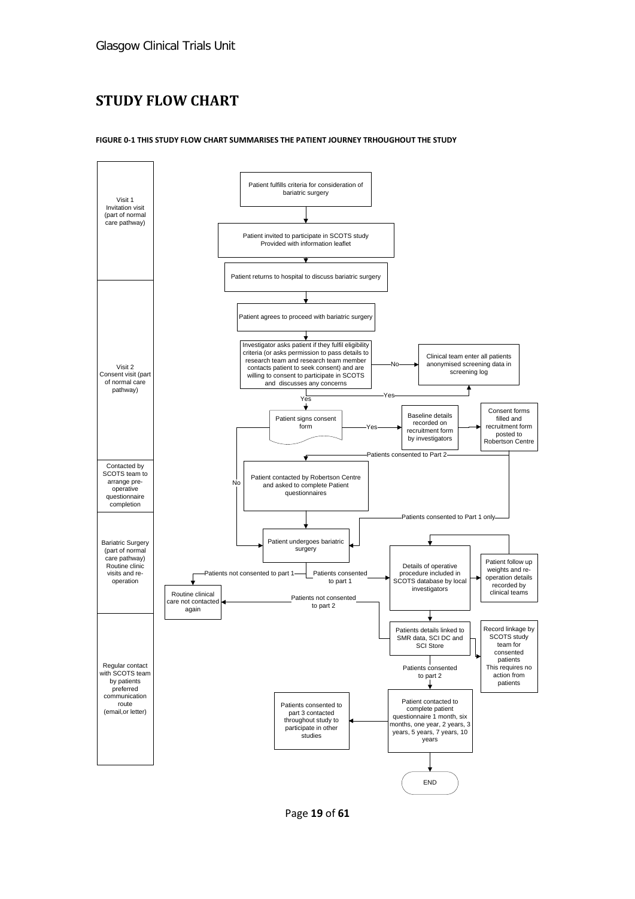## STUDY FLOW CHART

**FIGURE 0-1 THIS STUDY FLOW CHART SUMMARISES THE PATIENT JOURNEY TRHOUGHOUT THE STUDY**

Visit 1
Invitation visit
(part of normal care pathway)

Visit 2
Consent visit (part of normal care pathway)

Contacted by SCOTS team to arrange pre-operative questionnaire completion

Bariatric Surgery (part of normal care pathway)
Routine clinic visits and re-operation

Regular contact with SCOTS team by patients preferred communication route (email,or letter)

Patient fulfills criteria for consideration of bariatric surgery

Patient invited to participate in SCOTS study
Provided with information leaflet

Patient returns to hospital to discuss bariatric surgery

Patient agrees to proceed with bariatric surgery

Investigator asks patient if they fulfil eligibility criteria (or asks permission to pass details to research team and research team member contacts patient to seek consent) and are willing to consent to participate in SCOTS and discusses any concerns

No

Clinical team enter all patients anonymised screening data in screening log

Yes

Yes

Patient signs consent form

Yes

Baseline details recorded on recruitment form by investigators

Consent forms filled and recruitment form posted to Robertson Centre

Patients consented to Part 2

No

Patient contacted by Robertson Centre and asked to complete Patient questionnaires

Patients consented to Part 1 only

Patient undergoes bariatric surgery

Patients not consented to part 1

Patients consented to part 1

Details of operative procedure included in SCOTS database by local investigators

Patient follow up weights and re-operation details recorded by clinical teams

Routine clinical care not contacted again

Patients not consented to part 2

Patients details linked to SMR data, SCI DC and SCI Store

Record linkage by SCOTS study team for consented patients
This requires no action from patients

Patients consented to part 2

Patient contacted to complete patient questionnaire 1 month, six months, one year, 2 years, 3 years, 5 years, 7 years, 10 years

Patients consented to part 3 contacted throughout study to participate in other studies

END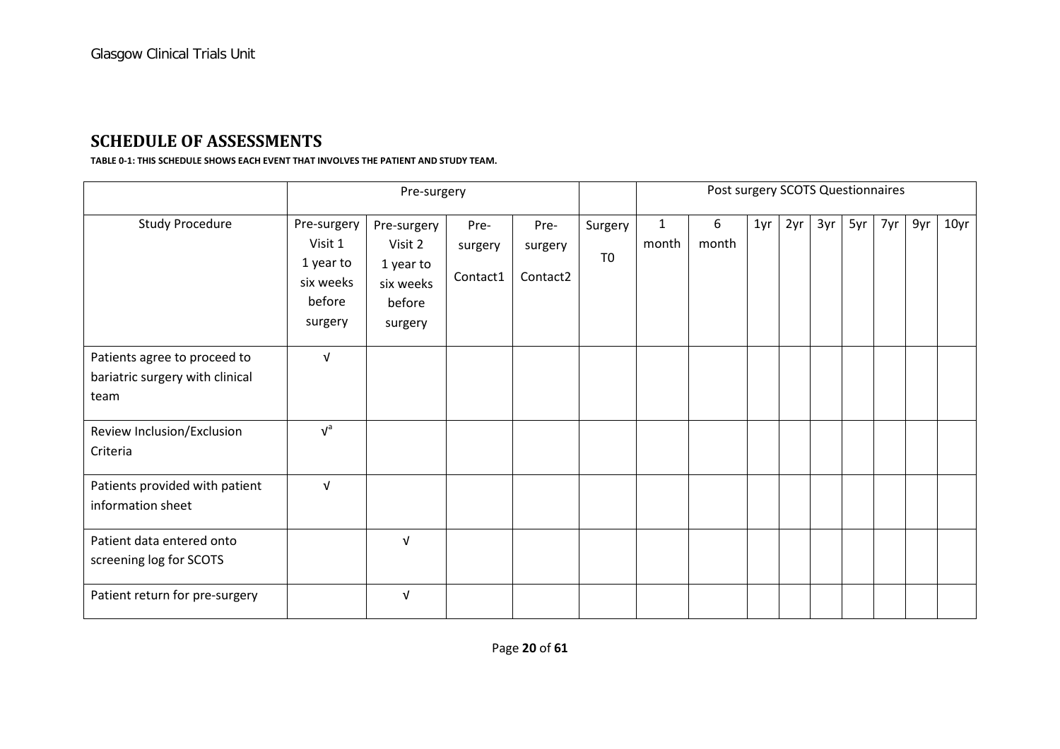## SCHEDULE OF ASSESSMENTS

**TABLE 0-1: THIS SCHEDULE SHOWS EACH EVENT THAT INVOLVES THE PATIENT AND STUDY TEAM.**

| | Pre-surgery | | | | | Post surgery SCOTS Questionnaires | | | | | | | | |
|---|---|---|---|---|---|---|---|---|---|---|---|---|---|---|
| Study Procedure | Pre-surgery Visit 1 1 year to six weeks before surgery | Pre-surgery Visit 2 1 year to six weeks before surgery | Pre-surgery Contact1 | Pre-surgery Contact2 | Surgery T0 | 1 month | 6 month | 1yr | 2yr | 3yr | 5yr | 7yr | 9yr | 10yr |
| Patients agree to proceed to bariatric surgery with clinical team | √ | | | | | | | | | | | | | |
| Review Inclusion/Exclusion Criteria | √[a] | | | | | | | | | | | | | |
| Patients provided with patient information sheet | √ | | | | | | | | | | | | | |
| Patient data entered onto screening log for SCOTS | | √ | | | | | | | | | | | | |
| Patient return for pre-surgery | | √ | | | | | | | | | | | | |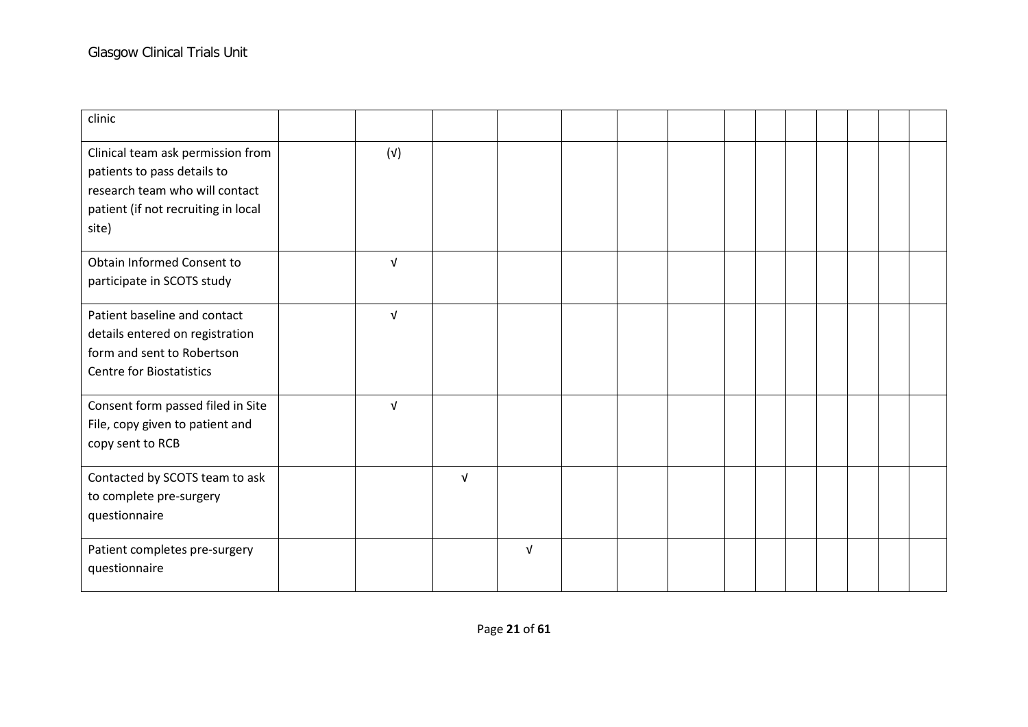| | | | | | | | | | | | | | | |
|---|---|---|---|---|---|---|---|---|---|---|---|---|---|---|
| clinic | | | | | | | | | | | | | | |
| Clinical team ask permission from patients to pass details to research team who will contact patient (if not recruiting in local site) | | (√) | | | | | | | | | | | | |
| Obtain Informed Consent to participate in SCOTS study | | √ | | | | | | | | | | | | |
| Patient baseline and contact details entered on registration form and sent to Robertson Centre for Biostatistics | | √ | | | | | | | | | | | | |
| Consent form passed filed in Site File, copy given to patient and copy sent to RCB | | √ | | | | | | | | | | | | |
| Contacted by SCOTS team to ask to complete pre-surgery questionnaire | | | √ | | | | | | | | | | | |
| Patient completes pre-surgery questionnaire | | | | √ | | | | | | | | | | |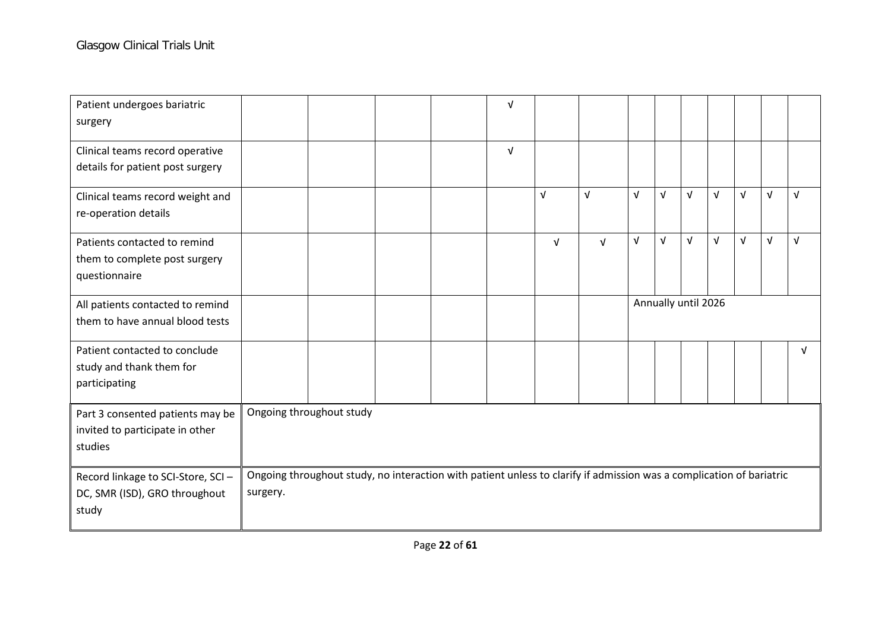| | | | | | | | | | | | | | | |
|---|---|---|---|---|---|---|---|---|---|---|---|---|---|---|
| Patient undergoes bariatric surgery | | | | | √ | | | | | | | | | |
| Clinical teams record operative details for patient post surgery | | | | | √ | | | | | | | | | |
| Clinical teams record weight and re-operation details | | | | | | √ | √ | √ | √ | √ | √ | √ | √ | √ |
| Patients contacted to remind them to complete post surgery questionnaire | | | | | | √ | √ | √ | √ | √ | √ | √ | √ | √ |
| All patients contacted to remind them to have annual blood tests | | | | | | | | Annually until 2026 | | | | | | |
| Patient contacted to conclude study and thank them for participating | | | | | | | | | | | | | | √ |
| Part 3 consented patients may be invited to participate in other studies | Ongoing throughout study | | | | | | | | | | | | | |
| Record linkage to SCI-Store, SCI – DC, SMR (ISD), GRO throughout study | Ongoing throughout study, no interaction with patient unless to clarify if admission was a complication of bariatric surgery. | | | | | | | | | | | | | |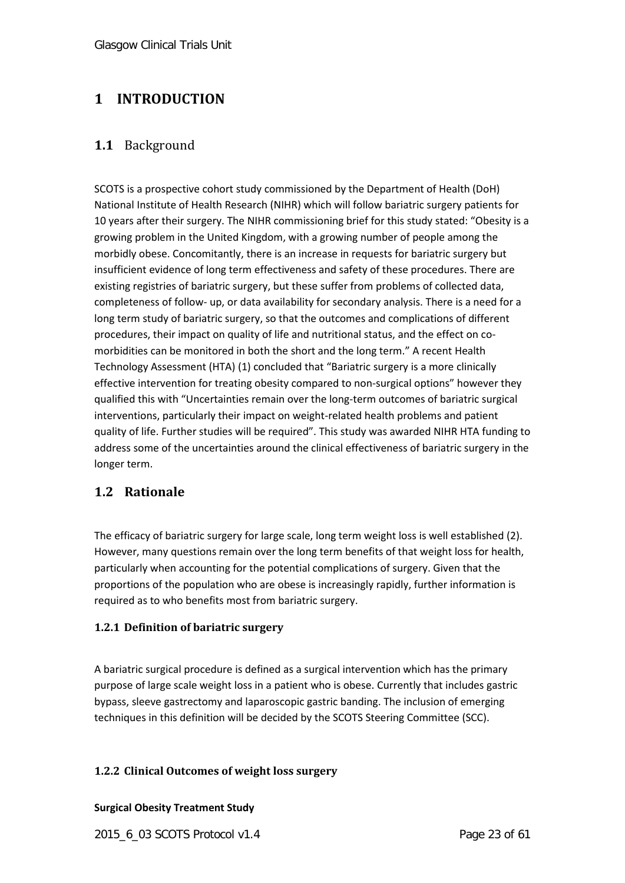# 1 INTRODUCTION

## 1.1 Background

SCOTS is a prospective cohort study commissioned by the Department of Health (DoH) National Institute of Health Research (NIHR) which will follow bariatric surgery patients for 10 years after their surgery. The NIHR commissioning brief for this study stated: "Obesity is a growing problem in the United Kingdom, with a growing number of people among the morbidly obese. Concomitantly, there is an increase in requests for bariatric surgery but insufficient evidence of long term effectiveness and safety of these procedures. There are existing registries of bariatric surgery, but these suffer from problems of collected data, completeness of follow- up, or data availability for secondary analysis. There is a need for a long term study of bariatric surgery, so that the outcomes and complications of different procedures, their impact on quality of life and nutritional status, and the effect on co-morbidities can be monitored in both the short and the long term." A recent Health Technology Assessment (HTA) (1) concluded that "Bariatric surgery is a more clinically effective intervention for treating obesity compared to non-surgical options" however they qualified this with "Uncertainties remain over the long-term outcomes of bariatric surgical interventions, particularly their impact on weight-related health problems and patient quality of life. Further studies will be required". This study was awarded NIHR HTA funding to address some of the uncertainties around the clinical effectiveness of bariatric surgery in the longer term.

## 1.2 Rationale

The efficacy of bariatric surgery for large scale, long term weight loss is well established (2). However, many questions remain over the long term benefits of that weight loss for health, particularly when accounting for the potential complications of surgery. Given that the proportions of the population who are obese is increasingly rapidly, further information is required as to who benefits most from bariatric surgery.

### 1.2.1 Definition of bariatric surgery

A bariatric surgical procedure is defined as a surgical intervention which has the primary purpose of large scale weight loss in a patient who is obese. Currently that includes gastric bypass, sleeve gastrectomy and laparoscopic gastric banding. The inclusion of emerging techniques in this definition will be decided by the SCOTS Steering Committee (SCC).

### 1.2.2 Clinical Outcomes of weight loss surgery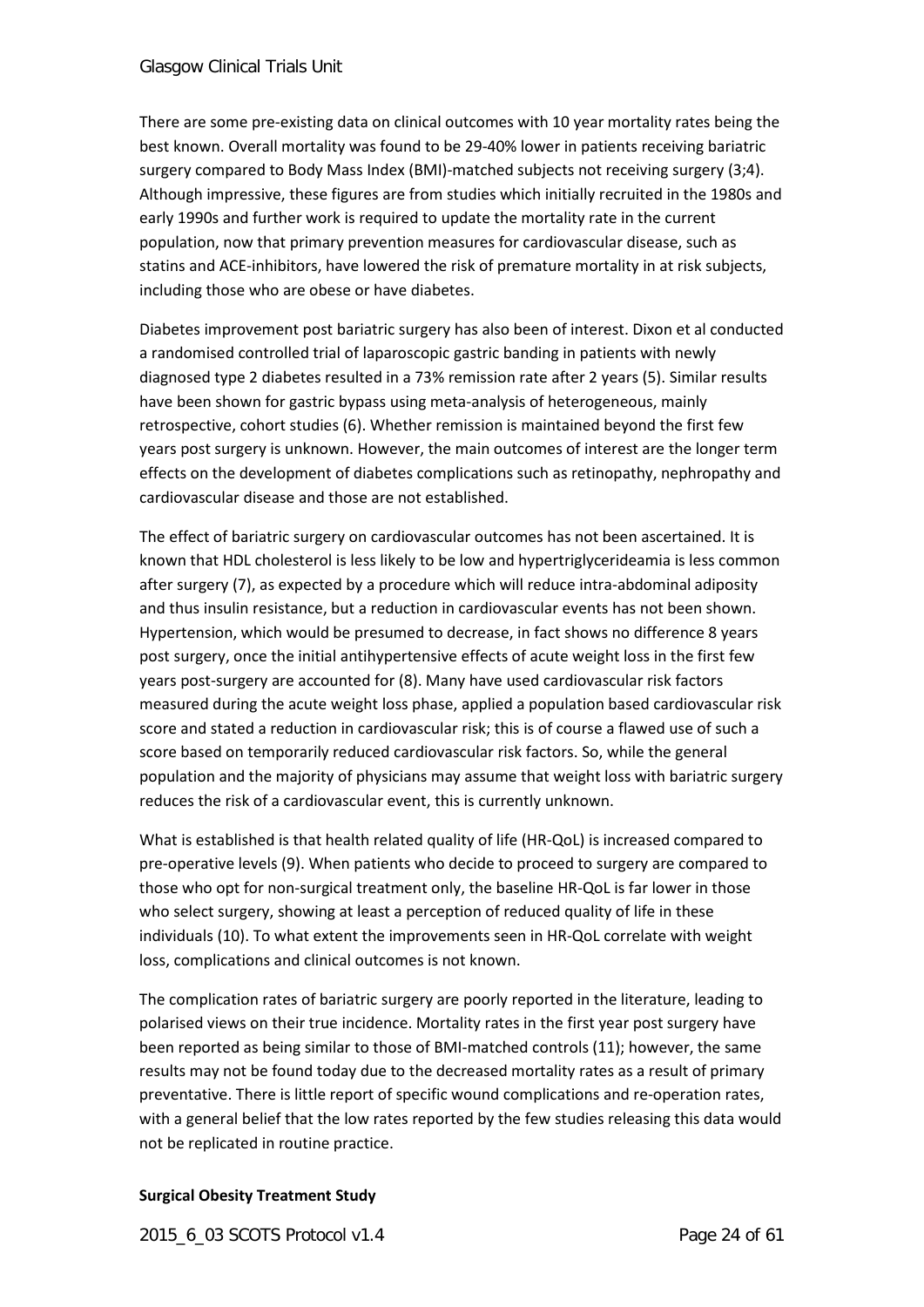There are some pre-existing data on clinical outcomes with 10 year mortality rates being the best known. Overall mortality was found to be 29-40% lower in patients receiving bariatric surgery compared to Body Mass Index (BMI)-matched subjects not receiving surgery (3;4). Although impressive, these figures are from studies which initially recruited in the 1980s and early 1990s and further work is required to update the mortality rate in the current population, now that primary prevention measures for cardiovascular disease, such as statins and ACE-inhibitors, have lowered the risk of premature mortality in at risk subjects, including those who are obese or have diabetes.

Diabetes improvement post bariatric surgery has also been of interest. Dixon et al conducted a randomised controlled trial of laparoscopic gastric banding in patients with newly diagnosed type 2 diabetes resulted in a 73% remission rate after 2 years (5). Similar results have been shown for gastric bypass using meta-analysis of heterogeneous, mainly retrospective, cohort studies (6). Whether remission is maintained beyond the first few years post surgery is unknown. However, the main outcomes of interest are the longer term effects on the development of diabetes complications such as retinopathy, nephropathy and cardiovascular disease and those are not established.

The effect of bariatric surgery on cardiovascular outcomes has not been ascertained. It is known that HDL cholesterol is less likely to be low and hypertriglycerideamia is less common after surgery (7), as expected by a procedure which will reduce intra-abdominal adiposity and thus insulin resistance, but a reduction in cardiovascular events has not been shown. Hypertension, which would be presumed to decrease, in fact shows no difference 8 years post surgery, once the initial antihypertensive effects of acute weight loss in the first few years post-surgery are accounted for (8). Many have used cardiovascular risk factors measured during the acute weight loss phase, applied a population based cardiovascular risk score and stated a reduction in cardiovascular risk; this is of course a flawed use of such a score based on temporarily reduced cardiovascular risk factors. So, while the general population and the majority of physicians may assume that weight loss with bariatric surgery reduces the risk of a cardiovascular event, this is currently unknown.

What is established is that health related quality of life (HR-QoL) is increased compared to pre-operative levels (9). When patients who decide to proceed to surgery are compared to those who opt for non-surgical treatment only, the baseline HR-QoL is far lower in those who select surgery, showing at least a perception of reduced quality of life in these individuals (10). To what extent the improvements seen in HR-QoL correlate with weight loss, complications and clinical outcomes is not known.

The complication rates of bariatric surgery are poorly reported in the literature, leading to polarised views on their true incidence. Mortality rates in the first year post surgery have been reported as being similar to those of BMI-matched controls (11); however, the same results may not be found today due to the decreased mortality rates as a result of primary preventative. There is little report of specific wound complications and re-operation rates, with a general belief that the low rates reported by the few studies releasing this data would not be replicated in routine practice.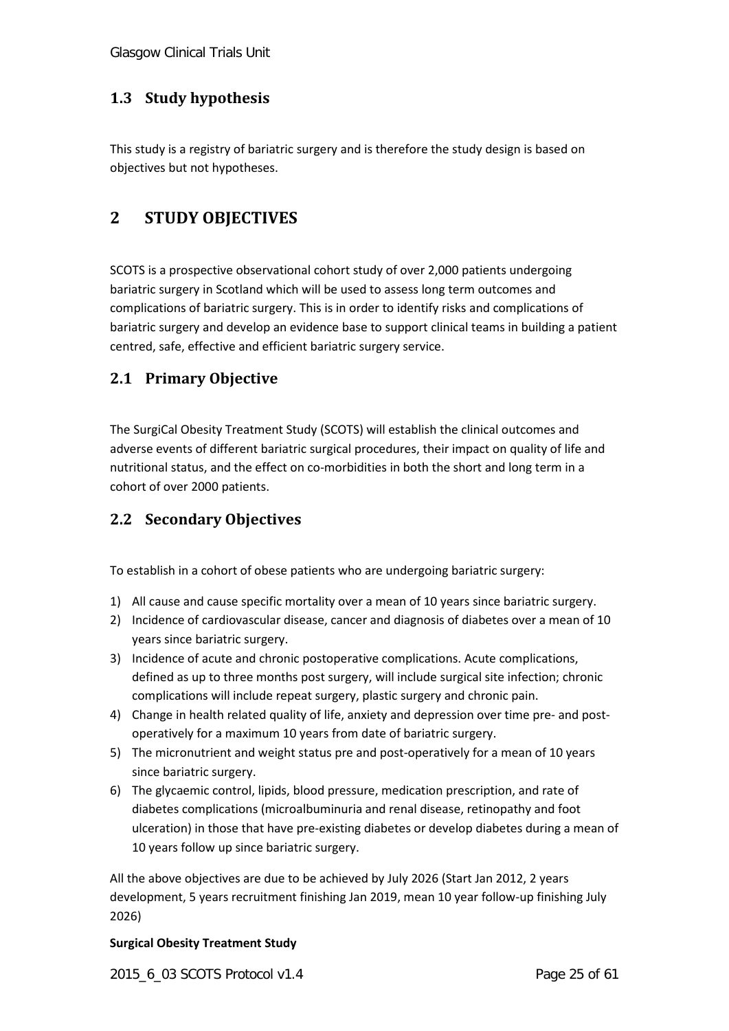## 1.3 Study hypothesis

This study is a registry of bariatric surgery and is therefore the study design is based on objectives but not hypotheses.

# 2 STUDY OBJECTIVES

SCOTS is a prospective observational cohort study of over 2,000 patients undergoing bariatric surgery in Scotland which will be used to assess long term outcomes and complications of bariatric surgery. This is in order to identify risks and complications of bariatric surgery and develop an evidence base to support clinical teams in building a patient centred, safe, effective and efficient bariatric surgery service.

## 2.1 Primary Objective

The SurgiCal Obesity Treatment Study (SCOTS) will establish the clinical outcomes and adverse events of different bariatric surgical procedures, their impact on quality of life and nutritional status, and the effect on co-morbidities in both the short and long term in a cohort of over 2000 patients.

## 2.2 Secondary Objectives

To establish in a cohort of obese patients who are undergoing bariatric surgery:

1) All cause and cause specific mortality over a mean of 10 years since bariatric surgery.
2) Incidence of cardiovascular disease, cancer and diagnosis of diabetes over a mean of 10 years since bariatric surgery.
3) Incidence of acute and chronic postoperative complications. Acute complications, defined as up to three months post surgery, will include surgical site infection; chronic complications will include repeat surgery, plastic surgery and chronic pain.
4) Change in health related quality of life, anxiety and depression over time pre- and post-operatively for a maximum 10 years from date of bariatric surgery.
5) The micronutrient and weight status pre and post-operatively for a mean of 10 years since bariatric surgery.
6) The glycaemic control, lipids, blood pressure, medication prescription, and rate of diabetes complications (microalbuminuria and renal disease, retinopathy and foot ulceration) in those that have pre-existing diabetes or develop diabetes during a mean of 10 years follow up since bariatric surgery.

All the above objectives are due to be achieved by July 2026 (Start Jan 2012, 2 years development, 5 years recruitment finishing Jan 2019, mean 10 year follow-up finishing July 2026)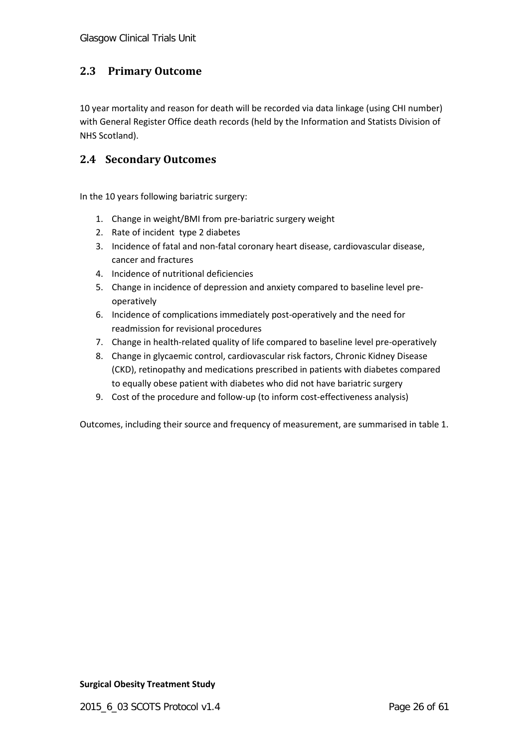## 2.3 Primary Outcome

10 year mortality and reason for death will be recorded via data linkage (using CHI number) with General Register Office death records (held by the Information and Statists Division of NHS Scotland).

## 2.4 Secondary Outcomes

In the 10 years following bariatric surgery:

1. Change in weight/BMI from pre-bariatric surgery weight
2. Rate of incident type 2 diabetes
3. Incidence of fatal and non-fatal coronary heart disease, cardiovascular disease, cancer and fractures
4. Incidence of nutritional deficiencies
5. Change in incidence of depression and anxiety compared to baseline level pre-operatively
6. Incidence of complications immediately post-operatively and the need for readmission for revisional procedures
7. Change in health-related quality of life compared to baseline level pre-operatively
8. Change in glycaemic control, cardiovascular risk factors, Chronic Kidney Disease (CKD), retinopathy and medications prescribed in patients with diabetes compared to equally obese patient with diabetes who did not have bariatric surgery
9. Cost of the procedure and follow-up (to inform cost-effectiveness analysis)

Outcomes, including their source and frequency of measurement, are summarised in table 1.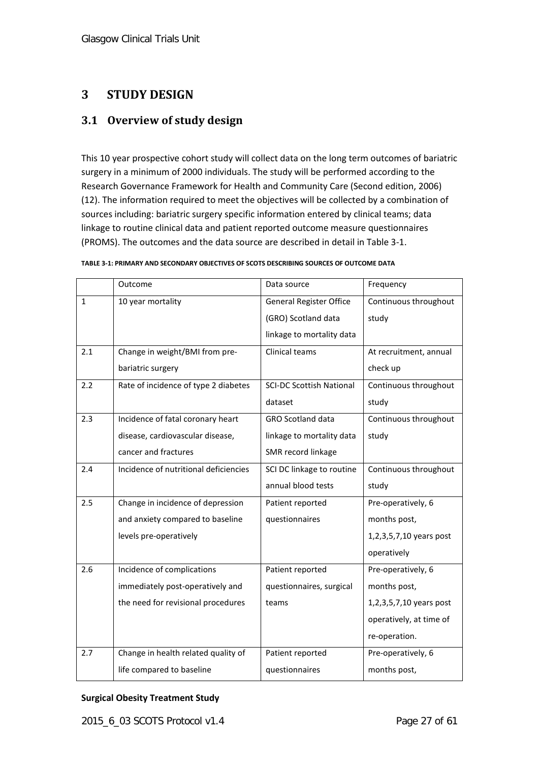# 3 STUDY DESIGN

## 3.1 Overview of study design

This 10 year prospective cohort study will collect data on the long term outcomes of bariatric surgery in a minimum of 2000 individuals. The study will be performed according to the Research Governance Framework for Health and Community Care (Second edition, 2006) (12). The information required to meet the objectives will be collected by a combination of sources including: bariatric surgery specific information entered by clinical teams; data linkage to routine clinical data and patient reported outcome measure questionnaires (PROMS). The outcomes and the data source are described in detail in Table 3-1.

**TABLE 3-1: PRIMARY AND SECONDARY OBJECTIVES OF SCOTS DESCRIBING SOURCES OF OUTCOME DATA**

| | Outcome | Data source | Frequency |
|---|---|---|---|
| 1 | 10 year mortality | General Register Office (GRO) Scotland data linkage to mortality data | Continuous throughout study |
| 2.1 | Change in weight/BMI from pre-bariatric surgery | Clinical teams | At recruitment, annual check up |
| 2.2 | Rate of incidence of type 2 diabetes | SCI-DC Scottish National dataset | Continuous throughout study |
| 2.3 | Incidence of fatal coronary heart disease, cardiovascular disease, cancer and fractures | GRO Scotland data linkage to mortality data SMR record linkage | Continuous throughout study |
| 2.4 | Incidence of nutritional deficiencies | SCI DC linkage to routine annual blood tests | Continuous throughout study |
| 2.5 | Change in incidence of depression and anxiety compared to baseline levels pre-operatively | Patient reported questionnaires | Pre-operatively, 6 months post, 1,2,3,5,7,10 years post operatively |
| 2.6 | Incidence of complications immediately post-operatively and the need for revisional procedures | Patient reported questionnaires, surgical teams | Pre-operatively, 6 months post, 1,2,3,5,7,10 years post operatively, at time of re-operation. |
| 2.7 | Change in health related quality of life compared to baseline | Patient reported questionnaires | Pre-operatively, 6 months post, |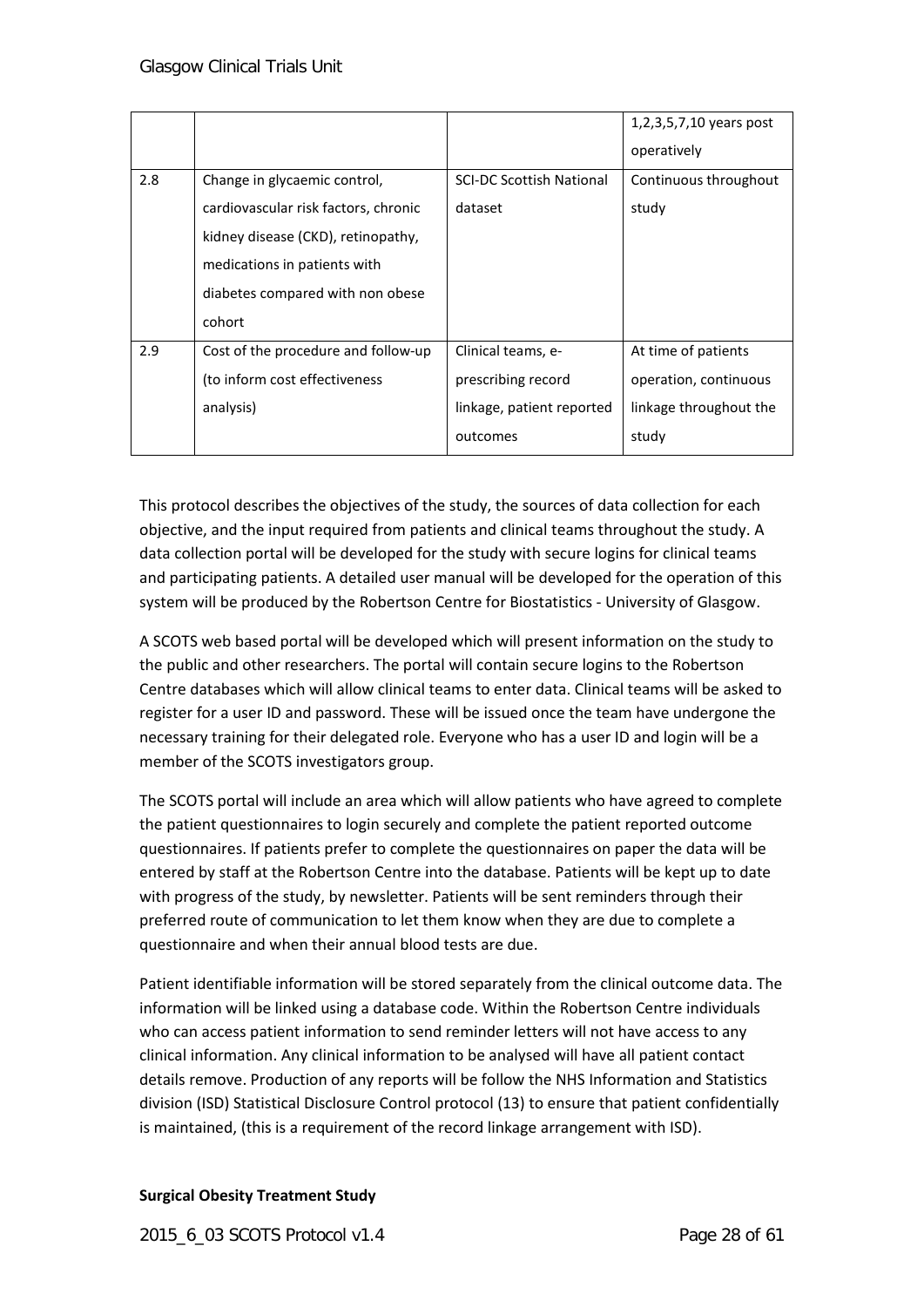| | | | |
|---|---|---|---|
| | | | 1,2,3,5,7,10 years post operatively |
| 2.8 | Change in glycaemic control, cardiovascular risk factors, chronic kidney disease (CKD), retinopathy, medications in patients with diabetes compared with non obese cohort | SCI-DC Scottish National dataset | Continuous throughout study |
| 2.9 | Cost of the procedure and follow-up (to inform cost effectiveness analysis) | Clinical teams, e-prescribing record linkage, patient reported outcomes | At time of patients operation, continuous linkage throughout the study |

This protocol describes the objectives of the study, the sources of data collection for each objective, and the input required from patients and clinical teams throughout the study. A data collection portal will be developed for the study with secure logins for clinical teams and participating patients. A detailed user manual will be developed for the operation of this system will be produced by the Robertson Centre for Biostatistics - University of Glasgow.

A SCOTS web based portal will be developed which will present information on the study to the public and other researchers. The portal will contain secure logins to the Robertson Centre databases which will allow clinical teams to enter data. Clinical teams will be asked to register for a user ID and password. These will be issued once the team have undergone the necessary training for their delegated role. Everyone who has a user ID and login will be a member of the SCOTS investigators group.

The SCOTS portal will include an area which will allow patients who have agreed to complete the patient questionnaires to login securely and complete the patient reported outcome questionnaires. If patients prefer to complete the questionnaires on paper the data will be entered by staff at the Robertson Centre into the database. Patients will be kept up to date with progress of the study, by newsletter. Patients will be sent reminders through their preferred route of communication to let them know when they are due to complete a questionnaire and when their annual blood tests are due.

Patient identifiable information will be stored separately from the clinical outcome data. The information will be linked using a database code. Within the Robertson Centre individuals who can access patient information to send reminder letters will not have access to any clinical information. Any clinical information to be analysed will have all patient contact details remove. Production of any reports will be follow the NHS Information and Statistics division (ISD) Statistical Disclosure Control protocol (13) to ensure that patient confidentially is maintained, (this is a requirement of the record linkage arrangement with ISD).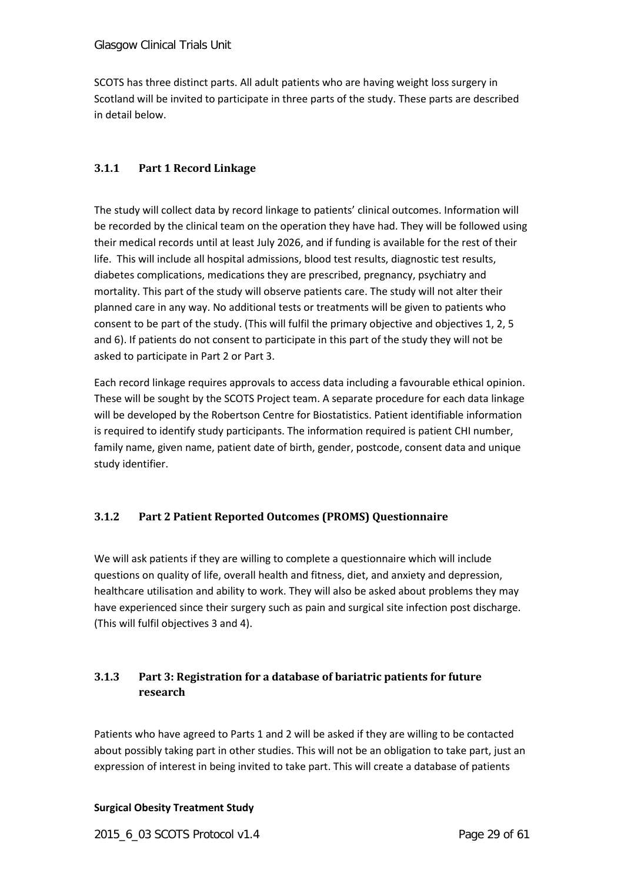SCOTS has three distinct parts. All adult patients who are having weight loss surgery in Scotland will be invited to participate in three parts of the study. These parts are described in detail below.

### 3.1.1 Part 1 Record Linkage

The study will collect data by record linkage to patients' clinical outcomes. Information will be recorded by the clinical team on the operation they have had. They will be followed using their medical records until at least July 2026, and if funding is available for the rest of their life. This will include all hospital admissions, blood test results, diagnostic test results, diabetes complications, medications they are prescribed, pregnancy, psychiatry and mortality. This part of the study will observe patients care. The study will not alter their planned care in any way. No additional tests or treatments will be given to patients who consent to be part of the study. (This will fulfil the primary objective and objectives 1, 2, 5 and 6). If patients do not consent to participate in this part of the study they will not be asked to participate in Part 2 or Part 3.

Each record linkage requires approvals to access data including a favourable ethical opinion. These will be sought by the SCOTS Project team. A separate procedure for each data linkage will be developed by the Robertson Centre for Biostatistics. Patient identifiable information is required to identify study participants. The information required is patient CHI number, family name, given name, patient date of birth, gender, postcode, consent data and unique study identifier.

### 3.1.2 Part 2 Patient Reported Outcomes (PROMS) Questionnaire

We will ask patients if they are willing to complete a questionnaire which will include questions on quality of life, overall health and fitness, diet, and anxiety and depression, healthcare utilisation and ability to work. They will also be asked about problems they may have experienced since their surgery such as pain and surgical site infection post discharge. (This will fulfil objectives 3 and 4).

### 3.1.3 Part 3: Registration for a database of bariatric patients for future research

Patients who have agreed to Parts 1 and 2 will be asked if they are willing to be contacted about possibly taking part in other studies. This will not be an obligation to take part, just an expression of interest in being invited to take part. This will create a database of patients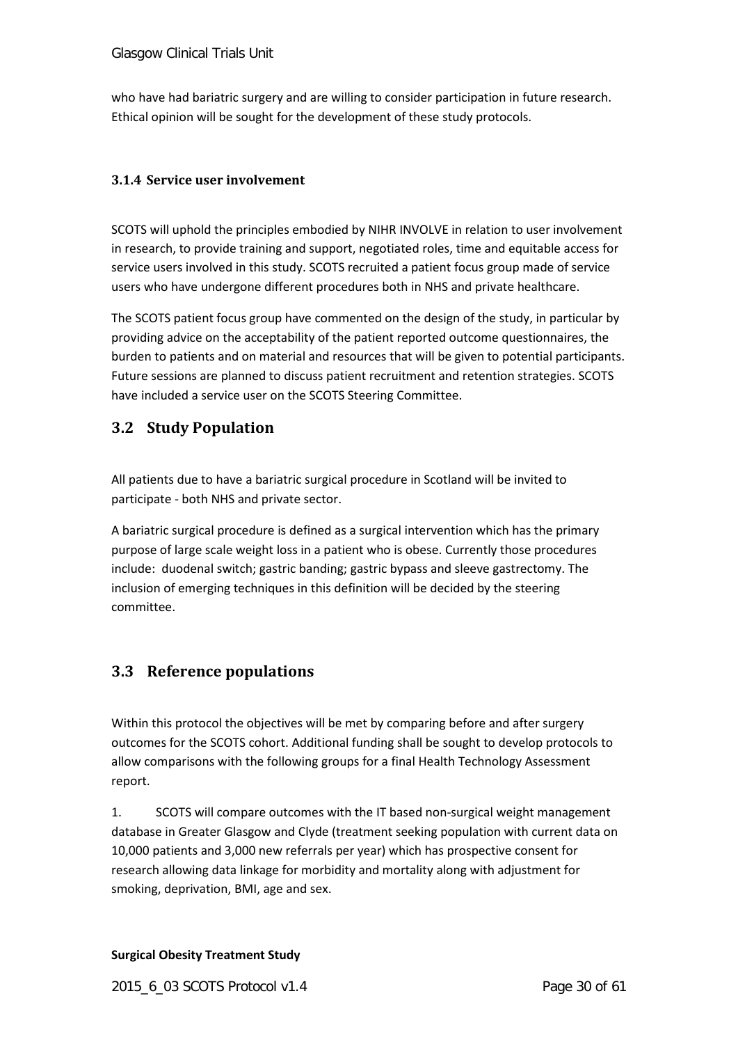who have had bariatric surgery and are willing to consider participation in future research. Ethical opinion will be sought for the development of these study protocols.

#### 3.1.4 Service user involvement

SCOTS will uphold the principles embodied by NIHR INVOLVE in relation to user involvement in research, to provide training and support, negotiated roles, time and equitable access for service users involved in this study. SCOTS recruited a patient focus group made of service users who have undergone different procedures both in NHS and private healthcare.

The SCOTS patient focus group have commented on the design of the study, in particular by providing advice on the acceptability of the patient reported outcome questionnaires, the burden to patients and on material and resources that will be given to potential participants. Future sessions are planned to discuss patient recruitment and retention strategies. SCOTS have included a service user on the SCOTS Steering Committee.

## 3.2 Study Population

All patients due to have a bariatric surgical procedure in Scotland will be invited to participate - both NHS and private sector.

A bariatric surgical procedure is defined as a surgical intervention which has the primary purpose of large scale weight loss in a patient who is obese. Currently those procedures include: duodenal switch; gastric banding; gastric bypass and sleeve gastrectomy. The inclusion of emerging techniques in this definition will be decided by the steering committee.

## 3.3 Reference populations

Within this protocol the objectives will be met by comparing before and after surgery outcomes for the SCOTS cohort. Additional funding shall be sought to develop protocols to allow comparisons with the following groups for a final Health Technology Assessment report.

1. SCOTS will compare outcomes with the IT based non-surgical weight management database in Greater Glasgow and Clyde (treatment seeking population with current data on 10,000 patients and 3,000 new referrals per year) which has prospective consent for research allowing data linkage for morbidity and mortality along with adjustment for smoking, deprivation, BMI, age and sex.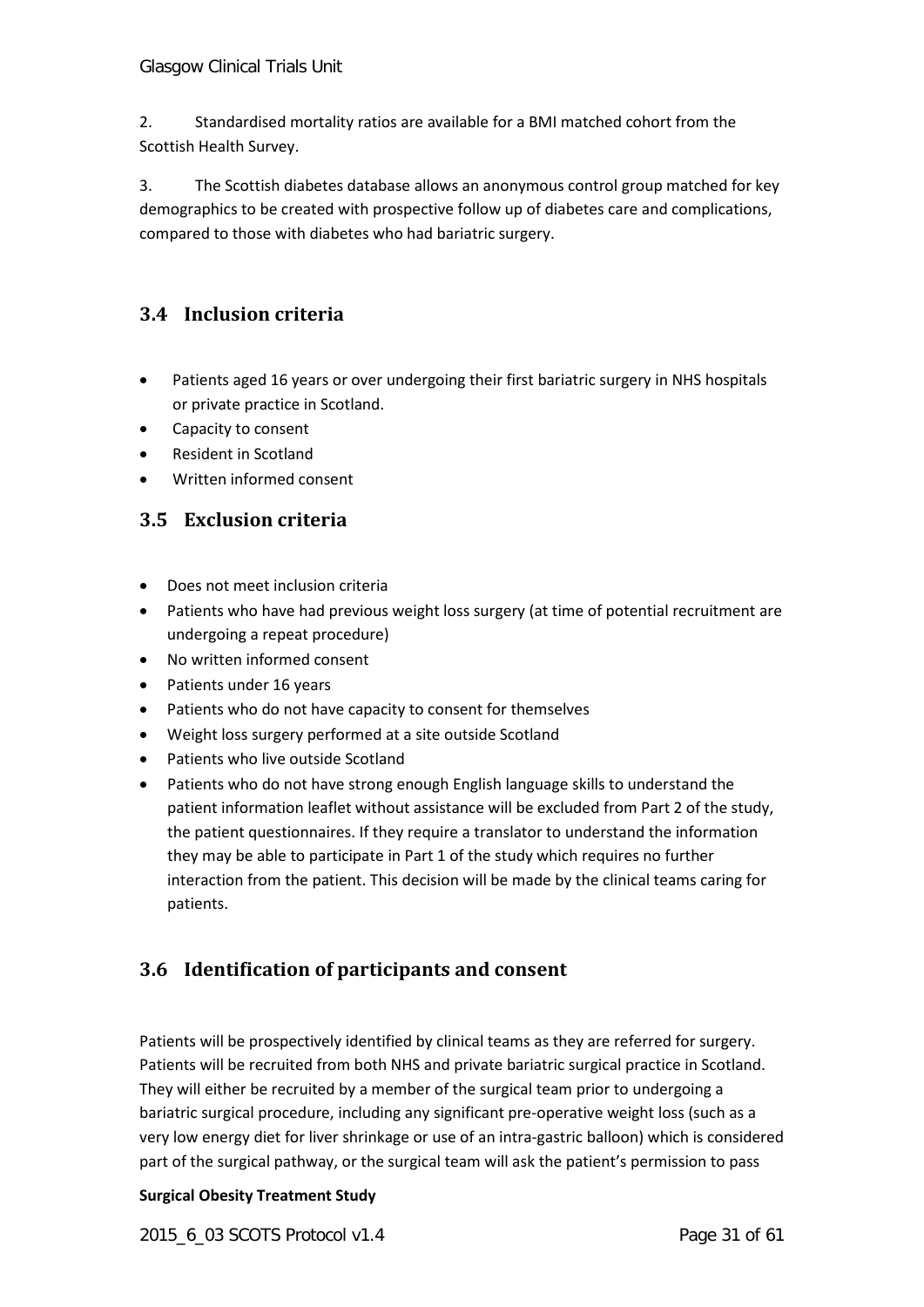2. Standardised mortality ratios are available for a BMI matched cohort from the Scottish Health Survey.

3. The Scottish diabetes database allows an anonymous control group matched for key demographics to be created with prospective follow up of diabetes care and complications, compared to those with diabetes who had bariatric surgery.

## 3.4 Inclusion criteria

- Patients aged 16 years or over undergoing their first bariatric surgery in NHS hospitals or private practice in Scotland.
- Capacity to consent
- Resident in Scotland
- Written informed consent

## 3.5 Exclusion criteria

- Does not meet inclusion criteria
- Patients who have had previous weight loss surgery (at time of potential recruitment are undergoing a repeat procedure)
- No written informed consent
- Patients under 16 years
- Patients who do not have capacity to consent for themselves
- Weight loss surgery performed at a site outside Scotland
- Patients who live outside Scotland
- Patients who do not have strong enough English language skills to understand the patient information leaflet without assistance will be excluded from Part 2 of the study, the patient questionnaires. If they require a translator to understand the information they may be able to participate in Part 1 of the study which requires no further interaction from the patient. This decision will be made by the clinical teams caring for patients.

## 3.6 Identification of participants and consent

Patients will be prospectively identified by clinical teams as they are referred for surgery. Patients will be recruited from both NHS and private bariatric surgical practice in Scotland. They will either be recruited by a member of the surgical team prior to undergoing a bariatric surgical procedure, including any significant pre-operative weight loss (such as a very low energy diet for liver shrinkage or use of an intra-gastric balloon) which is considered part of the surgical pathway, or the surgical team will ask the patient's permission to pass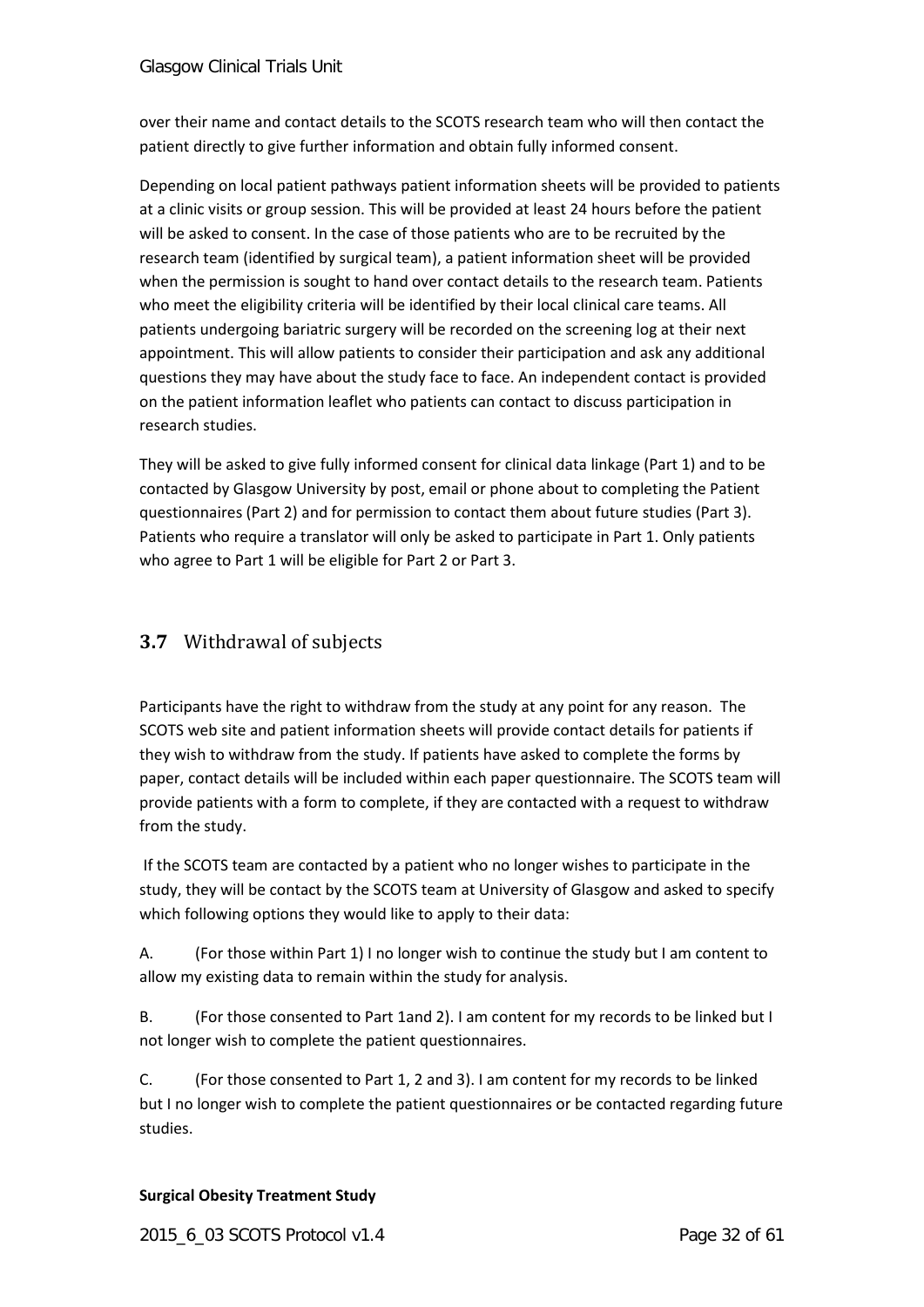over their name and contact details to the SCOTS research team who will then contact the patient directly to give further information and obtain fully informed consent.

Depending on local patient pathways patient information sheets will be provided to patients at a clinic visits or group session. This will be provided at least 24 hours before the patient will be asked to consent. In the case of those patients who are to be recruited by the research team (identified by surgical team), a patient information sheet will be provided when the permission is sought to hand over contact details to the research team. Patients who meet the eligibility criteria will be identified by their local clinical care teams. All patients undergoing bariatric surgery will be recorded on the screening log at their next appointment. This will allow patients to consider their participation and ask any additional questions they may have about the study face to face. An independent contact is provided on the patient information leaflet who patients can contact to discuss participation in research studies.

They will be asked to give fully informed consent for clinical data linkage (Part 1) and to be contacted by Glasgow University by post, email or phone about to completing the Patient questionnaires (Part 2) and for permission to contact them about future studies (Part 3). Patients who require a translator will only be asked to participate in Part 1. Only patients who agree to Part 1 will be eligible for Part 2 or Part 3.

## 3.7 Withdrawal of subjects

Participants have the right to withdraw from the study at any point for any reason. The SCOTS web site and patient information sheets will provide contact details for patients if they wish to withdraw from the study. If patients have asked to complete the forms by paper, contact details will be included within each paper questionnaire. The SCOTS team will provide patients with a form to complete, if they are contacted with a request to withdraw from the study.

If the SCOTS team are contacted by a patient who no longer wishes to participate in the study, they will be contact by the SCOTS team at University of Glasgow and asked to specify which following options they would like to apply to their data:

A. (For those within Part 1) I no longer wish to continue the study but I am content to allow my existing data to remain within the study for analysis.

B. (For those consented to Part 1and 2). I am content for my records to be linked but I not longer wish to complete the patient questionnaires.

C. (For those consented to Part 1, 2 and 3). I am content for my records to be linked but I no longer wish to complete the patient questionnaires or be contacted regarding future studies.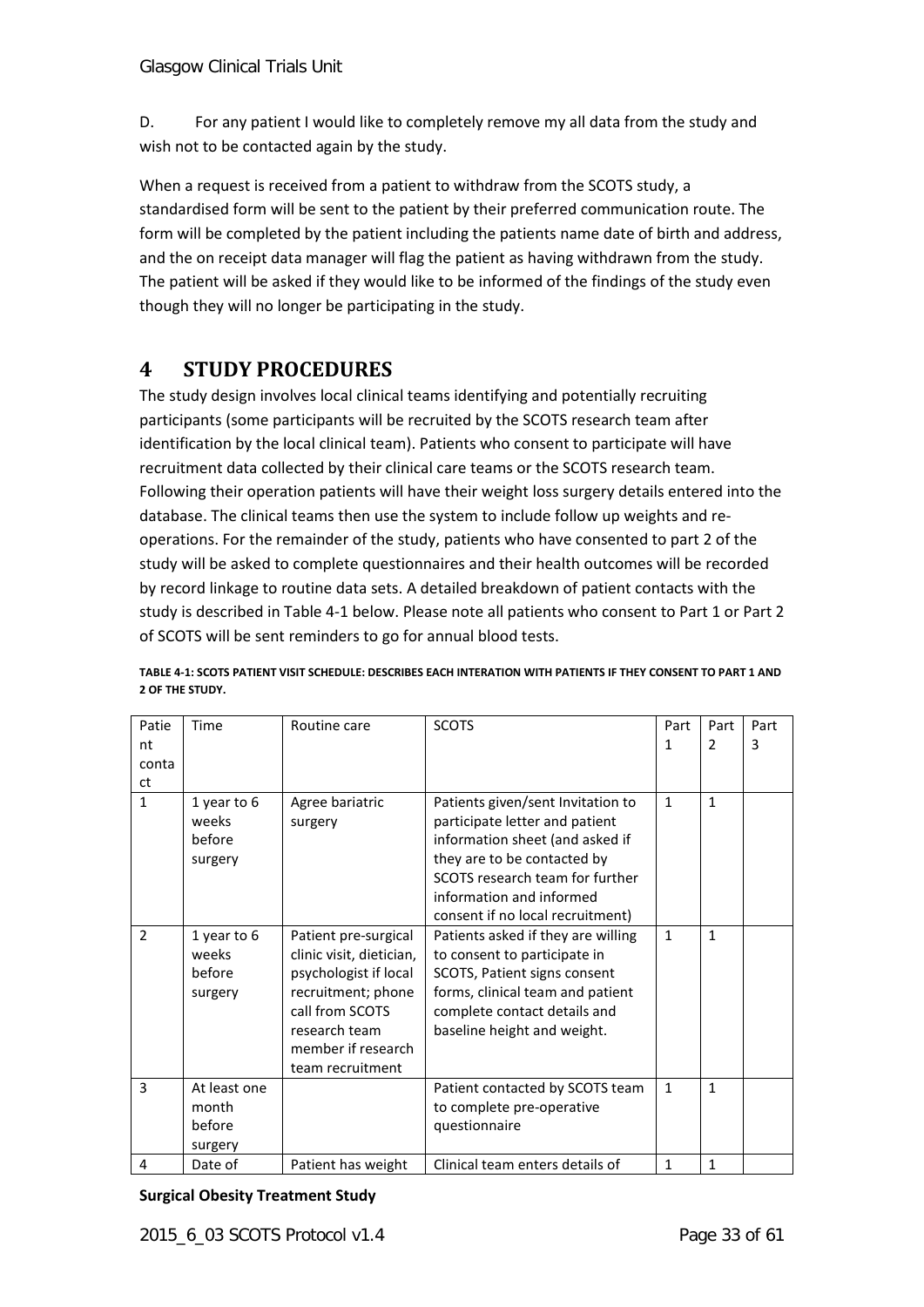D. For any patient I would like to completely remove my all data from the study and wish not to be contacted again by the study.

When a request is received from a patient to withdraw from the SCOTS study, a standardised form will be sent to the patient by their preferred communication route. The form will be completed by the patient including the patients name date of birth and address, and the on receipt data manager will flag the patient as having withdrawn from the study. The patient will be asked if they would like to be informed of the findings of the study even though they will no longer be participating in the study.

# 4 STUDY PROCEDURES

The study design involves local clinical teams identifying and potentially recruiting participants (some participants will be recruited by the SCOTS research team after identification by the local clinical team). Patients who consent to participate will have recruitment data collected by their clinical care teams or the SCOTS research team. Following their operation patients will have their weight loss surgery details entered into the database. The clinical teams then use the system to include follow up weights and re-operations. For the remainder of the study, patients who have consented to part 2 of the study will be asked to complete questionnaires and their health outcomes will be recorded by record linkage to routine data sets. A detailed breakdown of patient contacts with the study is described in Table 4-1 below. Please note all patients who consent to Part 1 or Part 2 of SCOTS will be sent reminders to go for annual blood tests.

**TABLE 4-1: SCOTS PATIENT VISIT SCHEDULE: DESCRIBES EACH INTERATION WITH PATIENTS IF THEY CONSENT TO PART 1 AND 2 OF THE STUDY.**

| Patient contact | Time | Routine care | SCOTS | Part 1 | Part 2 | Part 3 |
|---|---|---|---|---|---|---|
| 1 | 1 year to 6 weeks before surgery | Agree bariatric surgery | Patients given/sent Invitation to participate letter and patient information sheet (and asked if they are to be contacted by SCOTS research team for further information and informed consent if no local recruitment) | 1 | 1 | |
| 2 | 1 year to 6 weeks before surgery | Patient pre-surgical clinic visit, dietician, psychologist if local recruitment; phone call from SCOTS research team member if research team recruitment | Patients asked if they are willing to consent to participate in SCOTS, Patient signs consent forms, clinical team and patient complete contact details and baseline height and weight. | 1 | 1 | |
| 3 | At least one month before surgery | | Patient contacted by SCOTS team to complete pre-operative questionnaire | 1 | 1 | |
| 4 | Date of | Patient has weight | Clinical team enters details of | 1 | 1 | |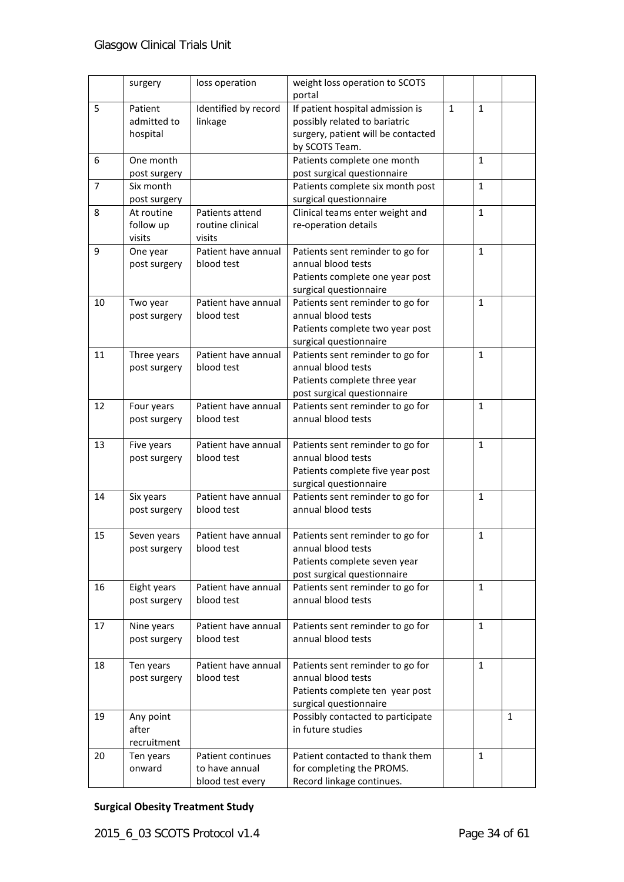| | | | | | | |
|---|---|---|---|---|---|---|
| | surgery | loss operation | weight loss operation to SCOTS portal | | | |
| 5 | Patient admitted to hospital | Identified by record linkage | If patient hospital admission is possibly related to bariatric surgery, patient will be contacted by SCOTS Team. | 1 | 1 | |
| 6 | One month post surgery | | Patients complete one month post surgical questionnaire | | 1 | |
| 7 | Six month post surgery | | Patients complete six month post surgical questionnaire | | 1 | |
| 8 | At routine follow up visits | Patients attend routine clinical visits | Clinical teams enter weight and re-operation details | | 1 | |
| 9 | One year post surgery | Patient have annual blood test | Patients sent reminder to go for annual blood tests<br>Patients complete one year post surgical questionnaire | | 1 | |
| 10 | Two year post surgery | Patient have annual blood test | Patients sent reminder to go for annual blood tests<br>Patients complete two year post surgical questionnaire | | 1 | |
| 11 | Three years post surgery | Patient have annual blood test | Patients sent reminder to go for annual blood tests<br>Patients complete three year post surgical questionnaire | | 1 | |
| 12 | Four years post surgery | Patient have annual blood test | Patients sent reminder to go for annual blood tests | | 1 | |
| 13 | Five years post surgery | Patient have annual blood test | Patients sent reminder to go for annual blood tests<br>Patients complete five year post surgical questionnaire | | 1 | |
| 14 | Six years post surgery | Patient have annual blood test | Patients sent reminder to go for annual blood tests | | 1 | |
| 15 | Seven years post surgery | Patient have annual blood test | Patients sent reminder to go for annual blood tests<br>Patients complete seven year post surgical questionnaire | | 1 | |
| 16 | Eight years post surgery | Patient have annual blood test | Patients sent reminder to go for annual blood tests | | 1 | |
| 17 | Nine years post surgery | Patient have annual blood test | Patients sent reminder to go for annual blood tests | | 1 | |
| 18 | Ten years post surgery | Patient have annual blood test | Patients sent reminder to go for annual blood tests<br>Patients complete ten year post surgical questionnaire | | 1 | |
| 19 | Any point after recruitment | | Possibly contacted to participate in future studies | | | 1 |
| 20 | Ten years onward | Patient continues to have annual blood test every | Patient contacted to thank them for completing the PROMS.<br>Record linkage continues. | | 1 | |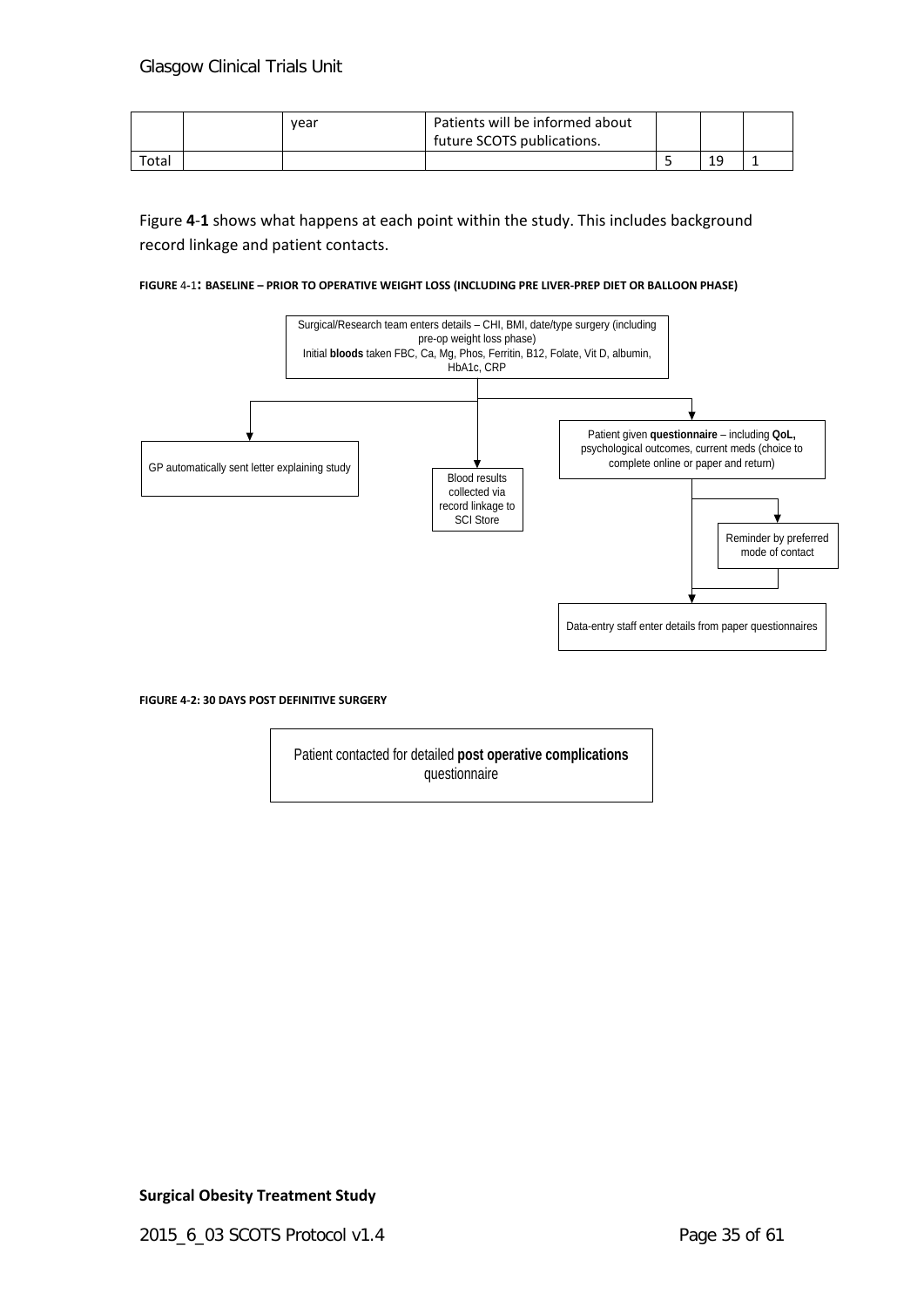| | | | | | | |
|---|---|---|---|---|---|---|
| | | year | Patients will be informed about future SCOTS publications. | | | |
| Total | | | | 5 | 19 | 1 |

Figure **4**-**1** shows what happens at each point within the study. This includes background record linkage and patient contacts.

**FIGURE 4-1: BASELINE – PRIOR TO OPERATIVE WEIGHT LOSS (INCLUDING PRE LIVER-PREP DIET OR BALLOON PHASE)**

Surgical/Research team enters details – CHI, BMI, date/type surgery (including pre-op weight loss phase)
Initial **bloods** taken FBC, Ca, Mg, Phos, Ferritin, B12, Folate, Vit D, albumin, HbA1c, CRP

GP automatically sent letter explaining study

Blood results collected via record linkage to SCI Store

Patient given **questionnaire** – including **QoL,** psychological outcomes, current meds (choice to complete online or paper and return)

Reminder by preferred mode of contact

Data-entry staff enter details from paper questionnaires

**FIGURE 4-2: 30 DAYS POST DEFINITIVE SURGERY**

Patient contacted for detailed **post operative complications** questionnaire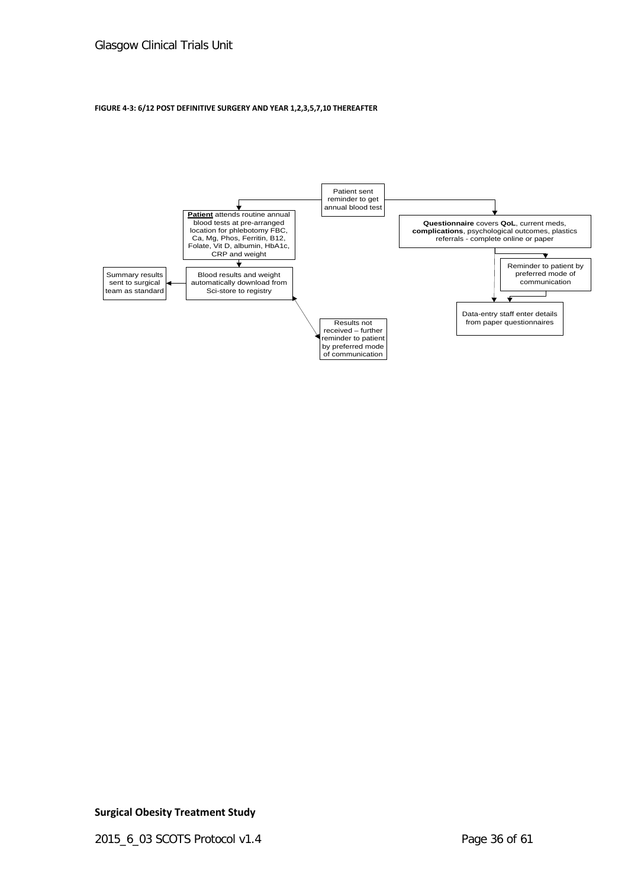**FIGURE 4-3: 6/12 POST DEFINITIVE SURGERY AND YEAR 1,2,3,5,7,10 THEREAFTER**

Patient sent reminder to get annual blood test

**Patient** attends routine annual blood tests at pre-arranged location for phlebotomy FBC, Ca, Mg, Phos, Ferritin, B12, Folate, Vit D, albumin, HbA1c, CRP and weight

Blood results and weight automatically download from Sci-store to registry

Summary results sent to surgical team as standard

Results not received – further reminder to patient by preferred mode of communication

**Questionnaire** covers **QoL**, current meds, **complications**, psychological outcomes, plastics referrals - complete online or paper

Reminder to patient by preferred mode of communication

Data-entry staff enter details from paper questionnaires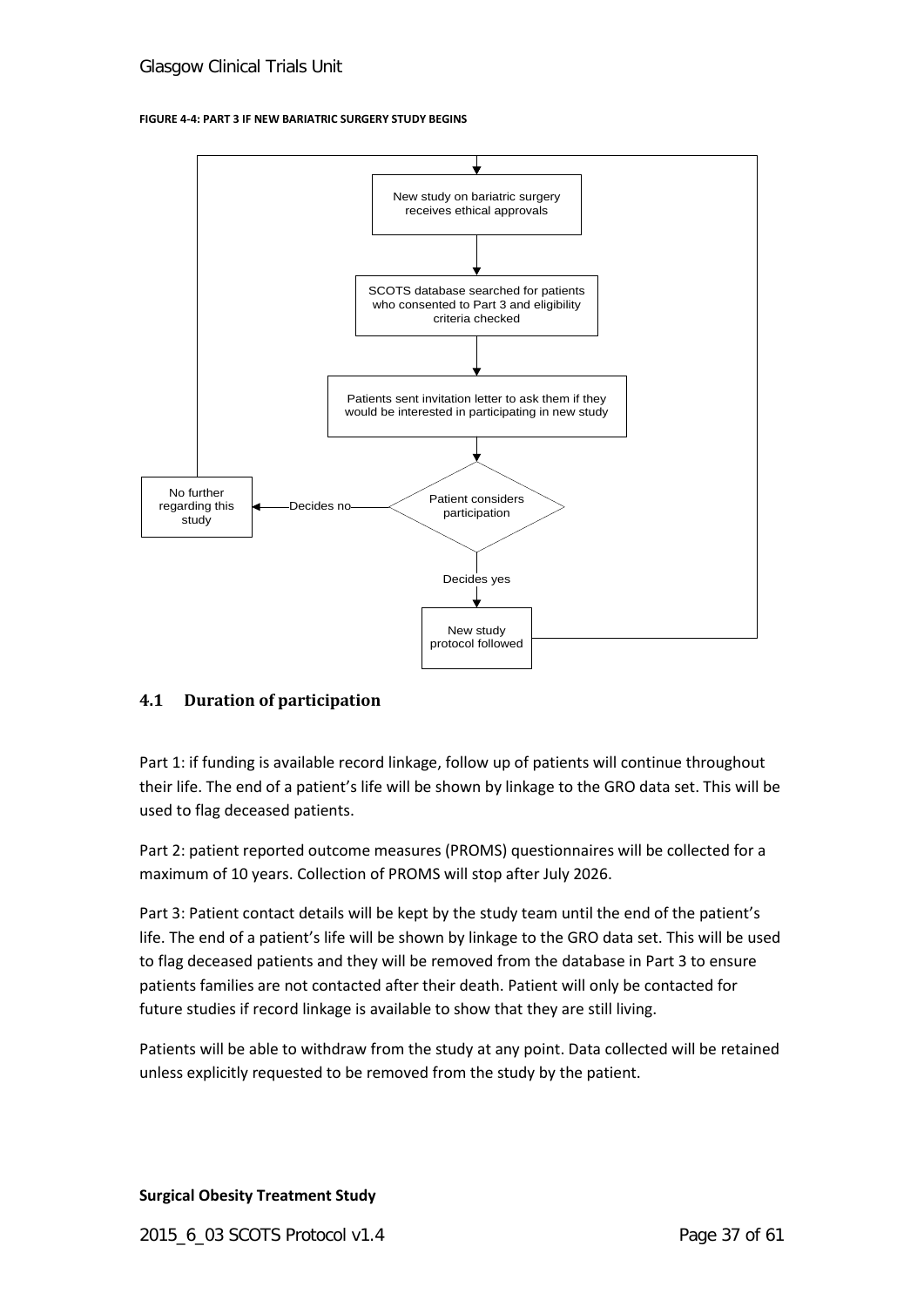**FIGURE 4-4: PART 3 IF NEW BARIATRIC SURGERY STUDY BEGINS**

New study on bariatric surgery receives ethical approvals

SCOTS database searched for patients who consented to Part 3 and eligibility criteria checked

Patients sent invitation letter to ask them if they would be interested in participating in new study

Patient considers participation

Decides no

No further regarding this study

Decides yes

New study protocol followed

## 4.1 Duration of participation

Part 1: if funding is available record linkage, follow up of patients will continue throughout their life. The end of a patient's life will be shown by linkage to the GRO data set. This will be used to flag deceased patients.

Part 2: patient reported outcome measures (PROMS) questionnaires will be collected for a maximum of 10 years. Collection of PROMS will stop after July 2026.

Part 3: Patient contact details will be kept by the study team until the end of the patient's life. The end of a patient's life will be shown by linkage to the GRO data set. This will be used to flag deceased patients and they will be removed from the database in Part 3 to ensure patients families are not contacted after their death. Patient will only be contacted for future studies if record linkage is available to show that they are still living.

Patients will be able to withdraw from the study at any point. Data collected will be retained unless explicitly requested to be removed from the study by the patient.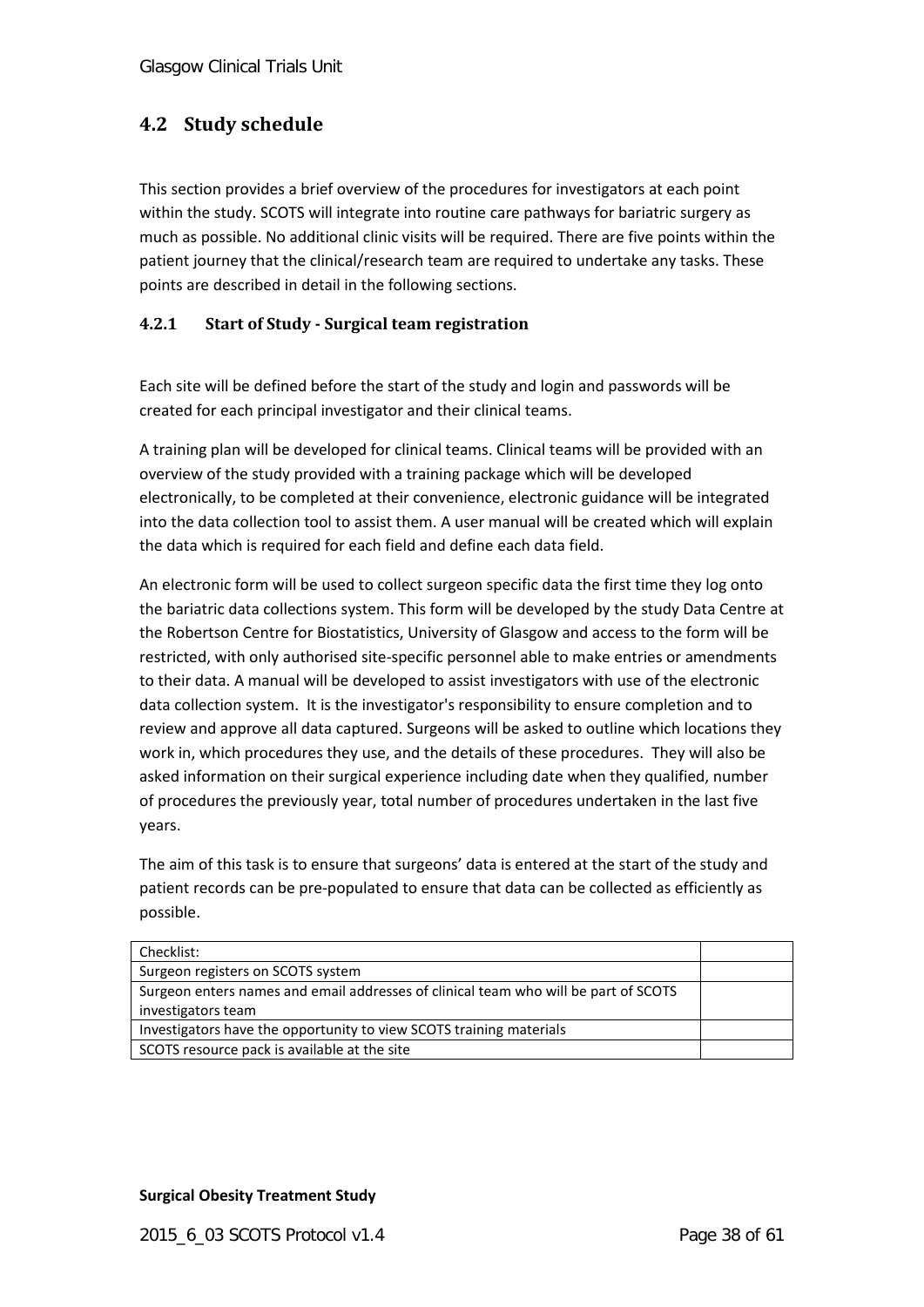## 4.2 Study schedule

This section provides a brief overview of the procedures for investigators at each point within the study. SCOTS will integrate into routine care pathways for bariatric surgery as much as possible. No additional clinic visits will be required. There are five points within the patient journey that the clinical/research team are required to undertake any tasks. These points are described in detail in the following sections.

### 4.2.1 Start of Study - Surgical team registration

Each site will be defined before the start of the study and login and passwords will be created for each principal investigator and their clinical teams.

A training plan will be developed for clinical teams. Clinical teams will be provided with an overview of the study provided with a training package which will be developed electronically, to be completed at their convenience, electronic guidance will be integrated into the data collection tool to assist them. A user manual will be created which will explain the data which is required for each field and define each data field.

An electronic form will be used to collect surgeon specific data the first time they log onto the bariatric data collections system. This form will be developed by the study Data Centre at the Robertson Centre for Biostatistics, University of Glasgow and access to the form will be restricted, with only authorised site-specific personnel able to make entries or amendments to their data. A manual will be developed to assist investigators with use of the electronic data collection system. It is the investigator's responsibility to ensure completion and to review and approve all data captured. Surgeons will be asked to outline which locations they work in, which procedures they use, and the details of these procedures. They will also be asked information on their surgical experience including date when they qualified, number of procedures the previously year, total number of procedures undertaken in the last five years.

The aim of this task is to ensure that surgeons' data is entered at the start of the study and patient records can be pre-populated to ensure that data can be collected as efficiently as possible.

| Checklist: | |
|---|---|
| Surgeon registers on SCOTS system | |
| Surgeon enters names and email addresses of clinical team who will be part of SCOTS investigators team | |
| Investigators have the opportunity to view SCOTS training materials | |
| SCOTS resource pack is available at the site | |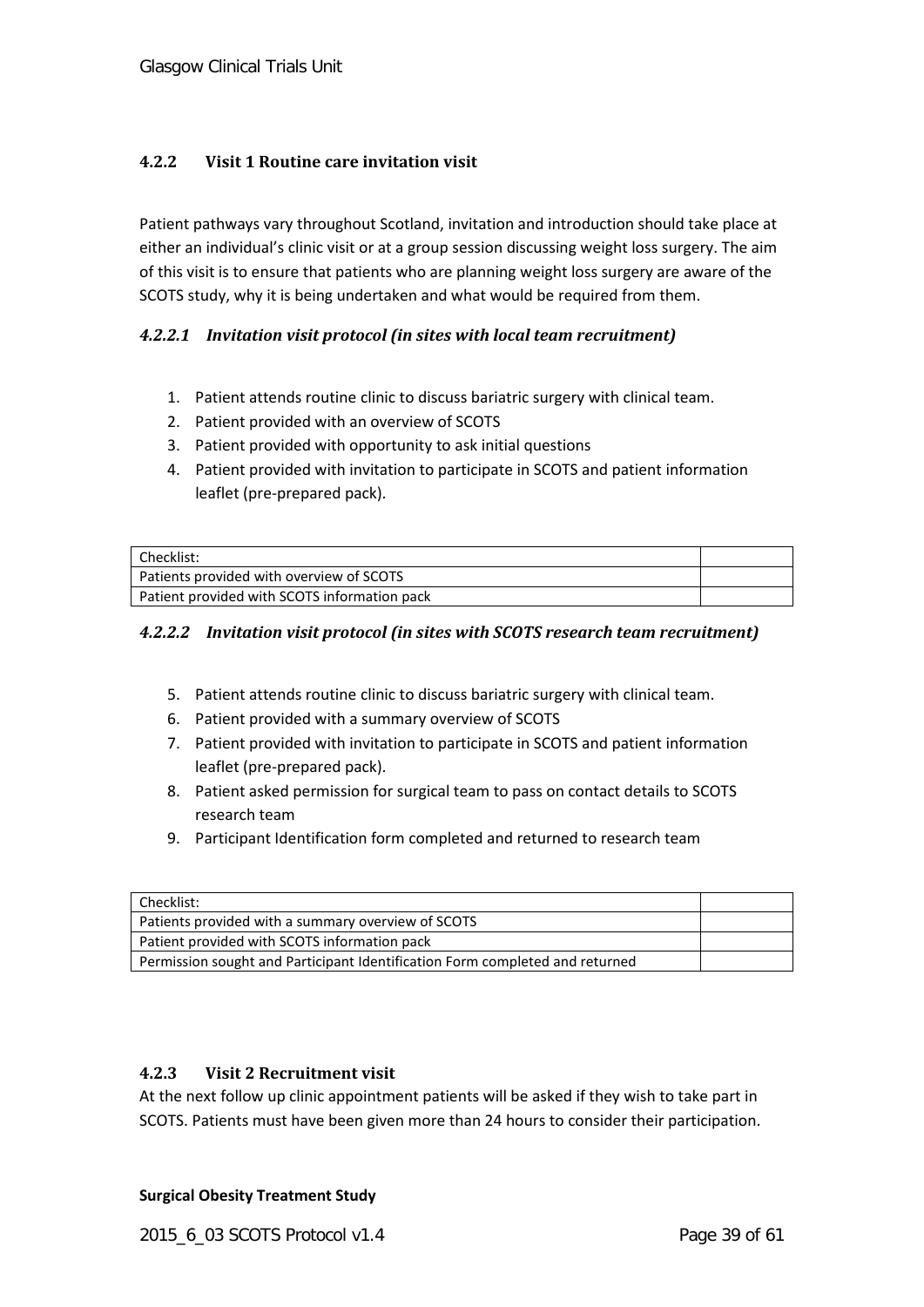#### 4.2.2 Visit 1 Routine care invitation visit

Patient pathways vary throughout Scotland, invitation and introduction should take place at either an individual's clinic visit or at a group session discussing weight loss surgery. The aim of this visit is to ensure that patients who are planning weight loss surgery are aware of the SCOTS study, why it is being undertaken and what would be required from them.

##### *4.2.2.1 Invitation visit protocol (in sites with local team recruitment)*

1. Patient attends routine clinic to discuss bariatric surgery with clinical team.
2. Patient provided with an overview of SCOTS
3. Patient provided with opportunity to ask initial questions
4. Patient provided with invitation to participate in SCOTS and patient information leaflet (pre-prepared pack).

| Checklist: | |
|---|---|
| Patients provided with overview of SCOTS | |
| Patient provided with SCOTS information pack | |

##### *4.2.2.2 Invitation visit protocol (in sites with SCOTS research team recruitment)*

5. Patient attends routine clinic to discuss bariatric surgery with clinical team.
6. Patient provided with a summary overview of SCOTS
7. Patient provided with invitation to participate in SCOTS and patient information leaflet (pre-prepared pack).
8. Patient asked permission for surgical team to pass on contact details to SCOTS research team
9. Participant Identification form completed and returned to research team

| Checklist: | |
|---|---|
| Patients provided with a summary overview of SCOTS | |
| Patient provided with SCOTS information pack | |
| Permission sought and Participant Identification Form completed and returned | |

#### 4.2.3 Visit 2 Recruitment visit

At the next follow up clinic appointment patients will be asked if they wish to take part in SCOTS. Patients must have been given more than 24 hours to consider their participation.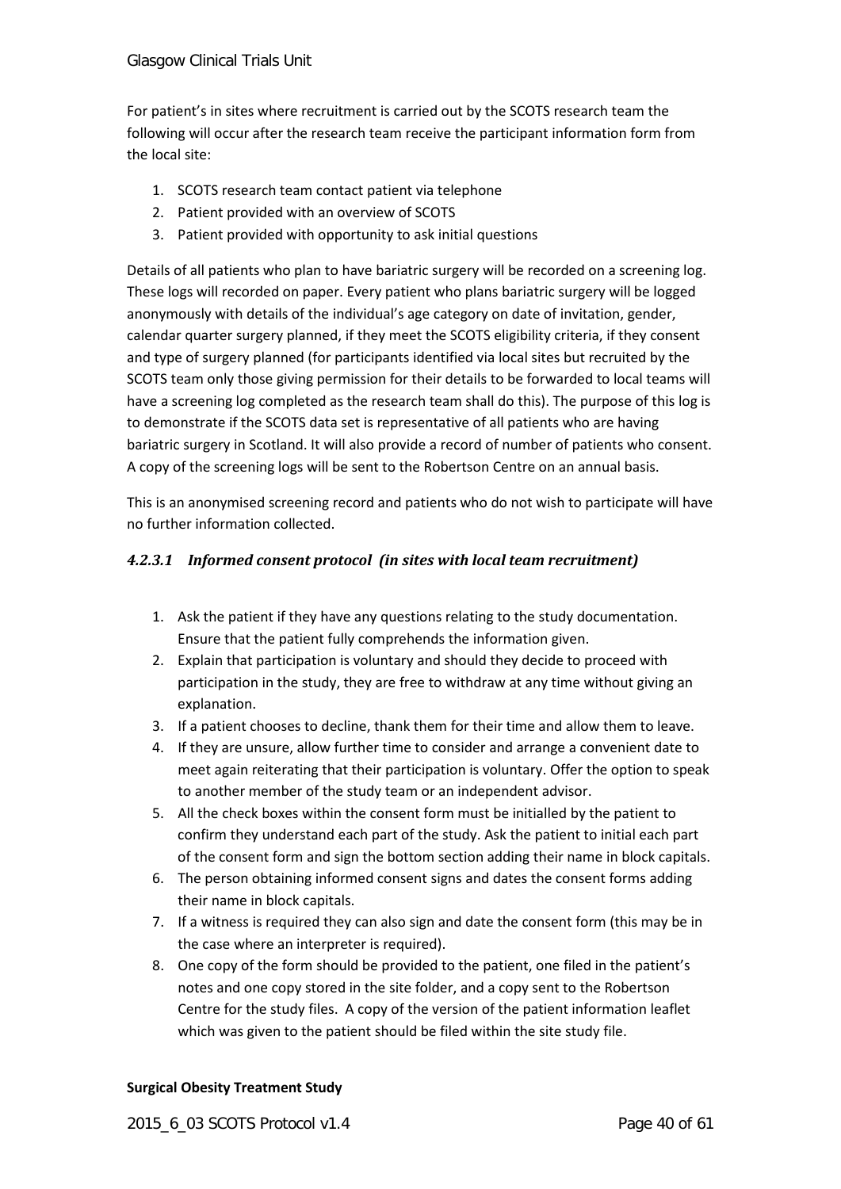For patient's in sites where recruitment is carried out by the SCOTS research team the following will occur after the research team receive the participant information form from the local site:

1. SCOTS research team contact patient via telephone
2. Patient provided with an overview of SCOTS
3. Patient provided with opportunity to ask initial questions

Details of all patients who plan to have bariatric surgery will be recorded on a screening log. These logs will recorded on paper. Every patient who plans bariatric surgery will be logged anonymously with details of the individual's age category on date of invitation, gender, calendar quarter surgery planned, if they meet the SCOTS eligibility criteria, if they consent and type of surgery planned (for participants identified via local sites but recruited by the SCOTS team only those giving permission for their details to be forwarded to local teams will have a screening log completed as the research team shall do this). The purpose of this log is to demonstrate if the SCOTS data set is representative of all patients who are having bariatric surgery in Scotland. It will also provide a record of number of patients who consent. A copy of the screening logs will be sent to the Robertson Centre on an annual basis.

This is an anonymised screening record and patients who do not wish to participate will have no further information collected.

#### *4.2.3.1 Informed consent protocol (in sites with local team recruitment)*

1. Ask the patient if they have any questions relating to the study documentation. Ensure that the patient fully comprehends the information given.
2. Explain that participation is voluntary and should they decide to proceed with participation in the study, they are free to withdraw at any time without giving an explanation.
3. If a patient chooses to decline, thank them for their time and allow them to leave.
4. If they are unsure, allow further time to consider and arrange a convenient date to meet again reiterating that their participation is voluntary. Offer the option to speak to another member of the study team or an independent advisor.
5. All the check boxes within the consent form must be initialled by the patient to confirm they understand each part of the study. Ask the patient to initial each part of the consent form and sign the bottom section adding their name in block capitals.
6. The person obtaining informed consent signs and dates the consent forms adding their name in block capitals.
7. If a witness is required they can also sign and date the consent form (this may be in the case where an interpreter is required).
8. One copy of the form should be provided to the patient, one filed in the patient's notes and one copy stored in the site folder, and a copy sent to the Robertson Centre for the study files. A copy of the version of the patient information leaflet which was given to the patient should be filed within the site study file.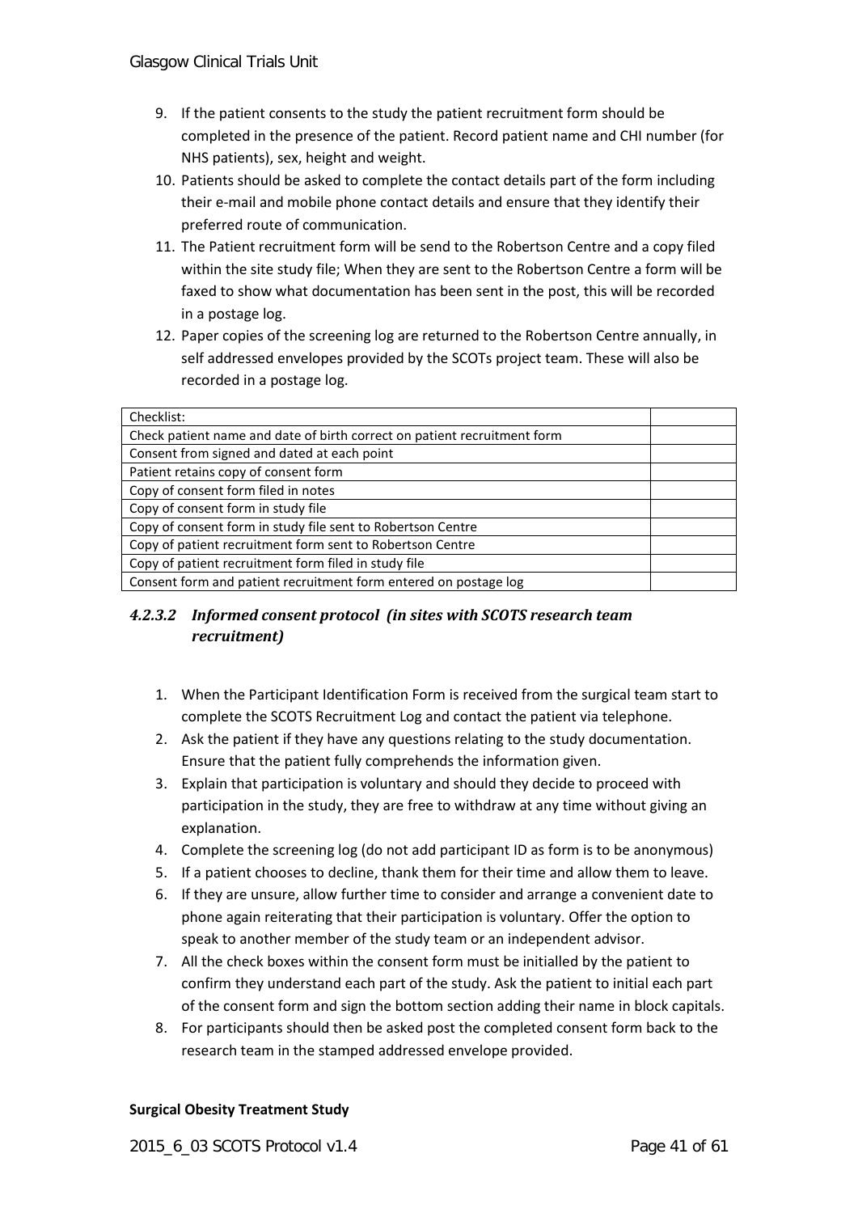9. If the patient consents to the study the patient recruitment form should be completed in the presence of the patient. Record patient name and CHI number (for NHS patients), sex, height and weight.
10. Patients should be asked to complete the contact details part of the form including their e-mail and mobile phone contact details and ensure that they identify their preferred route of communication.
11. The Patient recruitment form will be send to the Robertson Centre and a copy filed within the site study file; When they are sent to the Robertson Centre a form will be faxed to show what documentation has been sent in the post, this will be recorded in a postage log.
12. Paper copies of the screening log are returned to the Robertson Centre annually, in self addressed envelopes provided by the SCOTs project team. These will also be recorded in a postage log.

| | |
|---|---|
| Checklist: | |
| Check patient name and date of birth correct on patient recruitment form | |
| Consent from signed and dated at each point | |
| Patient retains copy of consent form | |
| Copy of consent form filed in notes | |
| Copy of consent form in study file | |
| Copy of consent form in study file sent to Robertson Centre | |
| Copy of patient recruitment form sent to Robertson Centre | |
| Copy of patient recruitment form filed in study file | |
| Consent form and patient recruitment form entered on postage log | |

#### *4.2.3.2 Informed consent protocol (in sites with SCOTS research team recruitment)*

1. When the Participant Identification Form is received from the surgical team start to complete the SCOTS Recruitment Log and contact the patient via telephone.
2. Ask the patient if they have any questions relating to the study documentation. Ensure that the patient fully comprehends the information given.
3. Explain that participation is voluntary and should they decide to proceed with participation in the study, they are free to withdraw at any time without giving an explanation.
4. Complete the screening log (do not add participant ID as form is to be anonymous)
5. If a patient chooses to decline, thank them for their time and allow them to leave.
6. If they are unsure, allow further time to consider and arrange a convenient date to phone again reiterating that their participation is voluntary. Offer the option to speak to another member of the study team or an independent advisor.
7. All the check boxes within the consent form must be initialled by the patient to confirm they understand each part of the study. Ask the patient to initial each part of the consent form and sign the bottom section adding their name in block capitals.
8. For participants should then be asked post the completed consent form back to the research team in the stamped addressed envelope provided.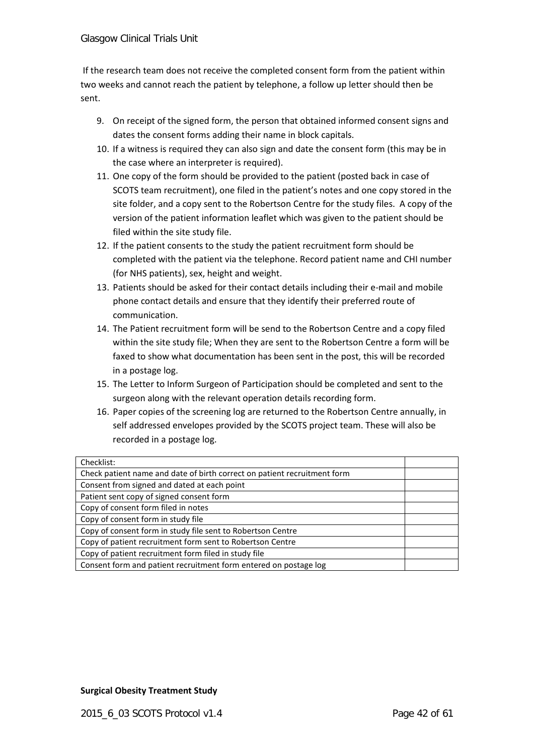If the research team does not receive the completed consent form from the patient within two weeks and cannot reach the patient by telephone, a follow up letter should then be sent.

9. On receipt of the signed form, the person that obtained informed consent signs and dates the consent forms adding their name in block capitals.
10. If a witness is required they can also sign and date the consent form (this may be in the case where an interpreter is required).
11. One copy of the form should be provided to the patient (posted back in case of SCOTS team recruitment), one filed in the patient's notes and one copy stored in the site folder, and a copy sent to the Robertson Centre for the study files. A copy of the version of the patient information leaflet which was given to the patient should be filed within the site study file.
12. If the patient consents to the study the patient recruitment form should be completed with the patient via the telephone. Record patient name and CHI number (for NHS patients), sex, height and weight.
13. Patients should be asked for their contact details including their e-mail and mobile phone contact details and ensure that they identify their preferred route of communication.
14. The Patient recruitment form will be send to the Robertson Centre and a copy filed within the site study file; When they are sent to the Robertson Centre a form will be faxed to show what documentation has been sent in the post, this will be recorded in a postage log.
15. The Letter to Inform Surgeon of Participation should be completed and sent to the surgeon along with the relevant operation details recording form.
16. Paper copies of the screening log are returned to the Robertson Centre annually, in self addressed envelopes provided by the SCOTS project team. These will also be recorded in a postage log.

| Checklist: | |
|---|---|
| Check patient name and date of birth correct on patient recruitment form | |
| Consent from signed and dated at each point | |
| Patient sent copy of signed consent form | |
| Copy of consent form filed in notes | |
| Copy of consent form in study file | |
| Copy of consent form in study file sent to Robertson Centre | |
| Copy of patient recruitment form sent to Robertson Centre | |
| Copy of patient recruitment form filed in study file | |
| Consent form and patient recruitment form entered on postage log | |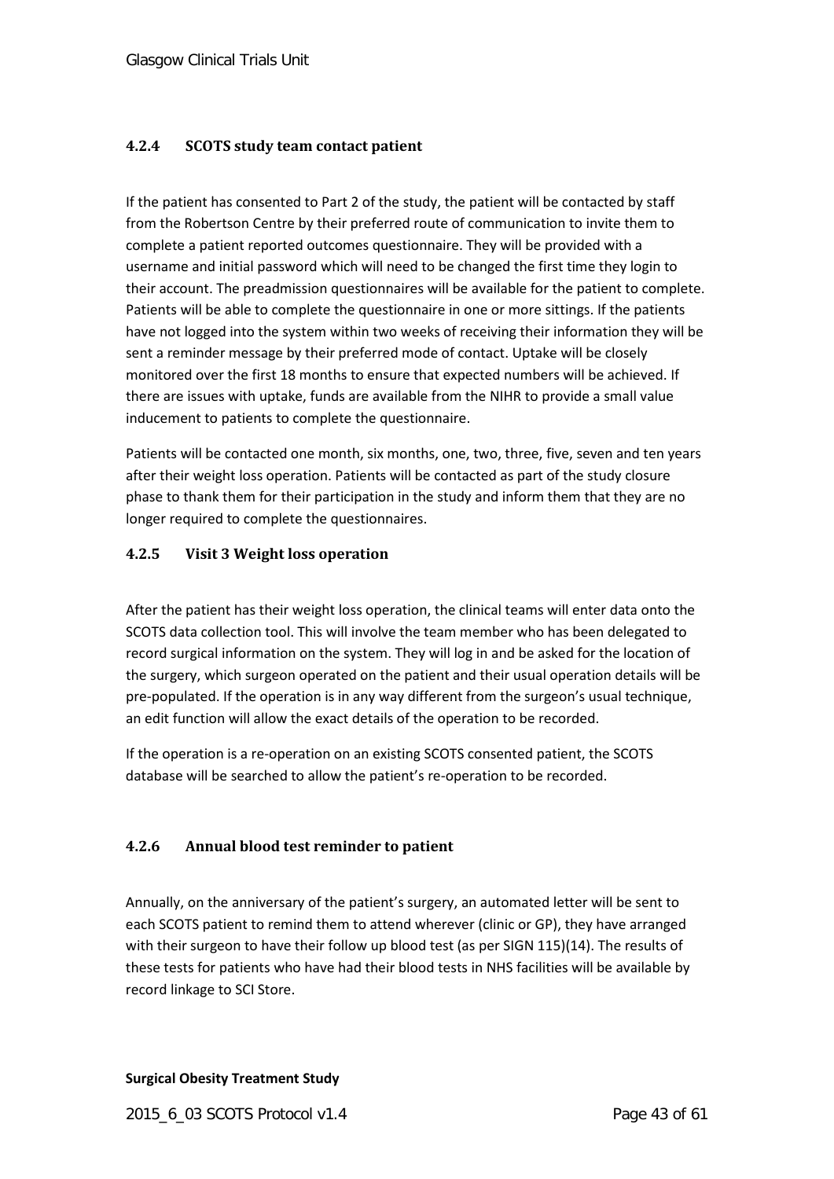#### 4.2.4 SCOTS study team contact patient

If the patient has consented to Part 2 of the study, the patient will be contacted by staff from the Robertson Centre by their preferred route of communication to invite them to complete a patient reported outcomes questionnaire. They will be provided with a username and initial password which will need to be changed the first time they login to their account. The preadmission questionnaires will be available for the patient to complete. Patients will be able to complete the questionnaire in one or more sittings. If the patients have not logged into the system within two weeks of receiving their information they will be sent a reminder message by their preferred mode of contact. Uptake will be closely monitored over the first 18 months to ensure that expected numbers will be achieved. If there are issues with uptake, funds are available from the NIHR to provide a small value inducement to patients to complete the questionnaire.

Patients will be contacted one month, six months, one, two, three, five, seven and ten years after their weight loss operation. Patients will be contacted as part of the study closure phase to thank them for their participation in the study and inform them that they are no longer required to complete the questionnaires.

#### 4.2.5 Visit 3 Weight loss operation

After the patient has their weight loss operation, the clinical teams will enter data onto the SCOTS data collection tool. This will involve the team member who has been delegated to record surgical information on the system. They will log in and be asked for the location of the surgery, which surgeon operated on the patient and their usual operation details will be pre-populated. If the operation is in any way different from the surgeon's usual technique, an edit function will allow the exact details of the operation to be recorded.

If the operation is a re-operation on an existing SCOTS consented patient, the SCOTS database will be searched to allow the patient's re-operation to be recorded.

#### 4.2.6 Annual blood test reminder to patient

Annually, on the anniversary of the patient's surgery, an automated letter will be sent to each SCOTS patient to remind them to attend wherever (clinic or GP), they have arranged with their surgeon to have their follow up blood test (as per SIGN 115)(14). The results of these tests for patients who have had their blood tests in NHS facilities will be available by record linkage to SCI Store.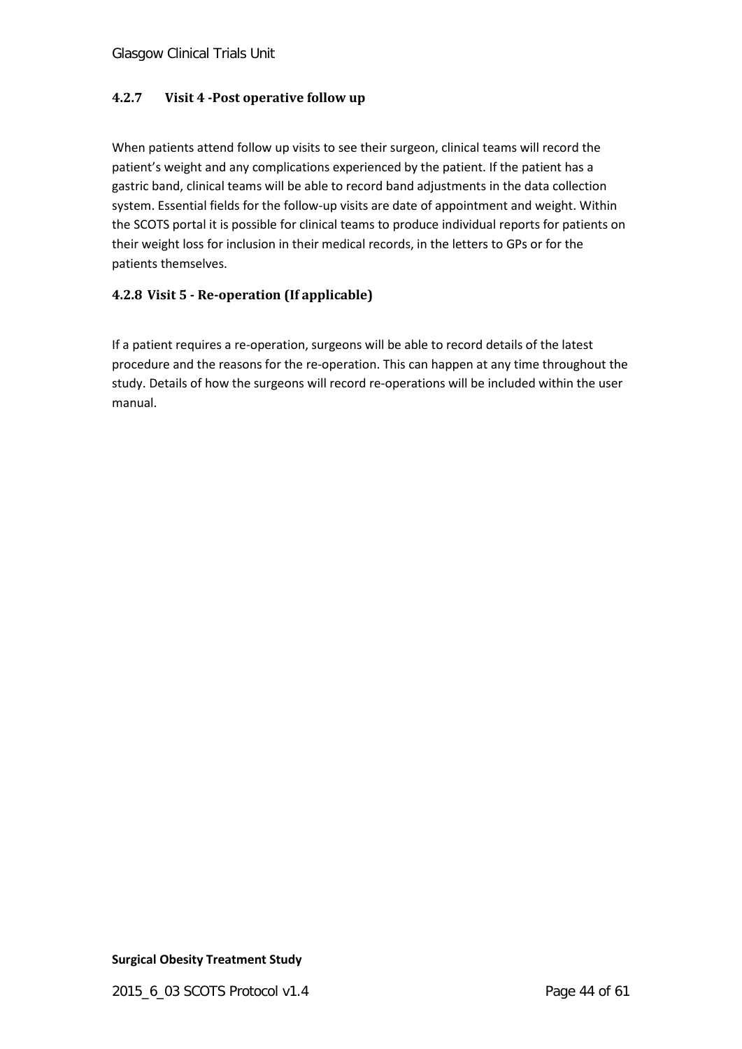#### 4.2.7 Visit 4 -Post operative follow up

When patients attend follow up visits to see their surgeon, clinical teams will record the patient's weight and any complications experienced by the patient. If the patient has a gastric band, clinical teams will be able to record band adjustments in the data collection system. Essential fields for the follow-up visits are date of appointment and weight. Within the SCOTS portal it is possible for clinical teams to produce individual reports for patients on their weight loss for inclusion in their medical records, in the letters to GPs or for the patients themselves.

#### 4.2.8 Visit 5 - Re-operation (If applicable)

If a patient requires a re-operation, surgeons will be able to record details of the latest procedure and the reasons for the re-operation. This can happen at any time throughout the study. Details of how the surgeons will record re-operations will be included within the user manual.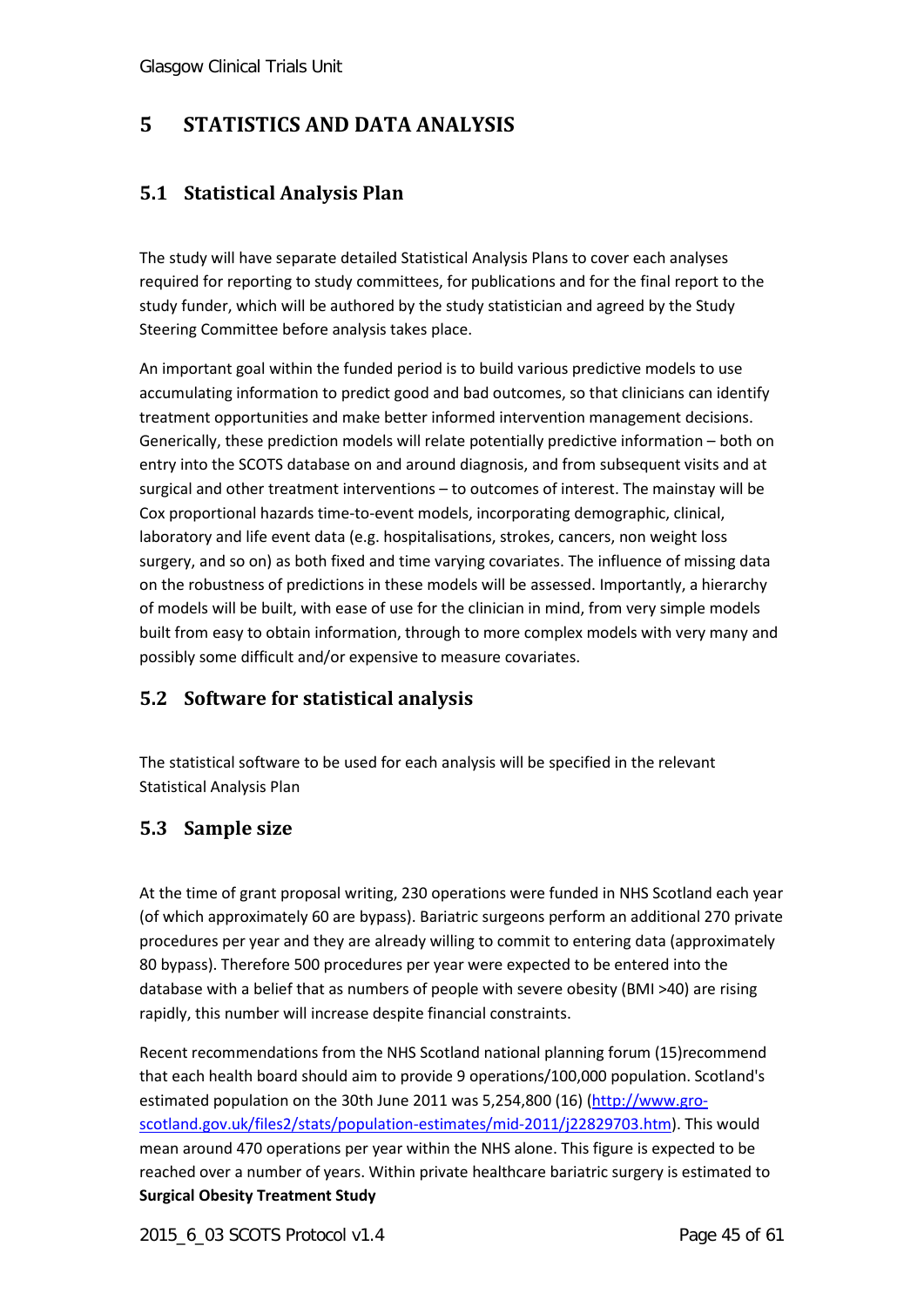# 5 STATISTICS AND DATA ANALYSIS

## 5.1 Statistical Analysis Plan

The study will have separate detailed Statistical Analysis Plans to cover each analyses required for reporting to study committees, for publications and for the final report to the study funder, which will be authored by the study statistician and agreed by the Study Steering Committee before analysis takes place.

An important goal within the funded period is to build various predictive models to use accumulating information to predict good and bad outcomes, so that clinicians can identify treatment opportunities and make better informed intervention management decisions. Generically, these prediction models will relate potentially predictive information – both on entry into the SCOTS database on and around diagnosis, and from subsequent visits and at surgical and other treatment interventions – to outcomes of interest. The mainstay will be Cox proportional hazards time-to-event models, incorporating demographic, clinical, laboratory and life event data (e.g. hospitalisations, strokes, cancers, non weight loss surgery, and so on) as both fixed and time varying covariates. The influence of missing data on the robustness of predictions in these models will be assessed. Importantly, a hierarchy of models will be built, with ease of use for the clinician in mind, from very simple models built from easy to obtain information, through to more complex models with very many and possibly some difficult and/or expensive to measure covariates.

## 5.2 Software for statistical analysis

The statistical software to be used for each analysis will be specified in the relevant Statistical Analysis Plan

## 5.3 Sample size

At the time of grant proposal writing, 230 operations were funded in NHS Scotland each year (of which approximately 60 are bypass). Bariatric surgeons perform an additional 270 private procedures per year and they are already willing to commit to entering data (approximately 80 bypass). Therefore 500 procedures per year were expected to be entered into the database with a belief that as numbers of people with severe obesity (BMI >40) are rising rapidly, this number will increase despite financial constraints.

Recent recommendations from the NHS Scotland national planning forum (15)recommend that each health board should aim to provide 9 operations/100,000 population. Scotland's estimated population on the 30th June 2011 was 5,254,800 (16) (http://www.gro-scotland.gov.uk/files2/stats/population-estimates/mid-2011/j22829703.htm). This would mean around 470 operations per year within the NHS alone. This figure is expected to be reached over a number of years. Within private healthcare bariatric surgery is estimated to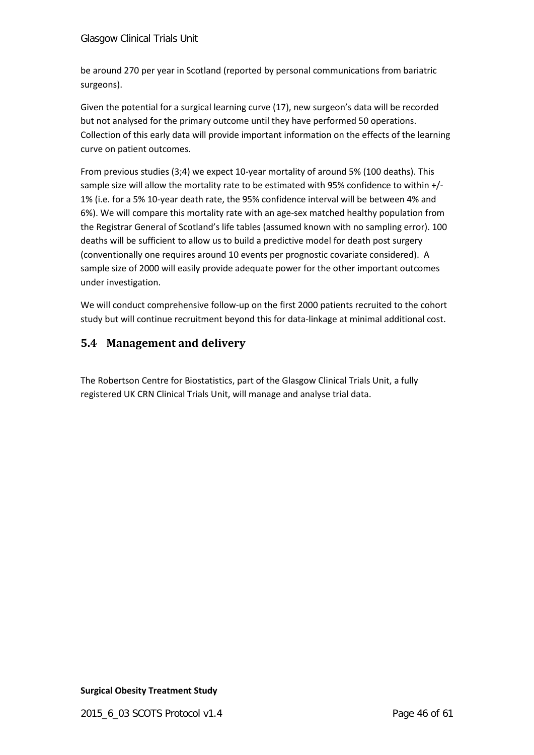be around 270 per year in Scotland (reported by personal communications from bariatric surgeons).

Given the potential for a surgical learning curve (17), new surgeon's data will be recorded but not analysed for the primary outcome until they have performed 50 operations. Collection of this early data will provide important information on the effects of the learning curve on patient outcomes.

From previous studies (3;4) we expect 10-year mortality of around 5% (100 deaths). This sample size will allow the mortality rate to be estimated with 95% confidence to within +/- 1% (i.e. for a 5% 10-year death rate, the 95% confidence interval will be between 4% and 6%). We will compare this mortality rate with an age-sex matched healthy population from the Registrar General of Scotland's life tables (assumed known with no sampling error). 100 deaths will be sufficient to allow us to build a predictive model for death post surgery (conventionally one requires around 10 events per prognostic covariate considered). A sample size of 2000 will easily provide adequate power for the other important outcomes under investigation.

We will conduct comprehensive follow-up on the first 2000 patients recruited to the cohort study but will continue recruitment beyond this for data-linkage at minimal additional cost.

## 5.4 Management and delivery

The Robertson Centre for Biostatistics, part of the Glasgow Clinical Trials Unit, a fully registered UK CRN Clinical Trials Unit, will manage and analyse trial data.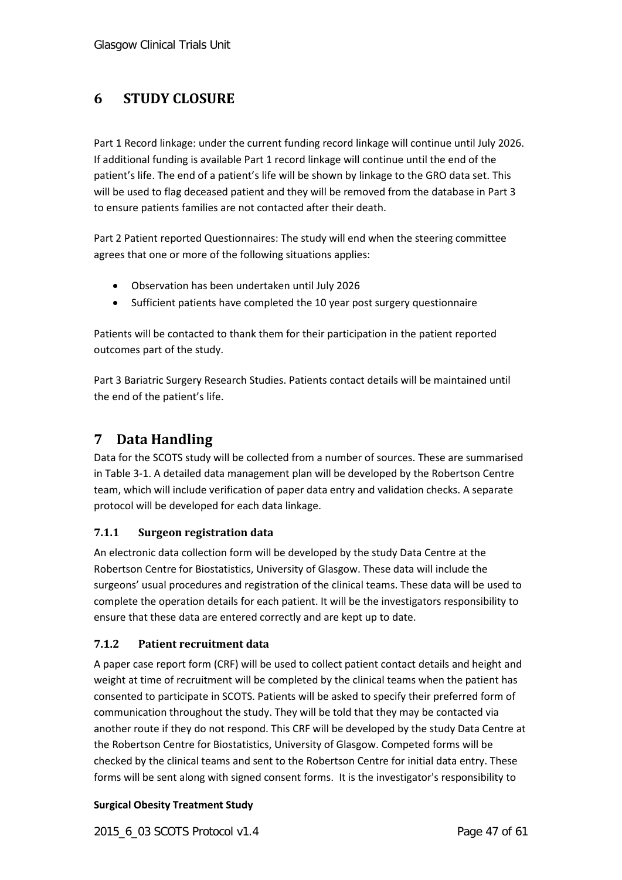# 6 STUDY CLOSURE

Part 1 Record linkage: under the current funding record linkage will continue until July 2026. If additional funding is available Part 1 record linkage will continue until the end of the patient's life. The end of a patient's life will be shown by linkage to the GRO data set. This will be used to flag deceased patient and they will be removed from the database in Part 3 to ensure patients families are not contacted after their death.

Part 2 Patient reported Questionnaires: The study will end when the steering committee agrees that one or more of the following situations applies:

- Observation has been undertaken until July 2026
- Sufficient patients have completed the 10 year post surgery questionnaire

Patients will be contacted to thank them for their participation in the patient reported outcomes part of the study.

Part 3 Bariatric Surgery Research Studies. Patients contact details will be maintained until the end of the patient's life.

# 7 Data Handling

Data for the SCOTS study will be collected from a number of sources. These are summarised in Table 3-1. A detailed data management plan will be developed by the Robertson Centre team, which will include verification of paper data entry and validation checks. A separate protocol will be developed for each data linkage.

### 7.1.1 Surgeon registration data

An electronic data collection form will be developed by the study Data Centre at the Robertson Centre for Biostatistics, University of Glasgow. These data will include the surgeons' usual procedures and registration of the clinical teams. These data will be used to complete the operation details for each patient. It will be the investigators responsibility to ensure that these data are entered correctly and are kept up to date.

### 7.1.2 Patient recruitment data

A paper case report form (CRF) will be used to collect patient contact details and height and weight at time of recruitment will be completed by the clinical teams when the patient has consented to participate in SCOTS. Patients will be asked to specify their preferred form of communication throughout the study. They will be told that they may be contacted via another route if they do not respond. This CRF will be developed by the study Data Centre at the Robertson Centre for Biostatistics, University of Glasgow. Competed forms will be checked by the clinical teams and sent to the Robertson Centre for initial data entry. These forms will be sent along with signed consent forms. It is the investigator's responsibility to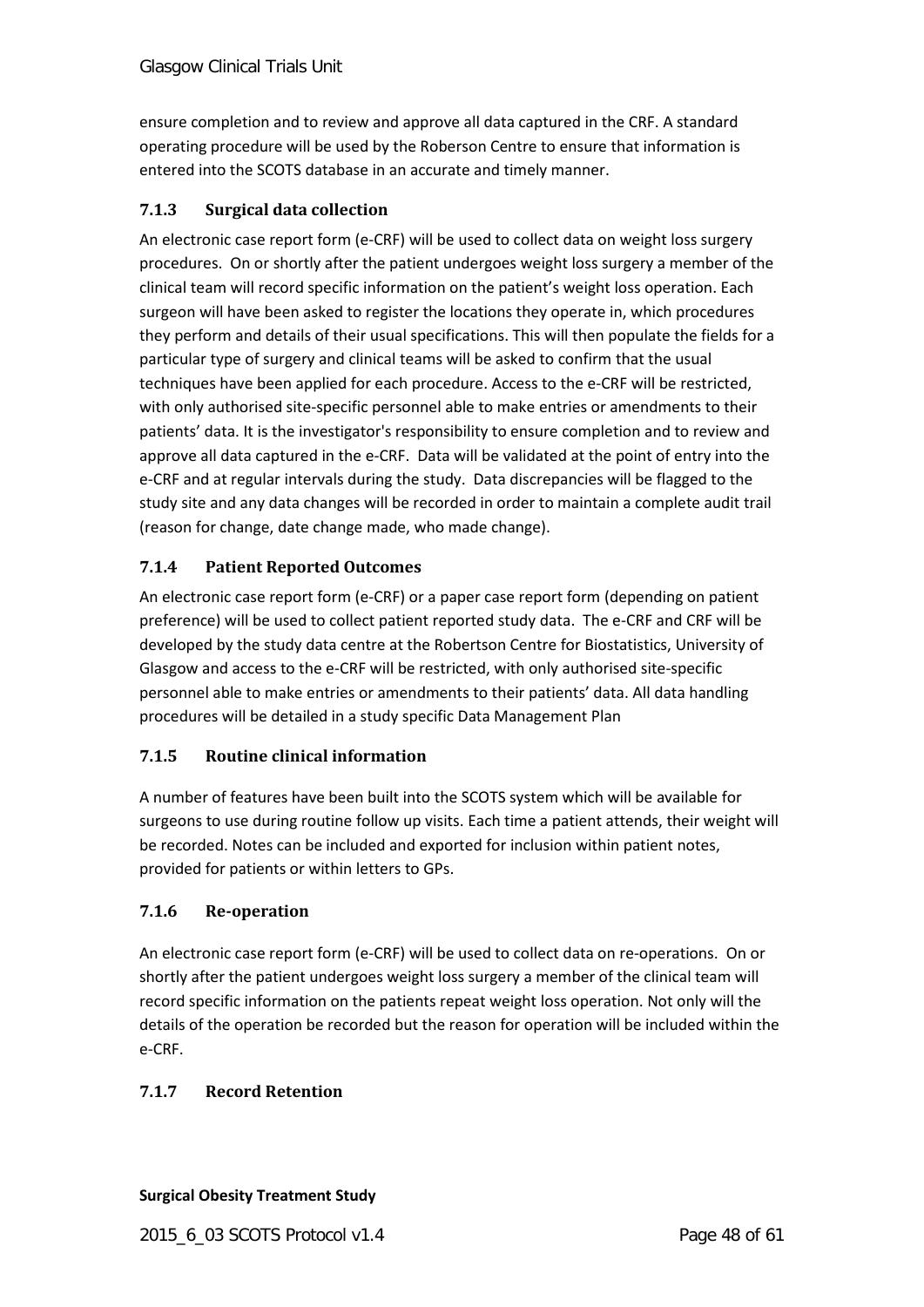ensure completion and to review and approve all data captured in the CRF. A standard operating procedure will be used by the Roberson Centre to ensure that information is entered into the SCOTS database in an accurate and timely manner.

### 7.1.3 Surgical data collection

An electronic case report form (e-CRF) will be used to collect data on weight loss surgery procedures. On or shortly after the patient undergoes weight loss surgery a member of the clinical team will record specific information on the patient's weight loss operation. Each surgeon will have been asked to register the locations they operate in, which procedures they perform and details of their usual specifications. This will then populate the fields for a particular type of surgery and clinical teams will be asked to confirm that the usual techniques have been applied for each procedure. Access to the e-CRF will be restricted, with only authorised site-specific personnel able to make entries or amendments to their patients' data. It is the investigator's responsibility to ensure completion and to review and approve all data captured in the e-CRF. Data will be validated at the point of entry into the e-CRF and at regular intervals during the study. Data discrepancies will be flagged to the study site and any data changes will be recorded in order to maintain a complete audit trail (reason for change, date change made, who made change).

### 7.1.4 Patient Reported Outcomes

An electronic case report form (e-CRF) or a paper case report form (depending on patient preference) will be used to collect patient reported study data. The e-CRF and CRF will be developed by the study data centre at the Robertson Centre for Biostatistics, University of Glasgow and access to the e-CRF will be restricted, with only authorised site-specific personnel able to make entries or amendments to their patients' data. All data handling procedures will be detailed in a study specific Data Management Plan

### 7.1.5 Routine clinical information

A number of features have been built into the SCOTS system which will be available for surgeons to use during routine follow up visits. Each time a patient attends, their weight will be recorded. Notes can be included and exported for inclusion within patient notes, provided for patients or within letters to GPs.

### 7.1.6 Re-operation

An electronic case report form (e-CRF) will be used to collect data on re-operations. On or shortly after the patient undergoes weight loss surgery a member of the clinical team will record specific information on the patients repeat weight loss operation. Not only will the details of the operation be recorded but the reason for operation will be included within the e-CRF.

### 7.1.7 Record Retention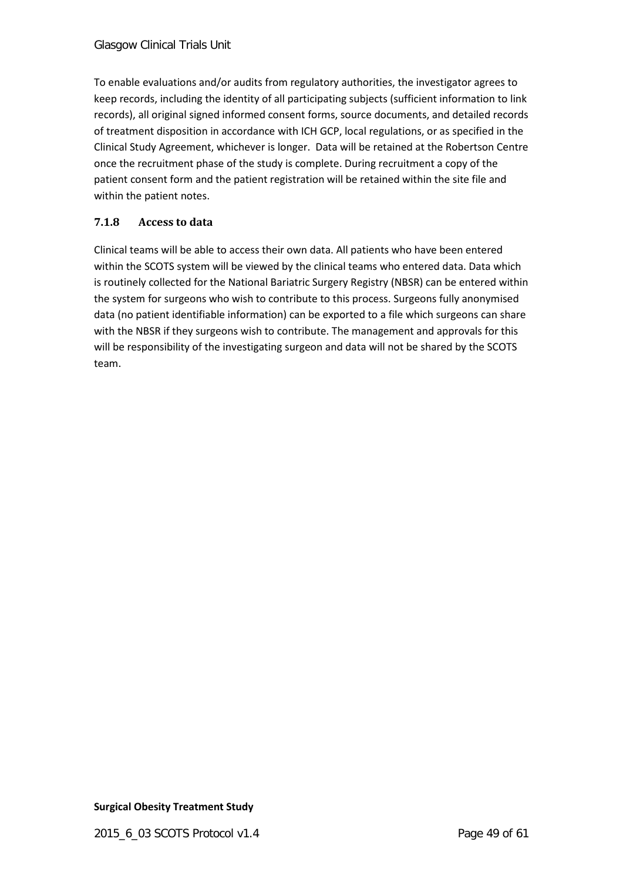To enable evaluations and/or audits from regulatory authorities, the investigator agrees to keep records, including the identity of all participating subjects (sufficient information to link records), all original signed informed consent forms, source documents, and detailed records of treatment disposition in accordance with ICH GCP, local regulations, or as specified in the Clinical Study Agreement, whichever is longer. Data will be retained at the Robertson Centre once the recruitment phase of the study is complete. During recruitment a copy of the patient consent form and the patient registration will be retained within the site file and within the patient notes.

### 7.1.8 Access to data

Clinical teams will be able to access their own data. All patients who have been entered within the SCOTS system will be viewed by the clinical teams who entered data. Data which is routinely collected for the National Bariatric Surgery Registry (NBSR) can be entered within the system for surgeons who wish to contribute to this process. Surgeons fully anonymised data (no patient identifiable information) can be exported to a file which surgeons can share with the NBSR if they surgeons wish to contribute. The management and approvals for this will be responsibility of the investigating surgeon and data will not be shared by the SCOTS team.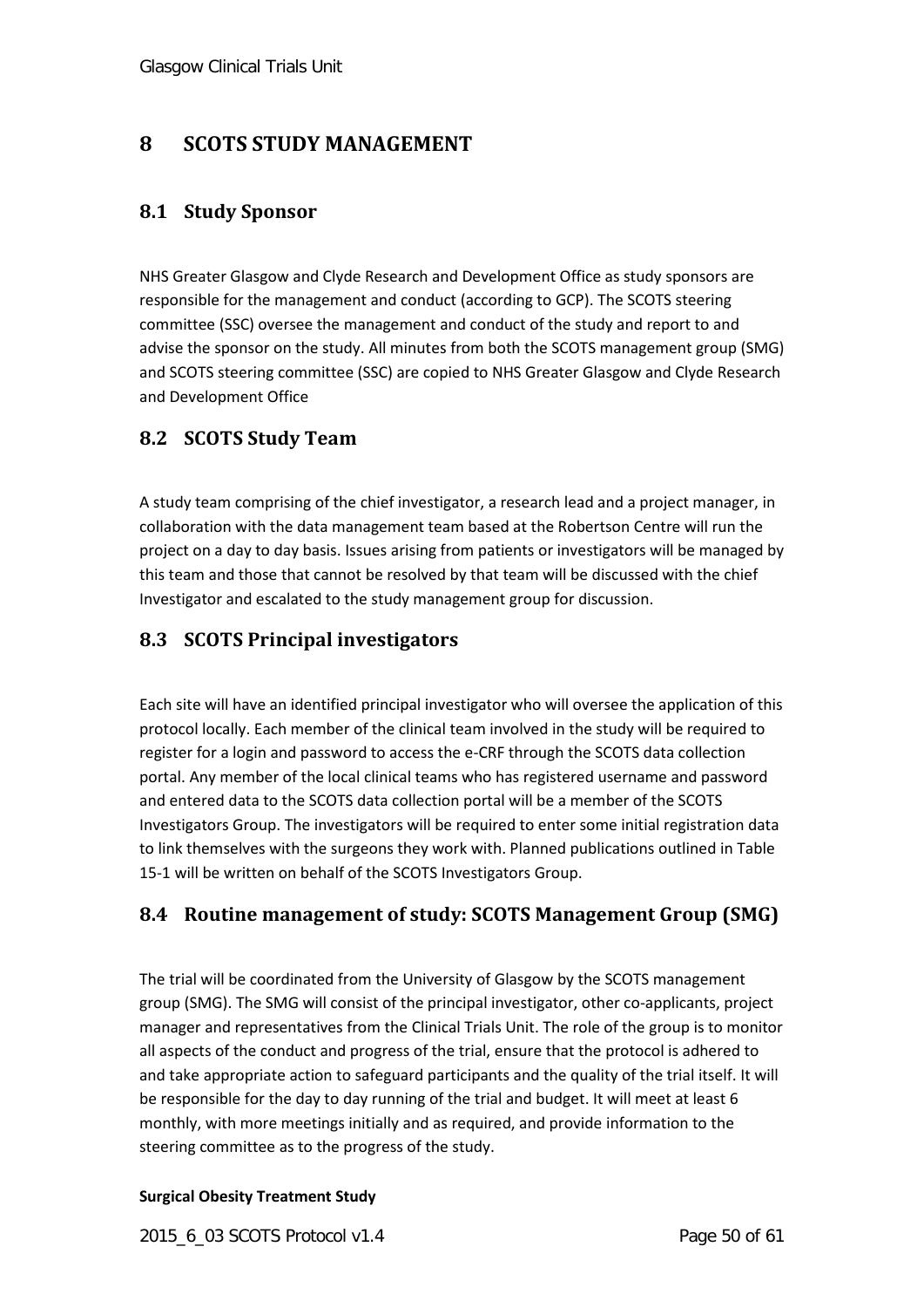# 8 SCOTS STUDY MANAGEMENT

## 8.1 Study Sponsor

NHS Greater Glasgow and Clyde Research and Development Office as study sponsors are responsible for the management and conduct (according to GCP). The SCOTS steering committee (SSC) oversee the management and conduct of the study and report to and advise the sponsor on the study. All minutes from both the SCOTS management group (SMG) and SCOTS steering committee (SSC) are copied to NHS Greater Glasgow and Clyde Research and Development Office

## 8.2 SCOTS Study Team

A study team comprising of the chief investigator, a research lead and a project manager, in collaboration with the data management team based at the Robertson Centre will run the project on a day to day basis. Issues arising from patients or investigators will be managed by this team and those that cannot be resolved by that team will be discussed with the chief Investigator and escalated to the study management group for discussion.

## 8.3 SCOTS Principal investigators

Each site will have an identified principal investigator who will oversee the application of this protocol locally. Each member of the clinical team involved in the study will be required to register for a login and password to access the e-CRF through the SCOTS data collection portal. Any member of the local clinical teams who has registered username and password and entered data to the SCOTS data collection portal will be a member of the SCOTS Investigators Group. The investigators will be required to enter some initial registration data to link themselves with the surgeons they work with. Planned publications outlined in Table 15-1 will be written on behalf of the SCOTS Investigators Group.

## 8.4 Routine management of study: SCOTS Management Group (SMG)

The trial will be coordinated from the University of Glasgow by the SCOTS management group (SMG). The SMG will consist of the principal investigator, other co-applicants, project manager and representatives from the Clinical Trials Unit. The role of the group is to monitor all aspects of the conduct and progress of the trial, ensure that the protocol is adhered to and take appropriate action to safeguard participants and the quality of the trial itself. It will be responsible for the day to day running of the trial and budget. It will meet at least 6 monthly, with more meetings initially and as required, and provide information to the steering committee as to the progress of the study.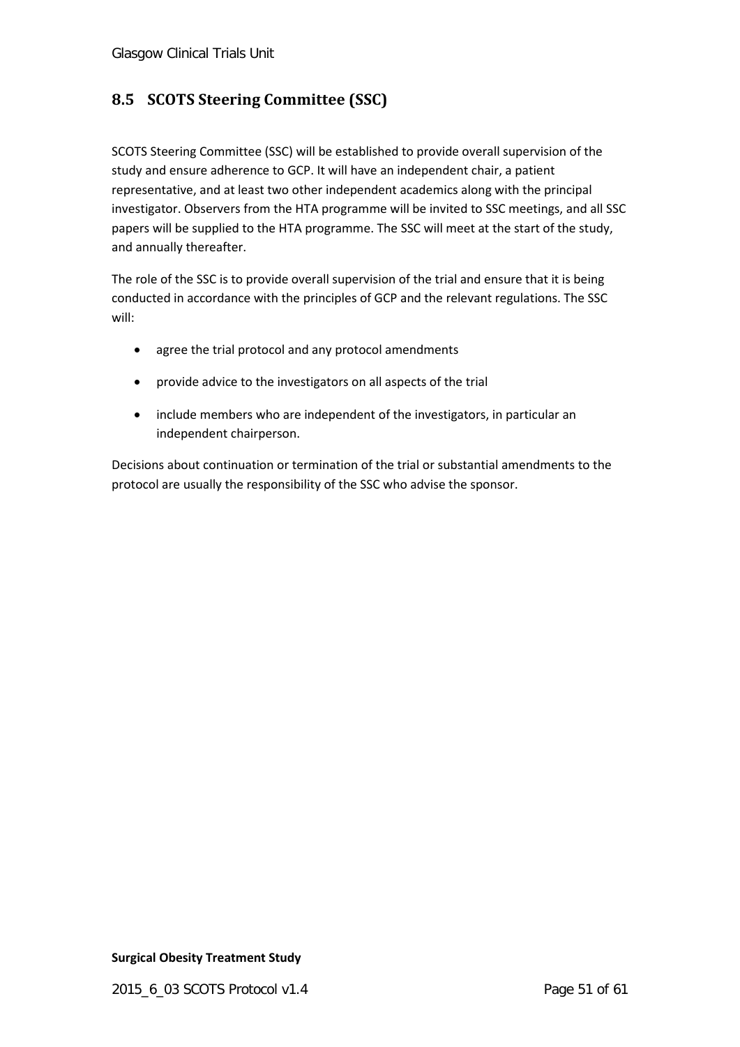## 8.5 SCOTS Steering Committee (SSC)

SCOTS Steering Committee (SSC) will be established to provide overall supervision of the study and ensure adherence to GCP. It will have an independent chair, a patient representative, and at least two other independent academics along with the principal investigator. Observers from the HTA programme will be invited to SSC meetings, and all SSC papers will be supplied to the HTA programme. The SSC will meet at the start of the study, and annually thereafter.

The role of the SSC is to provide overall supervision of the trial and ensure that it is being conducted in accordance with the principles of GCP and the relevant regulations. The SSC will:

- agree the trial protocol and any protocol amendments
- provide advice to the investigators on all aspects of the trial
- include members who are independent of the investigators, in particular an independent chairperson.

Decisions about continuation or termination of the trial or substantial amendments to the protocol are usually the responsibility of the SSC who advise the sponsor.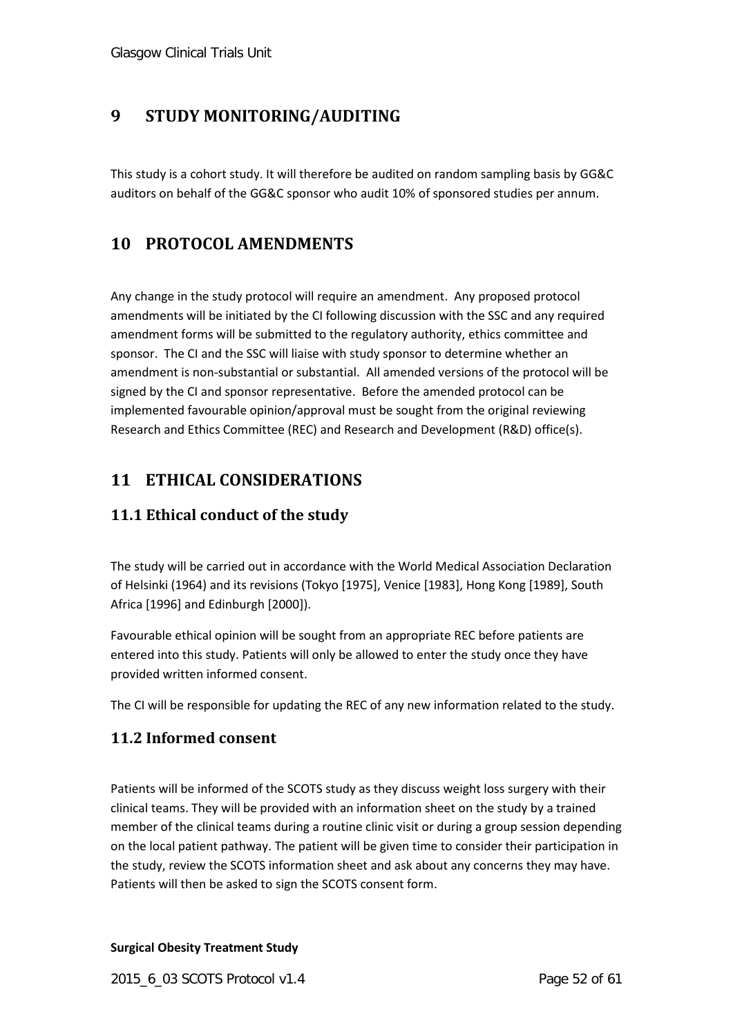# 9 STUDY MONITORING/AUDITING

This study is a cohort study. It will therefore be audited on random sampling basis by GG&C auditors on behalf of the GG&C sponsor who audit 10% of sponsored studies per annum.

# 10 PROTOCOL AMENDMENTS

Any change in the study protocol will require an amendment. Any proposed protocol amendments will be initiated by the CI following discussion with the SSC and any required amendment forms will be submitted to the regulatory authority, ethics committee and sponsor. The CI and the SSC will liaise with study sponsor to determine whether an amendment is non-substantial or substantial. All amended versions of the protocol will be signed by the CI and sponsor representative. Before the amended protocol can be implemented favourable opinion/approval must be sought from the original reviewing Research and Ethics Committee (REC) and Research and Development (R&D) office(s).

# 11 ETHICAL CONSIDERATIONS

## 11.1 Ethical conduct of the study

The study will be carried out in accordance with the World Medical Association Declaration of Helsinki (1964) and its revisions (Tokyo [1975], Venice [1983], Hong Kong [1989], South Africa [1996] and Edinburgh [2000]).

Favourable ethical opinion will be sought from an appropriate REC before patients are entered into this study. Patients will only be allowed to enter the study once they have provided written informed consent.

The CI will be responsible for updating the REC of any new information related to the study.

## 11.2 Informed consent

Patients will be informed of the SCOTS study as they discuss weight loss surgery with their clinical teams. They will be provided with an information sheet on the study by a trained member of the clinical teams during a routine clinic visit or during a group session depending on the local patient pathway. The patient will be given time to consider their participation in the study, review the SCOTS information sheet and ask about any concerns they may have. Patients will then be asked to sign the SCOTS consent form.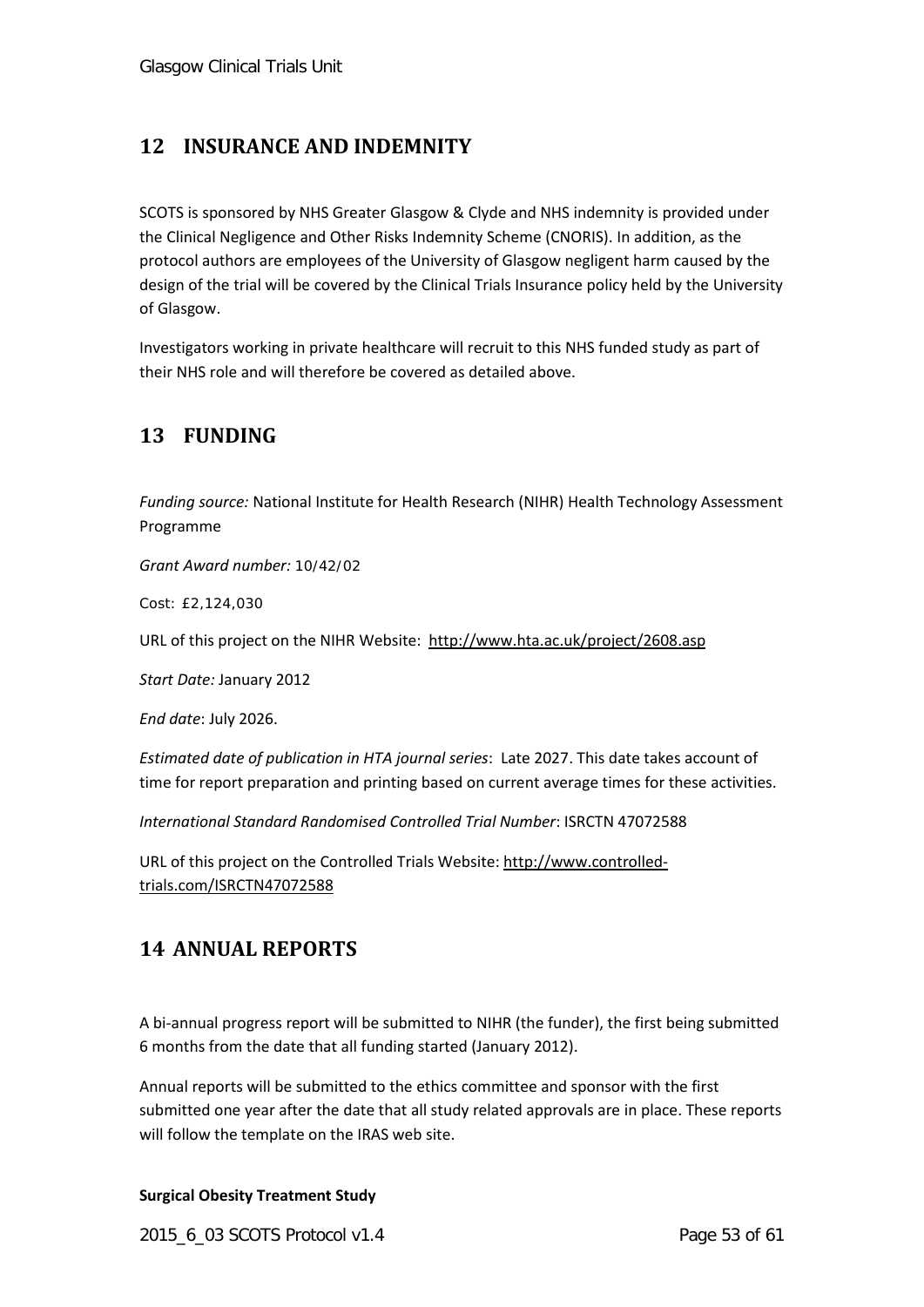## 12 INSURANCE AND INDEMNITY

SCOTS is sponsored by NHS Greater Glasgow & Clyde and NHS indemnity is provided under the Clinical Negligence and Other Risks Indemnity Scheme (CNORIS). In addition, as the protocol authors are employees of the University of Glasgow negligent harm caused by the design of the trial will be covered by the Clinical Trials Insurance policy held by the University of Glasgow.

Investigators working in private healthcare will recruit to this NHS funded study as part of their NHS role and will therefore be covered as detailed above.

## 13 FUNDING

*Funding source:* National Institute for Health Research (NIHR) Health Technology Assessment Programme

*Grant Award number:* 10/42/02

Cost: £2,124,030

URL of this project on the NIHR Website: http://www.hta.ac.uk/project/2608.asp

*Start Date:* January 2012

*End date*: July 2026.

*Estimated date of publication in HTA journal series*: Late 2027. This date takes account of time for report preparation and printing based on current average times for these activities.

*International Standard Randomised Controlled Trial Number*: ISRCTN 47072588

URL of this project on the Controlled Trials Website: http://www.controlled-trials.com/ISRCTN47072588

## 14 ANNUAL REPORTS

A bi-annual progress report will be submitted to NIHR (the funder), the first being submitted 6 months from the date that all funding started (January 2012).

Annual reports will be submitted to the ethics committee and sponsor with the first submitted one year after the date that all study related approvals are in place. These reports will follow the template on the IRAS web site.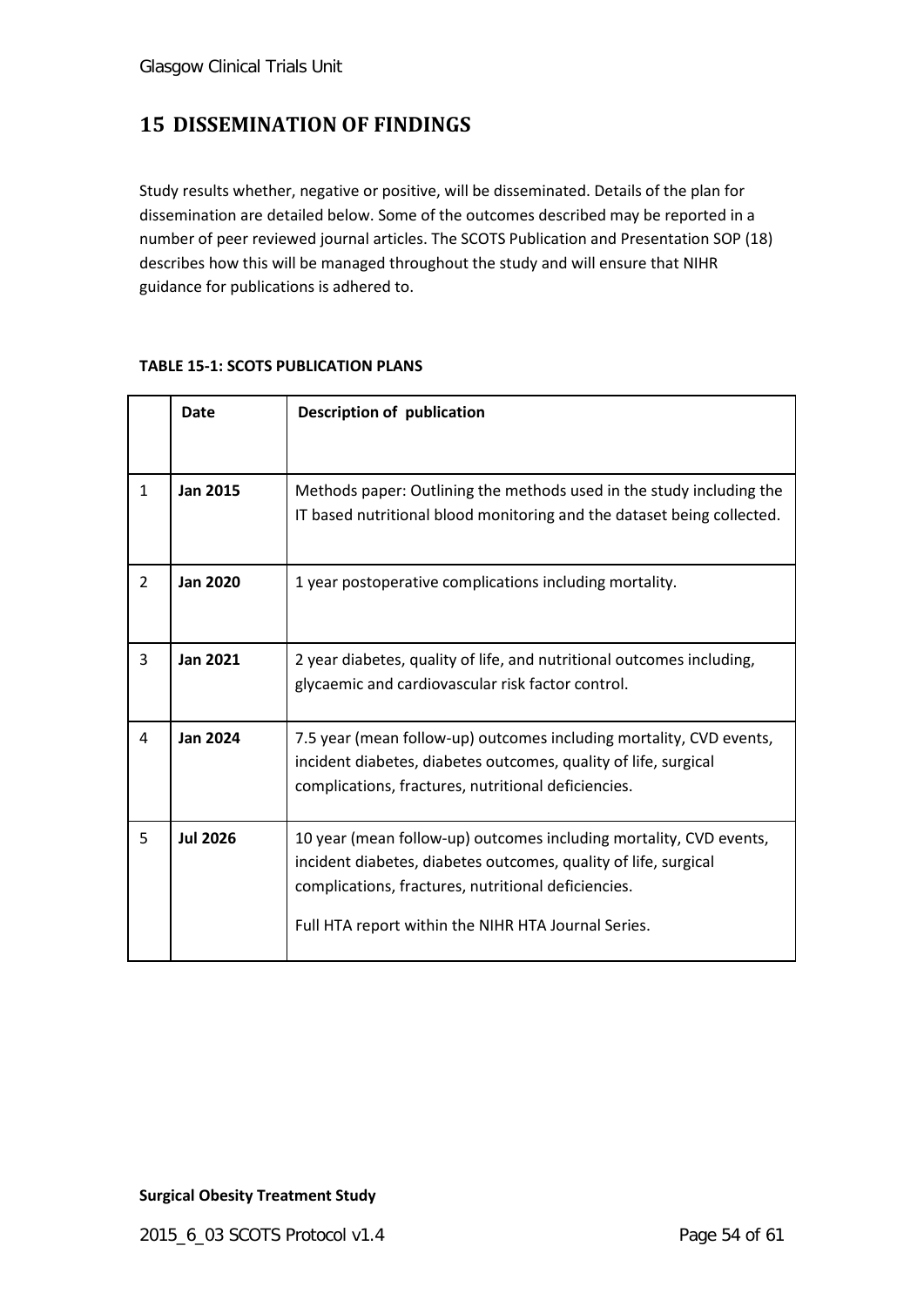# 15 DISSEMINATION OF FINDINGS

Study results whether, negative or positive, will be disseminated. Details of the plan for dissemination are detailed below. Some of the outcomes described may be reported in a number of peer reviewed journal articles. The SCOTS Publication and Presentation SOP (18) describes how this will be managed throughout the study and will ensure that NIHR guidance for publications is adhered to.

**TABLE 15-1: SCOTS PUBLICATION PLANS**

| | Date | Description of publication |
|---|---|---|
| 1 | **Jan 2015** | Methods paper: Outlining the methods used in the study including the IT based nutritional blood monitoring and the dataset being collected. |
| 2 | **Jan 2020** | 1 year postoperative complications including mortality. |
| 3 | **Jan 2021** | 2 year diabetes, quality of life, and nutritional outcomes including, glycaemic and cardiovascular risk factor control. |
| 4 | **Jan 2024** | 7.5 year (mean follow-up) outcomes including mortality, CVD events, incident diabetes, diabetes outcomes, quality of life, surgical complications, fractures, nutritional deficiencies. |
| 5 | **Jul 2026** | 10 year (mean follow-up) outcomes including mortality, CVD events, incident diabetes, diabetes outcomes, quality of life, surgical complications, fractures, nutritional deficiencies.<br><br>Full HTA report within the NIHR HTA Journal Series. |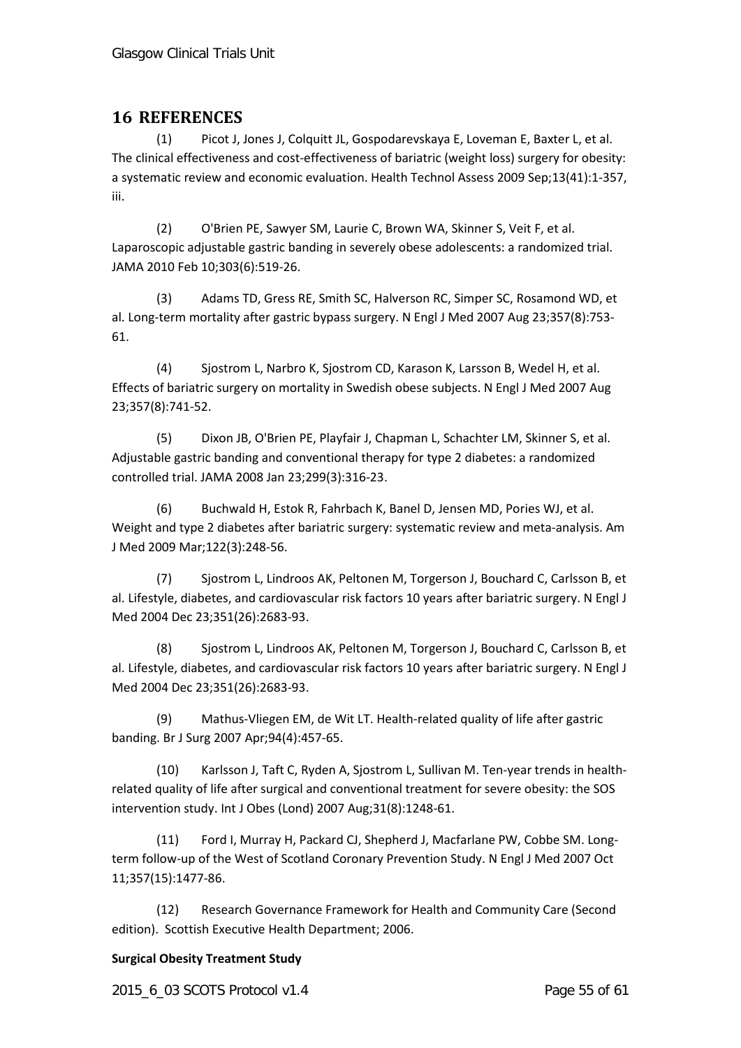## 16 REFERENCES

(1) Picot J, Jones J, Colquitt JL, Gospodarevskaya E, Loveman E, Baxter L, et al. The clinical effectiveness and cost-effectiveness of bariatric (weight loss) surgery for obesity: a systematic review and economic evaluation. Health Technol Assess 2009 Sep;13(41):1-357, iii.

(2) O'Brien PE, Sawyer SM, Laurie C, Brown WA, Skinner S, Veit F, et al. Laparoscopic adjustable gastric banding in severely obese adolescents: a randomized trial. JAMA 2010 Feb 10;303(6):519-26.

(3) Adams TD, Gress RE, Smith SC, Halverson RC, Simper SC, Rosamond WD, et al. Long-term mortality after gastric bypass surgery. N Engl J Med 2007 Aug 23;357(8):753-61.

(4) Sjostrom L, Narbro K, Sjostrom CD, Karason K, Larsson B, Wedel H, et al. Effects of bariatric surgery on mortality in Swedish obese subjects. N Engl J Med 2007 Aug 23;357(8):741-52.

(5) Dixon JB, O'Brien PE, Playfair J, Chapman L, Schachter LM, Skinner S, et al. Adjustable gastric banding and conventional therapy for type 2 diabetes: a randomized controlled trial. JAMA 2008 Jan 23;299(3):316-23.

(6) Buchwald H, Estok R, Fahrbach K, Banel D, Jensen MD, Pories WJ, et al. Weight and type 2 diabetes after bariatric surgery: systematic review and meta-analysis. Am J Med 2009 Mar;122(3):248-56.

(7) Sjostrom L, Lindroos AK, Peltonen M, Torgerson J, Bouchard C, Carlsson B, et al. Lifestyle, diabetes, and cardiovascular risk factors 10 years after bariatric surgery. N Engl J Med 2004 Dec 23;351(26):2683-93.

(8) Sjostrom L, Lindroos AK, Peltonen M, Torgerson J, Bouchard C, Carlsson B, et al. Lifestyle, diabetes, and cardiovascular risk factors 10 years after bariatric surgery. N Engl J Med 2004 Dec 23;351(26):2683-93.

(9) Mathus-Vliegen EM, de Wit LT. Health-related quality of life after gastric banding. Br J Surg 2007 Apr;94(4):457-65.

(10) Karlsson J, Taft C, Ryden A, Sjostrom L, Sullivan M. Ten-year trends in health-related quality of life after surgical and conventional treatment for severe obesity: the SOS intervention study. Int J Obes (Lond) 2007 Aug;31(8):1248-61.

(11) Ford I, Murray H, Packard CJ, Shepherd J, Macfarlane PW, Cobbe SM. Long-term follow-up of the West of Scotland Coronary Prevention Study. N Engl J Med 2007 Oct 11;357(15):1477-86.

(12) Research Governance Framework for Health and Community Care (Second edition). Scottish Executive Health Department; 2006.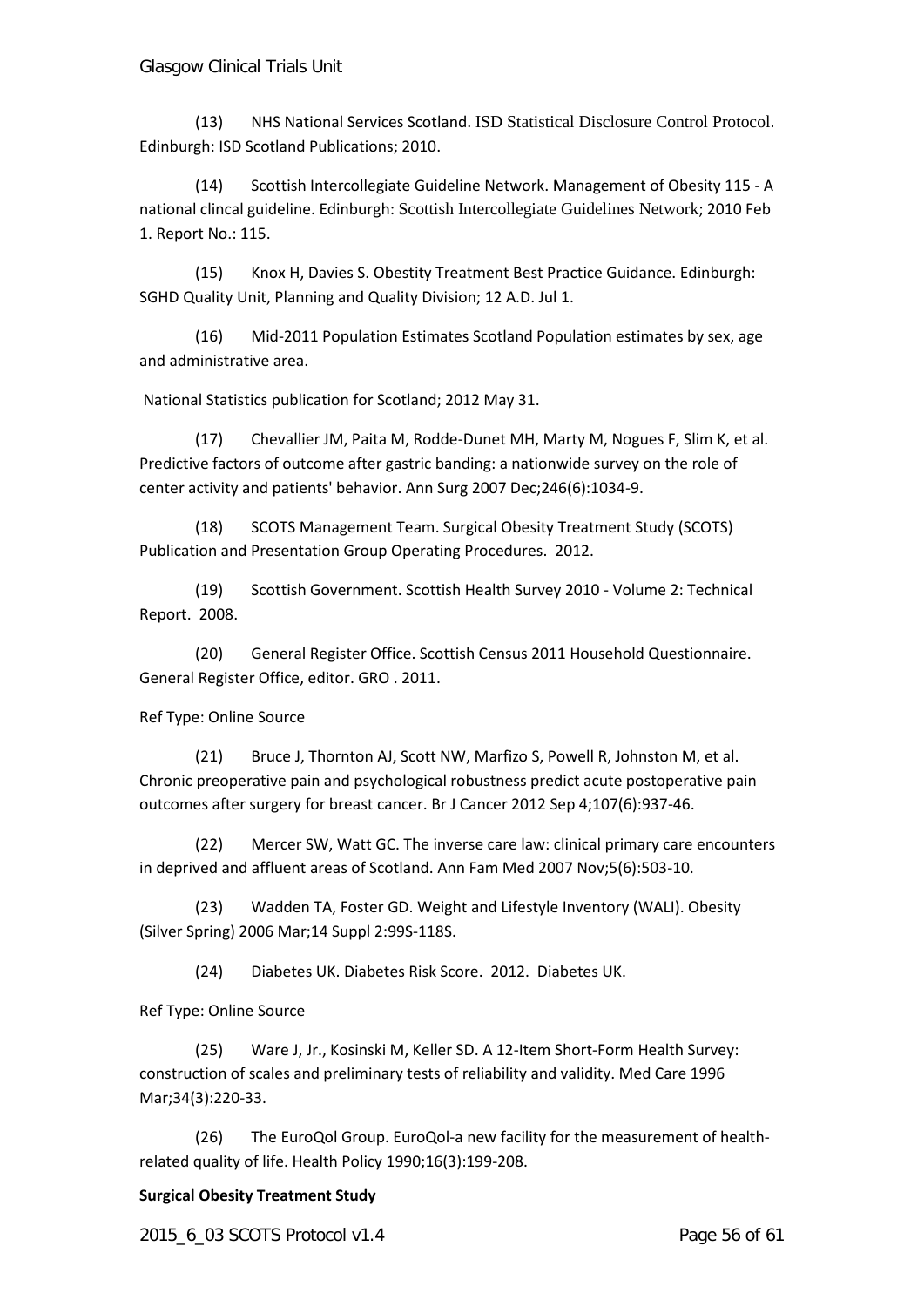(13) NHS National Services Scotland. ISD Statistical Disclosure Control Protocol. Edinburgh: ISD Scotland Publications; 2010.

(14) Scottish Intercollegiate Guideline Network. Management of Obesity 115 - A national clincal guideline. Edinburgh: Scottish Intercollegiate Guidelines Network; 2010 Feb 1. Report No.: 115.

(15) Knox H, Davies S. Obestity Treatment Best Practice Guidance. Edinburgh: SGHD Quality Unit, Planning and Quality Division; 12 A.D. Jul 1.

(16) Mid-2011 Population Estimates Scotland Population estimates by sex, age and administrative area.

National Statistics publication for Scotland; 2012 May 31.

(17) Chevallier JM, Paita M, Rodde-Dunet MH, Marty M, Nogues F, Slim K, et al. Predictive factors of outcome after gastric banding: a nationwide survey on the role of center activity and patients' behavior. Ann Surg 2007 Dec;246(6):1034-9.

(18) SCOTS Management Team. Surgical Obesity Treatment Study (SCOTS) Publication and Presentation Group Operating Procedures. 2012.

(19) Scottish Government. Scottish Health Survey 2010 - Volume 2: Technical Report. 2008.

(20) General Register Office. Scottish Census 2011 Household Questionnaire. General Register Office, editor. GRO . 2011.

Ref Type: Online Source

(21) Bruce J, Thornton AJ, Scott NW, Marfizo S, Powell R, Johnston M, et al. Chronic preoperative pain and psychological robustness predict acute postoperative pain outcomes after surgery for breast cancer. Br J Cancer 2012 Sep 4;107(6):937-46.

(22) Mercer SW, Watt GC. The inverse care law: clinical primary care encounters in deprived and affluent areas of Scotland. Ann Fam Med 2007 Nov;5(6):503-10.

(23) Wadden TA, Foster GD. Weight and Lifestyle Inventory (WALI). Obesity (Silver Spring) 2006 Mar;14 Suppl 2:99S-118S.

(24) Diabetes UK. Diabetes Risk Score. 2012. Diabetes UK.

Ref Type: Online Source

(25) Ware J, Jr., Kosinski M, Keller SD. A 12-Item Short-Form Health Survey: construction of scales and preliminary tests of reliability and validity. Med Care 1996 Mar;34(3):220-33.

(26) The EuroQol Group. EuroQol-a new facility for the measurement of health-related quality of life. Health Policy 1990;16(3):199-208.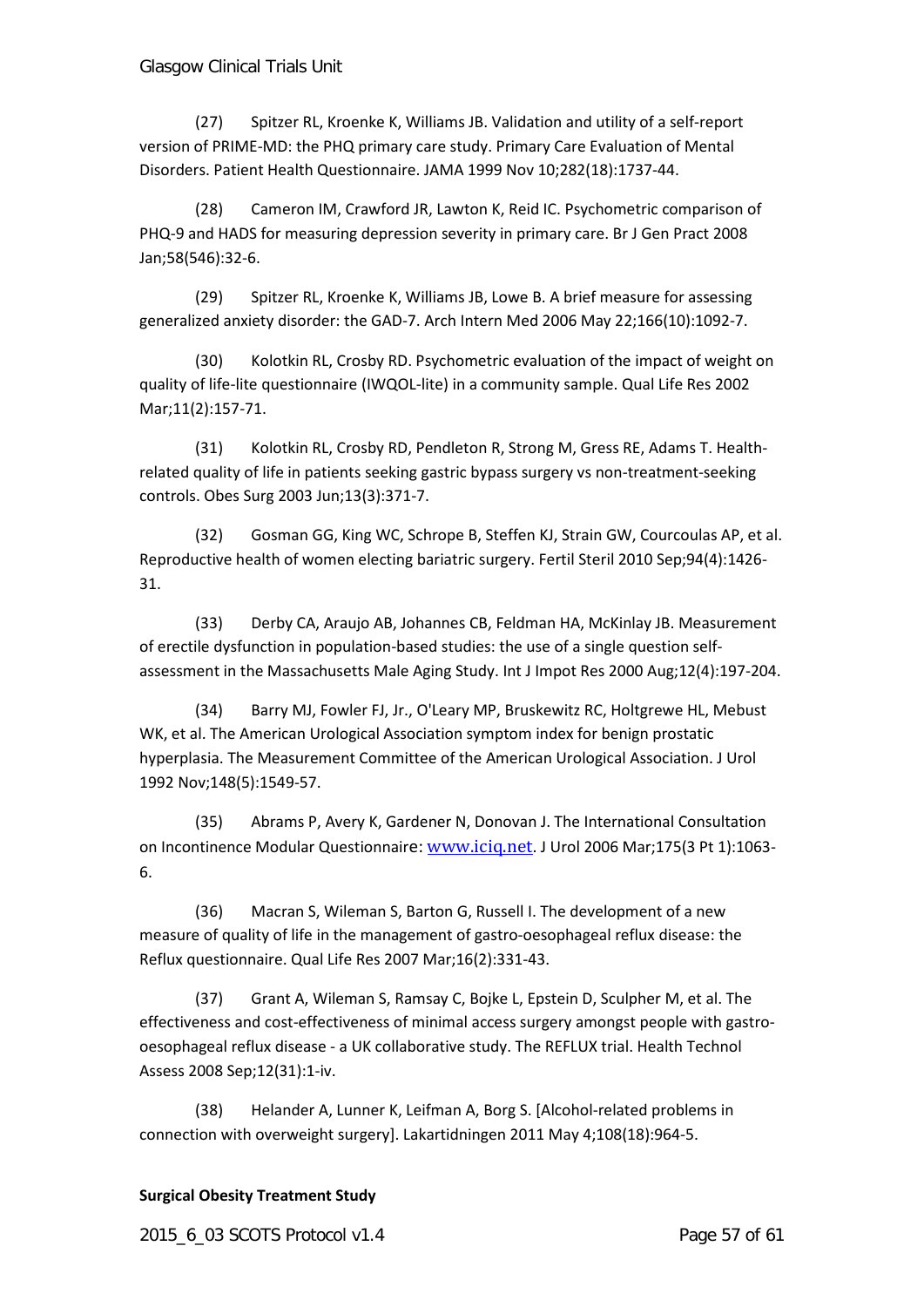(27) Spitzer RL, Kroenke K, Williams JB. Validation and utility of a self-report version of PRIME-MD: the PHQ primary care study. Primary Care Evaluation of Mental Disorders. Patient Health Questionnaire. JAMA 1999 Nov 10;282(18):1737-44.

(28) Cameron IM, Crawford JR, Lawton K, Reid IC. Psychometric comparison of PHQ-9 and HADS for measuring depression severity in primary care. Br J Gen Pract 2008 Jan;58(546):32-6.

(29) Spitzer RL, Kroenke K, Williams JB, Lowe B. A brief measure for assessing generalized anxiety disorder: the GAD-7. Arch Intern Med 2006 May 22;166(10):1092-7.

(30) Kolotkin RL, Crosby RD. Psychometric evaluation of the impact of weight on quality of life-lite questionnaire (IWQOL-lite) in a community sample. Qual Life Res 2002 Mar;11(2):157-71.

(31) Kolotkin RL, Crosby RD, Pendleton R, Strong M, Gress RE, Adams T. Health-related quality of life in patients seeking gastric bypass surgery vs non-treatment-seeking controls. Obes Surg 2003 Jun;13(3):371-7.

(32) Gosman GG, King WC, Schrope B, Steffen KJ, Strain GW, Courcoulas AP, et al. Reproductive health of women electing bariatric surgery. Fertil Steril 2010 Sep;94(4):1426-31.

(33) Derby CA, Araujo AB, Johannes CB, Feldman HA, McKinlay JB. Measurement of erectile dysfunction in population-based studies: the use of a single question self-assessment in the Massachusetts Male Aging Study. Int J Impot Res 2000 Aug;12(4):197-204.

(34) Barry MJ, Fowler FJ, Jr., O'Leary MP, Bruskewitz RC, Holtgrewe HL, Mebust WK, et al. The American Urological Association symptom index for benign prostatic hyperplasia. The Measurement Committee of the American Urological Association. J Urol 1992 Nov;148(5):1549-57.

(35) Abrams P, Avery K, Gardener N, Donovan J. The International Consultation on Incontinence Modular Questionnaire: www.iciq.net. J Urol 2006 Mar;175(3 Pt 1):1063-6.

(36) Macran S, Wileman S, Barton G, Russell I. The development of a new measure of quality of life in the management of gastro-oesophageal reflux disease: the Reflux questionnaire. Qual Life Res 2007 Mar;16(2):331-43.

(37) Grant A, Wileman S, Ramsay C, Bojke L, Epstein D, Sculpher M, et al. The effectiveness and cost-effectiveness of minimal access surgery amongst people with gastro-oesophageal reflux disease - a UK collaborative study. The REFLUX trial. Health Technol Assess 2008 Sep;12(31):1-iv.

(38) Helander A, Lunner K, Leifman A, Borg S. [Alcohol-related problems in connection with overweight surgery]. Lakartidningen 2011 May 4;108(18):964-5.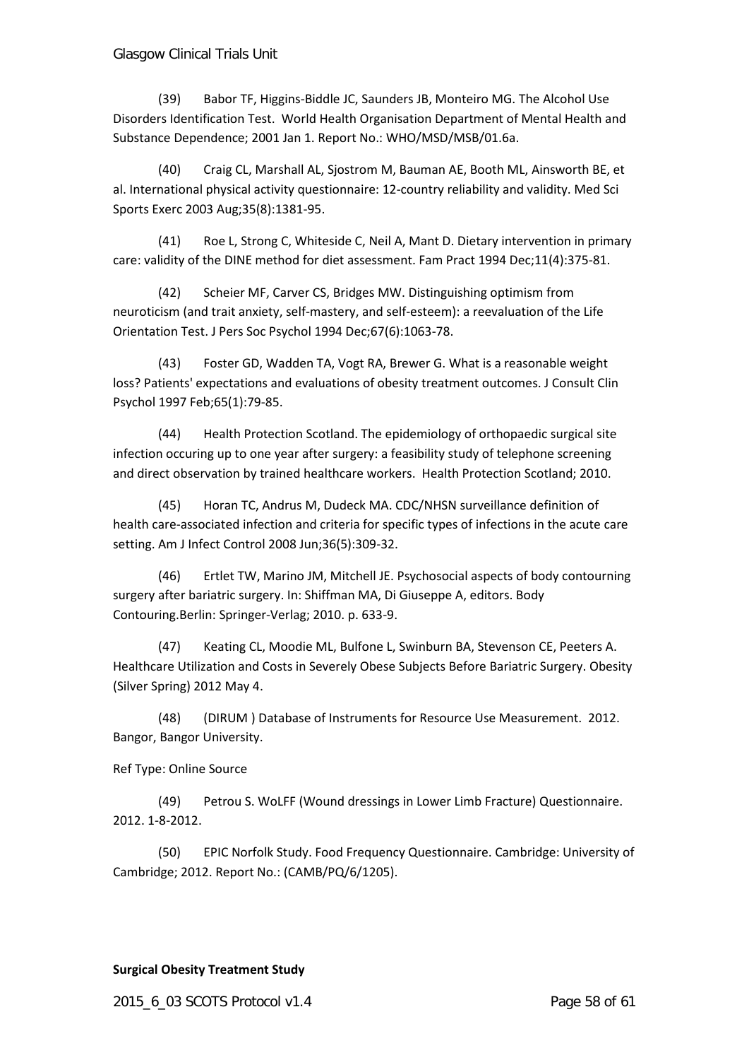(39) Babor TF, Higgins-Biddle JC, Saunders JB, Monteiro MG. The Alcohol Use Disorders Identification Test. World Health Organisation Department of Mental Health and Substance Dependence; 2001 Jan 1. Report No.: WHO/MSD/MSB/01.6a.

(40) Craig CL, Marshall AL, Sjostrom M, Bauman AE, Booth ML, Ainsworth BE, et al. International physical activity questionnaire: 12-country reliability and validity. Med Sci Sports Exerc 2003 Aug;35(8):1381-95.

(41) Roe L, Strong C, Whiteside C, Neil A, Mant D. Dietary intervention in primary care: validity of the DINE method for diet assessment. Fam Pract 1994 Dec;11(4):375-81.

(42) Scheier MF, Carver CS, Bridges MW. Distinguishing optimism from neuroticism (and trait anxiety, self-mastery, and self-esteem): a reevaluation of the Life Orientation Test. J Pers Soc Psychol 1994 Dec;67(6):1063-78.

(43) Foster GD, Wadden TA, Vogt RA, Brewer G. What is a reasonable weight loss? Patients' expectations and evaluations of obesity treatment outcomes. J Consult Clin Psychol 1997 Feb;65(1):79-85.

(44) Health Protection Scotland. The epidemiology of orthopaedic surgical site infection occuring up to one year after surgery: a feasibility study of telephone screening and direct observation by trained healthcare workers. Health Protection Scotland; 2010.

(45) Horan TC, Andrus M, Dudeck MA. CDC/NHSN surveillance definition of health care-associated infection and criteria for specific types of infections in the acute care setting. Am J Infect Control 2008 Jun;36(5):309-32.

(46) Ertlet TW, Marino JM, Mitchell JE. Psychosocial aspects of body contourning surgery after bariatric surgery. In: Shiffman MA, Di Giuseppe A, editors. Body Contouring.Berlin: Springer-Verlag; 2010. p. 633-9.

(47) Keating CL, Moodie ML, Bulfone L, Swinburn BA, Stevenson CE, Peeters A. Healthcare Utilization and Costs in Severely Obese Subjects Before Bariatric Surgery. Obesity (Silver Spring) 2012 May 4.

(48) (DIRUM ) Database of Instruments for Resource Use Measurement. 2012. Bangor, Bangor University.

Ref Type: Online Source

(49) Petrou S. WoLFF (Wound dressings in Lower Limb Fracture) Questionnaire. 2012. 1-8-2012.

(50) EPIC Norfolk Study. Food Frequency Questionnaire. Cambridge: University of Cambridge; 2012. Report No.: (CAMB/PQ/6/1205).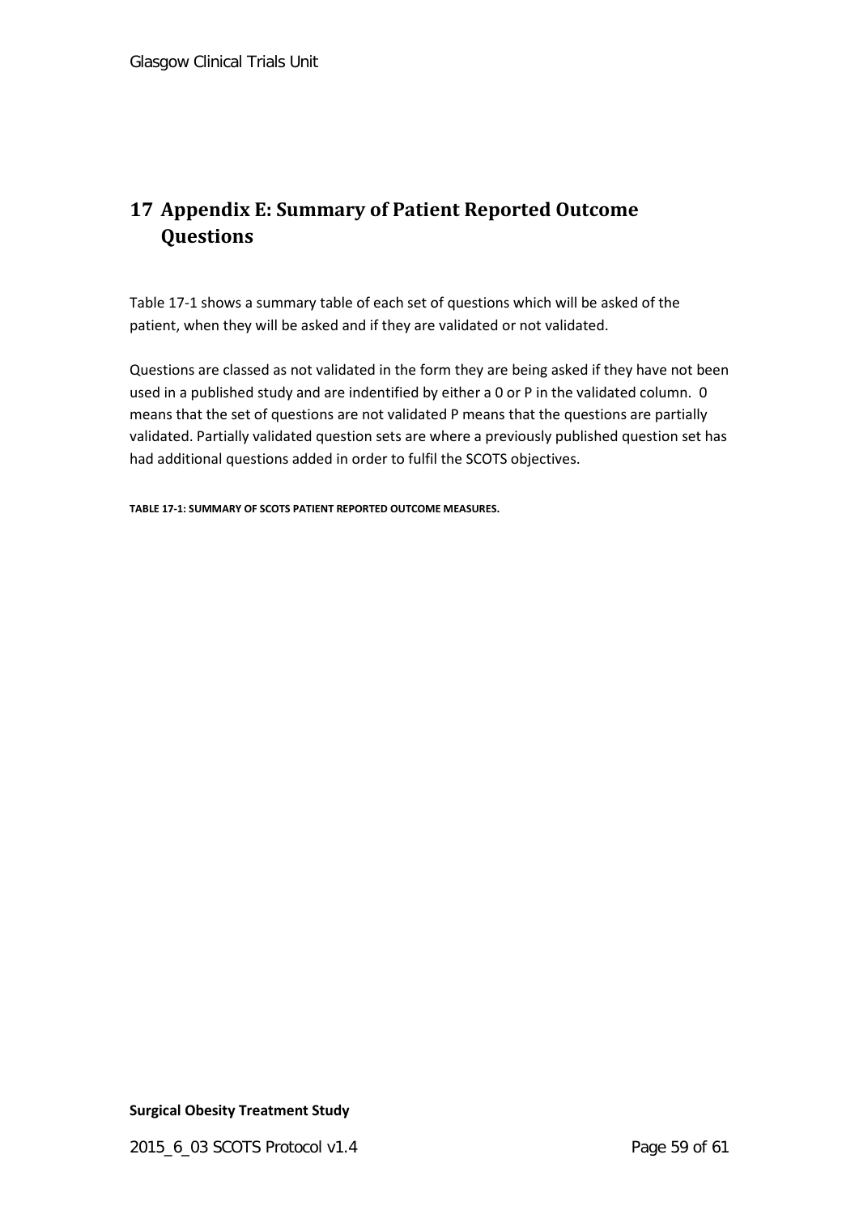# 17 Appendix E: Summary of Patient Reported Outcome Questions

Table 17-1 shows a summary table of each set of questions which will be asked of the patient, when they will be asked and if they are validated or not validated.

Questions are classed as not validated in the form they are being asked if they have not been used in a published study and are indentified by either a 0 or P in the validated column. 0 means that the set of questions are not validated P means that the questions are partially validated. Partially validated question sets are where a previously published question set has had additional questions added in order to fulfil the SCOTS objectives.

**TABLE 17-1: SUMMARY OF SCOTS PATIENT REPORTED OUTCOME MEASURES.**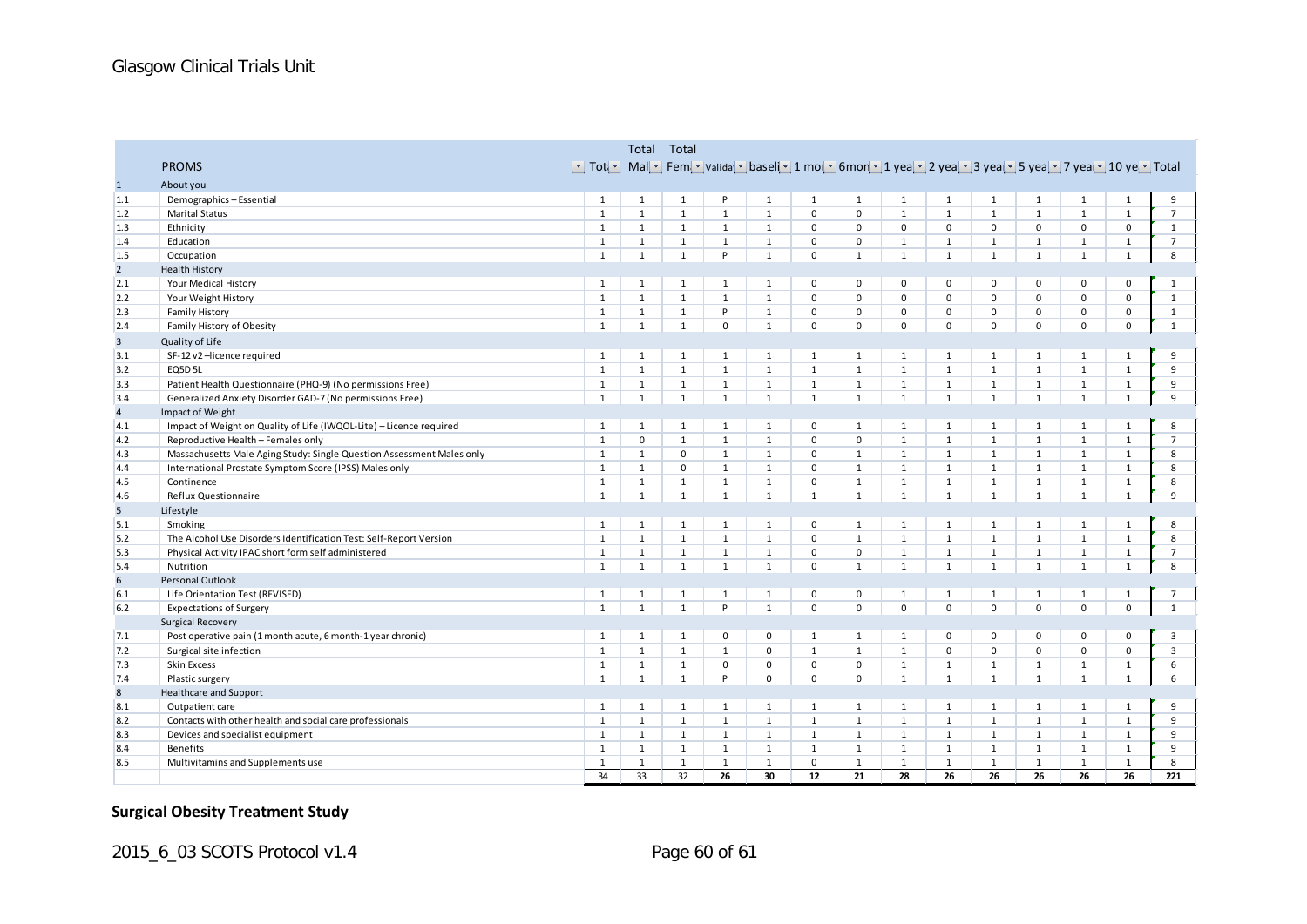| | PROMS | Total | Total Male | Total Female | Validated | baseline | 1 month | 6month | 1 year | 2 year | 3 year | 5 year | 7 year | 10 year | Total |
|---|---|---|---|---|---|---|---|---|---|---|---|---|---|---|---|
| 1 | About you | | | | | | | | | | | | | | |
| 1.1 | Demographics – Essential | 1 | 1 | 1 | P | 1 | 1 | 1 | 1 | 1 | 1 | 1 | 1 | 1 | 9 |
| 1.2 | Marital Status | 1 | 1 | 1 | 1 | 1 | 0 | 0 | 1 | 1 | 1 | 1 | 1 | 1 | 7 |
| 1.3 | Ethnicity | 1 | 1 | 1 | 1 | 1 | 0 | 0 | 0 | 0 | 0 | 0 | 0 | 0 | 1 |
| 1.4 | Education | 1 | 1 | 1 | 1 | 1 | 0 | 0 | 1 | 1 | 1 | 1 | 1 | 1 | 7 |
| 1.5 | Occupation | 1 | 1 | 1 | P | 1 | 0 | 1 | 1 | 1 | 1 | 1 | 1 | 1 | 8 |
| 2 | Health History | | | | | | | | | | | | | | |
| 2.1 | Your Medical History | 1 | 1 | 1 | 1 | 1 | 0 | 0 | 0 | 0 | 0 | 0 | 0 | 0 | 1 |
| 2.2 | Your Weight History | 1 | 1 | 1 | 1 | 1 | 0 | 0 | 0 | 0 | 0 | 0 | 0 | 0 | 1 |
| 2.3 | Family History | 1 | 1 | 1 | P | 1 | 0 | 0 | 0 | 0 | 0 | 0 | 0 | 0 | 1 |
| 2.4 | Family History of Obesity | 1 | 1 | 1 | 0 | 1 | 0 | 0 | 0 | 0 | 0 | 0 | 0 | 0 | 1 |
| 3 | Quality of Life | | | | | | | | | | | | | | |
| 3.1 | SF-12 v2 –licence required | 1 | 1 | 1 | 1 | 1 | 1 | 1 | 1 | 1 | 1 | 1 | 1 | 1 | 9 |
| 3.2 | EQ5D 5L | 1 | 1 | 1 | 1 | 1 | 1 | 1 | 1 | 1 | 1 | 1 | 1 | 1 | 9 |
| 3.3 | Patient Health Questionnaire (PHQ-9) (No permissions Free) | 1 | 1 | 1 | 1 | 1 | 1 | 1 | 1 | 1 | 1 | 1 | 1 | 1 | 9 |
| 3.4 | Generalized Anxiety Disorder GAD-7 (No permissions Free) | 1 | 1 | 1 | 1 | 1 | 1 | 1 | 1 | 1 | 1 | 1 | 1 | 1 | 9 |
| 4 | Impact of Weight | | | | | | | | | | | | | | |
| 4.1 | Impact of Weight on Quality of Life (IWQOL-Lite) – Licence required | 1 | 1 | 1 | 1 | 1 | 0 | 1 | 1 | 1 | 1 | 1 | 1 | 1 | 8 |
| 4.2 | Reproductive Health – Females only | 1 | 0 | 1 | 1 | 1 | 0 | 0 | 1 | 1 | 1 | 1 | 1 | 1 | 7 |
| 4.3 | Massachusetts Male Aging Study: Single Question Assessment Males only | 1 | 1 | 0 | 1 | 1 | 0 | 1 | 1 | 1 | 1 | 1 | 1 | 1 | 8 |
| 4.4 | International Prostate Symptom Score (IPSS) Males only | 1 | 1 | 0 | 1 | 1 | 0 | 1 | 1 | 1 | 1 | 1 | 1 | 1 | 8 |
| 4.5 | Continence | 1 | 1 | 1 | 1 | 1 | 0 | 1 | 1 | 1 | 1 | 1 | 1 | 1 | 8 |
| 4.6 | Reflux Questionnaire | 1 | 1 | 1 | 1 | 1 | 1 | 1 | 1 | 1 | 1 | 1 | 1 | 1 | 9 |
| 5 | Lifestyle | | | | | | | | | | | | | | |
| 5.1 | Smoking | 1 | 1 | 1 | 1 | 1 | 0 | 1 | 1 | 1 | 1 | 1 | 1 | 1 | 8 |
| 5.2 | The Alcohol Use Disorders Identification Test: Self-Report Version | 1 | 1 | 1 | 1 | 1 | 0 | 1 | 1 | 1 | 1 | 1 | 1 | 1 | 8 |
| 5.3 | Physical Activity IPAC short form self administered | 1 | 1 | 1 | 1 | 1 | 0 | 0 | 1 | 1 | 1 | 1 | 1 | 1 | 7 |
| 5.4 | Nutrition | 1 | 1 | 1 | 1 | 1 | 0 | 1 | 1 | 1 | 1 | 1 | 1 | 1 | 8 |
| 6 | Personal Outlook | | | | | | | | | | | | | | |
| 6.1 | Life Orientation Test (REVISED) | 1 | 1 | 1 | 1 | 1 | 0 | 0 | 1 | 1 | 1 | 1 | 1 | 1 | 7 |
| 6.2 | Expectations of Surgery | 1 | 1 | 1 | P | 1 | 0 | 0 | 0 | 0 | 0 | 0 | 0 | 0 | 1 |
| | Surgical Recovery | | | | | | | | | | | | | | |
| 7.1 | Post operative pain (1 month acute, 6 month-1 year chronic) | 1 | 1 | 1 | 0 | 0 | 1 | 1 | 1 | 0 | 0 | 0 | 0 | 0 | 3 |
| 7.2 | Surgical site infection | 1 | 1 | 1 | 1 | 0 | 1 | 1 | 1 | 0 | 0 | 0 | 0 | 0 | 3 |
| 7.3 | Skin Excess | 1 | 1 | 1 | 0 | 0 | 0 | 0 | 1 | 1 | 1 | 1 | 1 | 1 | 6 |
| 7.4 | Plastic surgery | 1 | 1 | 1 | P | 0 | 0 | 0 | 1 | 1 | 1 | 1 | 1 | 1 | 6 |
| 8 | Healthcare and Support | | | | | | | | | | | | | | |
| 8.1 | Outpatient care | 1 | 1 | 1 | 1 | 1 | 1 | 1 | 1 | 1 | 1 | 1 | 1 | 1 | 9 |
| 8.2 | Contacts with other health and social care professionals | 1 | 1 | 1 | 1 | 1 | 1 | 1 | 1 | 1 | 1 | 1 | 1 | 1 | 9 |
| 8.3 | Devices and specialist equipment | 1 | 1 | 1 | 1 | 1 | 1 | 1 | 1 | 1 | 1 | 1 | 1 | 1 | 9 |
| 8.4 | Benefits | 1 | 1 | 1 | 1 | 1 | 1 | 1 | 1 | 1 | 1 | 1 | 1 | 1 | 9 |
| 8.5 | Multivitamins and Supplements use | 1 | 1 | 1 | 1 | 1 | 0 | 1 | 1 | 1 | 1 | 1 | 1 | 1 | 8 |
| | | 34 | 33 | 32 | 26 | 30 | 12 | 21 | 28 | 26 | 26 | 26 | 26 | 26 | 221 |

**Surgical Obesity Treatment Study**